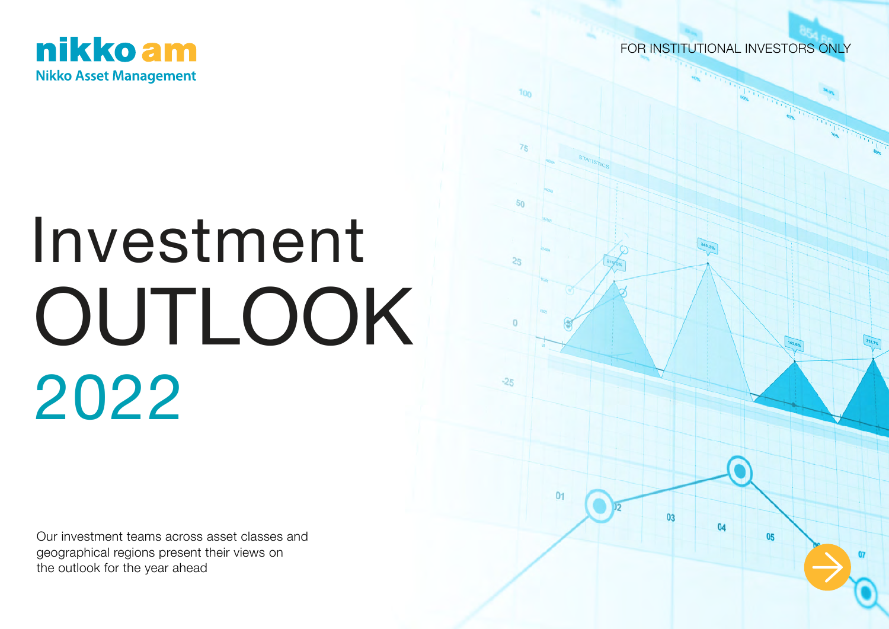nikko am
Nikko Asset Management

FOR INSTITUTIONAL INVESTORS ONLY

# Investment OUTLOOK 2022

Our investment teams across asset classes and geographical regions present their views on the outlook for the year ahead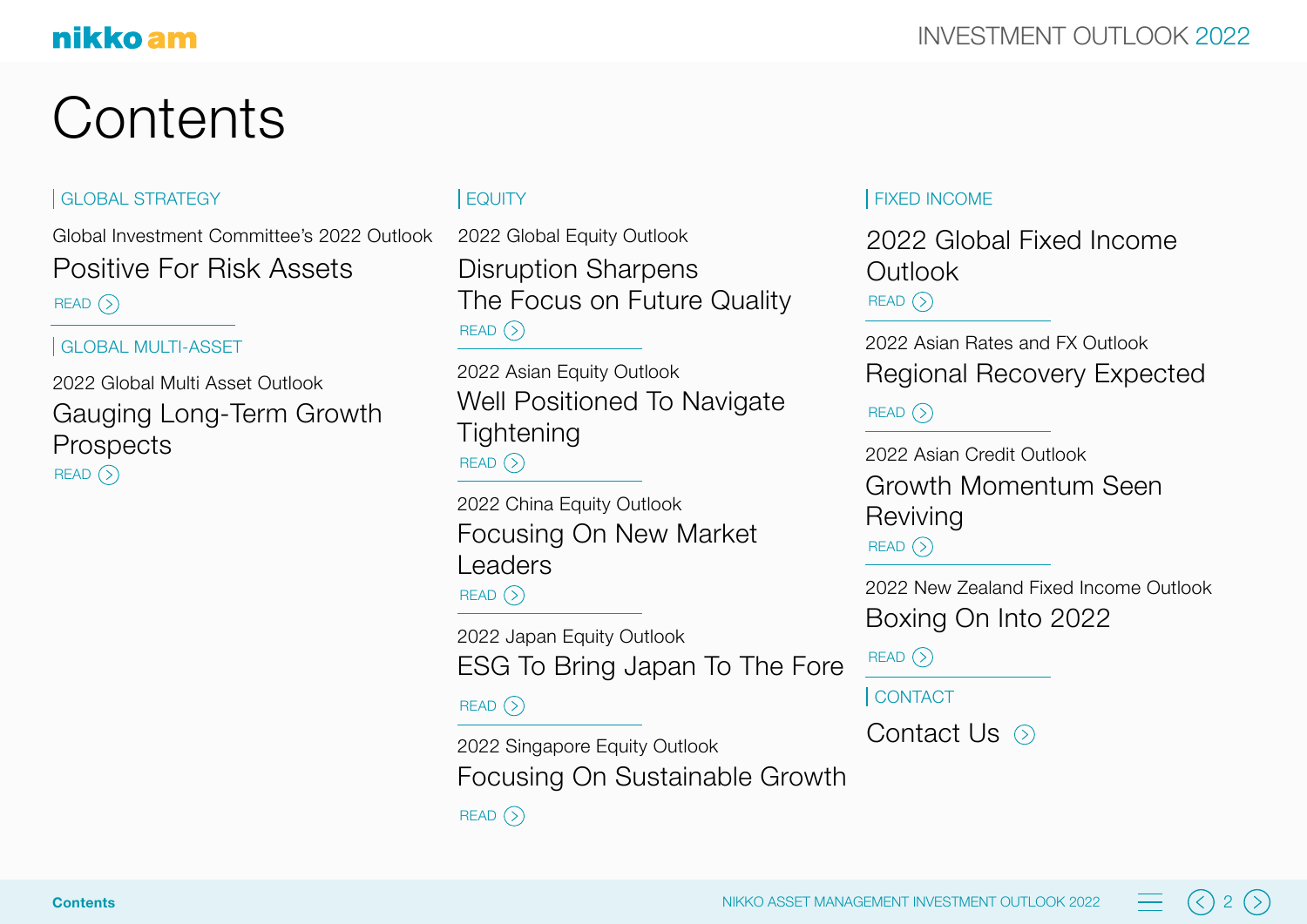# Contents

## GLOBAL STRATEGY

Global Investment Committee's 2022 Outlook

### Positive For Risk Assets

READ

## GLOBAL MULTI-ASSET

2022 Global Multi Asset Outlook

### Gauging Long-Term Growth Prospects

READ

## EQUITY

2022 Global Equity Outlook

### Disruption Sharpens The Focus on Future Quality

READ

2022 Asian Equity Outlook

### Well Positioned To Navigate Tightening

READ

2022 China Equity Outlook

### Focusing On New Market Leaders

READ

2022 Japan Equity Outlook

### ESG To Bring Japan To The Fore

READ

2022 Singapore Equity Outlook

### Focusing On Sustainable Growth

READ

## FIXED INCOME

### 2022 Global Fixed Income Outlook

READ

2022 Asian Rates and FX Outlook

### Regional Recovery Expected

READ

2022 Asian Credit Outlook

### Growth Momentum Seen Reviving

READ

2022 New Zealand Fixed Income Outlook

### Boxing On Into 2022

READ

## CONTACT

### Contact Us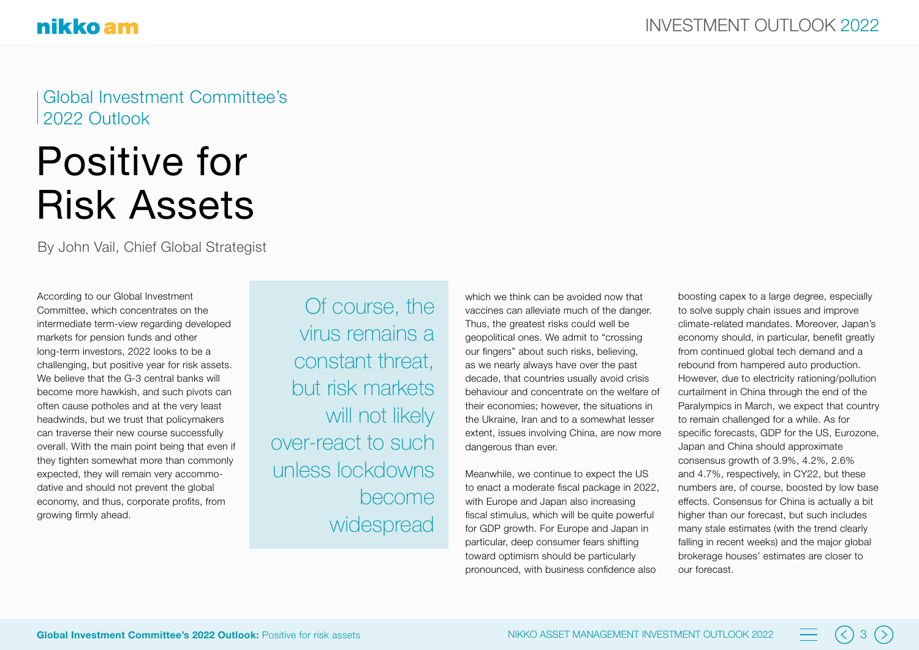Global Investment Committee's 2022 Outlook

# Positive for Risk Assets

By John Vail, Chief Global Strategist

According to our Global Investment Committee, which concentrates on the intermediate term-view regarding developed markets for pension funds and other long-term investors, 2022 looks to be a challenging, but positive year for risk assets. We believe that the G-3 central banks will become more hawkish, and such pivots can often cause potholes and at the very least headwinds, but we trust that policymakers can traverse their new course successfully overall. With the main point being that even if they tighten somewhat more than commonly expected, they will remain very accommodative and should not prevent the global economy, and thus, corporate profits, from growing firmly ahead.

> Of course, the virus remains a constant threat, but risk markets will not likely over-react to such unless lockdowns become widespread

which we think can be avoided now that vaccines can alleviate much of the danger. Thus, the greatest risks could well be geopolitical ones. We admit to "crossing our fingers" about such risks, believing, as we nearly always have over the past decade, that countries usually avoid crisis behaviour and concentrate on the welfare of their economies; however, the situations in the Ukraine, Iran and to a somewhat lesser extent, issues involving China, are now more dangerous than ever.

Meanwhile, we continue to expect the US to enact a moderate fiscal package in 2022, with Europe and Japan also increasing fiscal stimulus, which will be quite powerful for GDP growth. For Europe and Japan in particular, deep consumer fears shifting toward optimism should be particularly pronounced, with business confidence also boosting capex to a large degree, especially to solve supply chain issues and improve climate-related mandates. Moreover, Japan's economy should, in particular, benefit greatly from continued global tech demand and a rebound from hampered auto production. However, due to electricity rationing/pollution curtailment in China through the end of the Paralympics in March, we expect that country to remain challenged for a while. As for specific forecasts, GDP for the US, Eurozone, Japan and China should approximate consensus growth of 3.9%, 4.2%, 2.6% and 4.7%, respectively, in CY22, but these numbers are, of course, boosted by low base effects. Consensus for China is actually a bit higher than our forecast, but such includes many stale estimates (with the trend clearly falling in recent weeks) and the major global brokerage houses' estimates are closer to our forecast.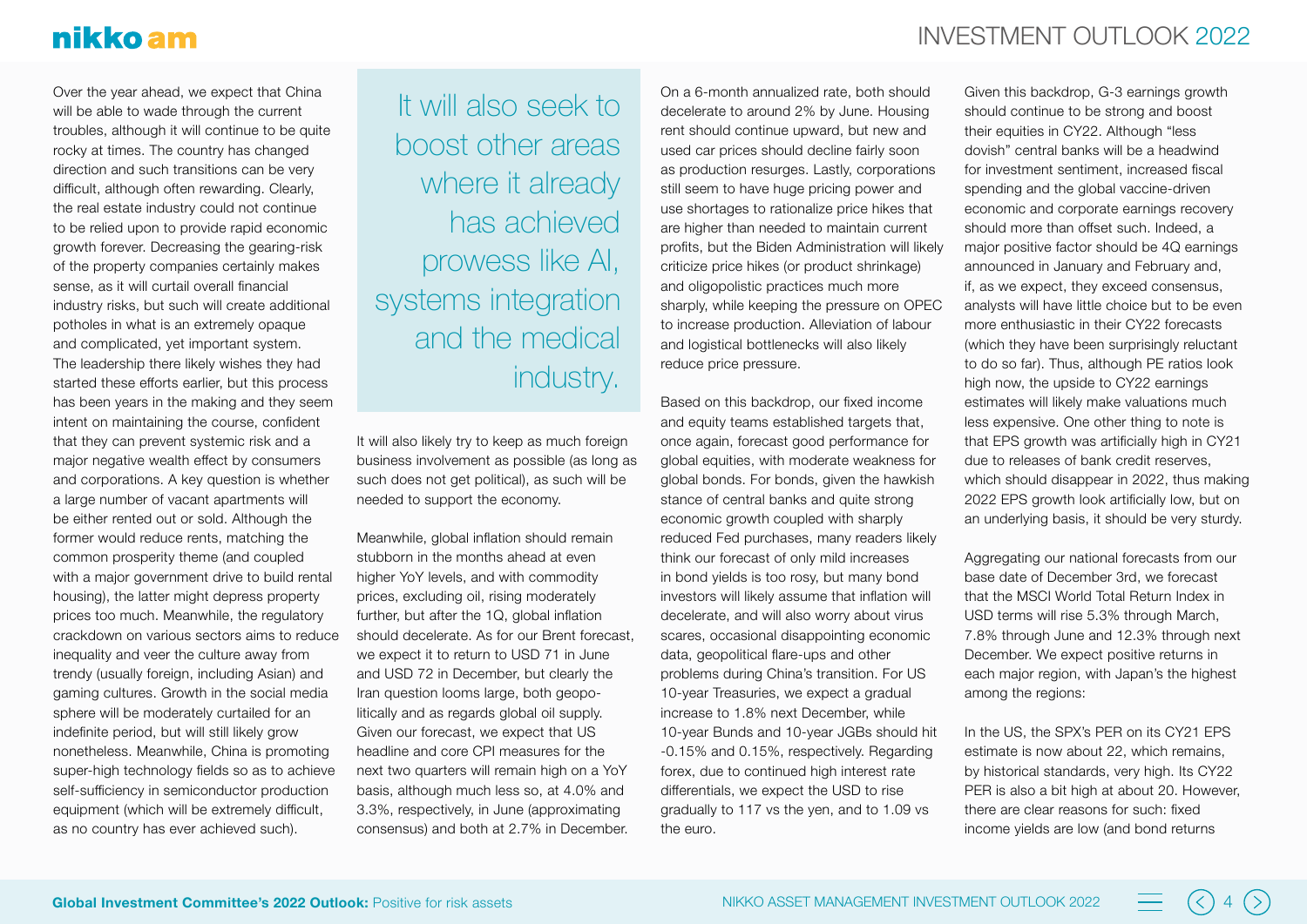Over the year ahead, we expect that China will be able to wade through the current troubles, although it will continue to be quite rocky at times. The country has changed direction and such transitions can be very difficult, although often rewarding. Clearly, the real estate industry could not continue to be relied upon to provide rapid economic growth forever. Decreasing the gearing-risk of the property companies certainly makes sense, as it will curtail overall financial industry risks, but such will create additional potholes in what is an extremely opaque and complicated, yet important system. The leadership there likely wishes they had started these efforts earlier, but this process has been years in the making and they seem intent on maintaining the course, confident that they can prevent systemic risk and a major negative wealth effect by consumers and corporations. A key question is whether a large number of vacant apartments will be either rented out or sold. Although the former would reduce rents, matching the common prosperity theme (and coupled with a major government drive to build rental housing), the latter might depress property prices too much. Meanwhile, the regulatory crackdown on various sectors aims to reduce inequality and veer the culture away from trendy (usually foreign, including Asian) and gaming cultures. Growth in the social media sphere will be moderately curtailed for an indefinite period, but will still likely grow nonetheless. Meanwhile, China is promoting super-high technology fields so as to achieve self-sufficiency in semiconductor production equipment (which will be extremely difficult, as no country has ever achieved such).

> It will also seek to boost other areas where it already has achieved prowess like AI, systems integration and the medical industry.

It will also likely try to keep as much foreign business involvement as possible (as long as such does not get political), as such will be needed to support the economy.

Meanwhile, global inflation should remain stubborn in the months ahead at even higher YoY levels, and with commodity prices, excluding oil, rising moderately further, but after the 1Q, global inflation should decelerate. As for our Brent forecast, we expect it to return to USD 71 in June and USD 72 in December, but clearly the Iran question looms large, both geopolitically and as regards global oil supply. Given our forecast, we expect that US headline and core CPI measures for the next two quarters will remain high on a YoY basis, although much less so, at 4.0% and 3.3%, respectively, in June (approximating consensus) and both at 2.7% in December. On a 6-month annualized rate, both should decelerate to around 2% by June. Housing rent should continue upward, but new and used car prices should decline fairly soon as production resurges. Lastly, corporations still seem to have huge pricing power and use shortages to rationalize price hikes that are higher than needed to maintain current profits, but the Biden Administration will likely criticize price hikes (or product shrinkage) and oligopolistic practices much more sharply, while keeping the pressure on OPEC to increase production. Alleviation of labour and logistical bottlenecks will also likely reduce price pressure.

Based on this backdrop, our fixed income and equity teams established targets that, once again, forecast good performance for global equities, with moderate weakness for global bonds. For bonds, given the hawkish stance of central banks and quite strong economic growth coupled with sharply reduced Fed purchases, many readers likely think our forecast of only mild increases in bond yields is too rosy, but many bond investors will likely assume that inflation will decelerate, and will also worry about virus scares, occasional disappointing economic data, geopolitical flare-ups and other problems during China's transition. For US 10-year Treasuries, we expect a gradual increase to 1.8% next December, while 10-year Bunds and 10-year JGBs should hit -0.15% and 0.15%, respectively. Regarding forex, due to continued high interest rate differentials, we expect the USD to rise gradually to 117 vs the yen, and to 1.09 vs the euro.

Given this backdrop, G-3 earnings growth should continue to be strong and boost their equities in CY22. Although "less dovish" central banks will be a headwind for investment sentiment, increased fiscal spending and the global vaccine-driven economic and corporate earnings recovery should more than offset such. Indeed, a major positive factor should be 4Q earnings announced in January and February and, if, as we expect, they exceed consensus, analysts will have little choice but to be even more enthusiastic in their CY22 forecasts (which they have been surprisingly reluctant to do so far). Thus, although PE ratios look high now, the upside to CY22 earnings estimates will likely make valuations much less expensive. One other thing to note is that EPS growth was artificially high in CY21 due to releases of bank credit reserves, which should disappear in 2022, thus making 2022 EPS growth look artificially low, but on an underlying basis, it should be very sturdy.

Aggregating our national forecasts from our base date of December 3rd, we forecast that the MSCI World Total Return Index in USD terms will rise 5.3% through March, 7.8% through June and 12.3% through next December. We expect positive returns in each major region, with Japan's the highest among the regions:

In the US, the SPX's PER on its CY21 EPS estimate is now about 22, which remains, by historical standards, very high. Its CY22 PER is also a bit high at about 20. However, there are clear reasons for such: fixed income yields are low (and bond returns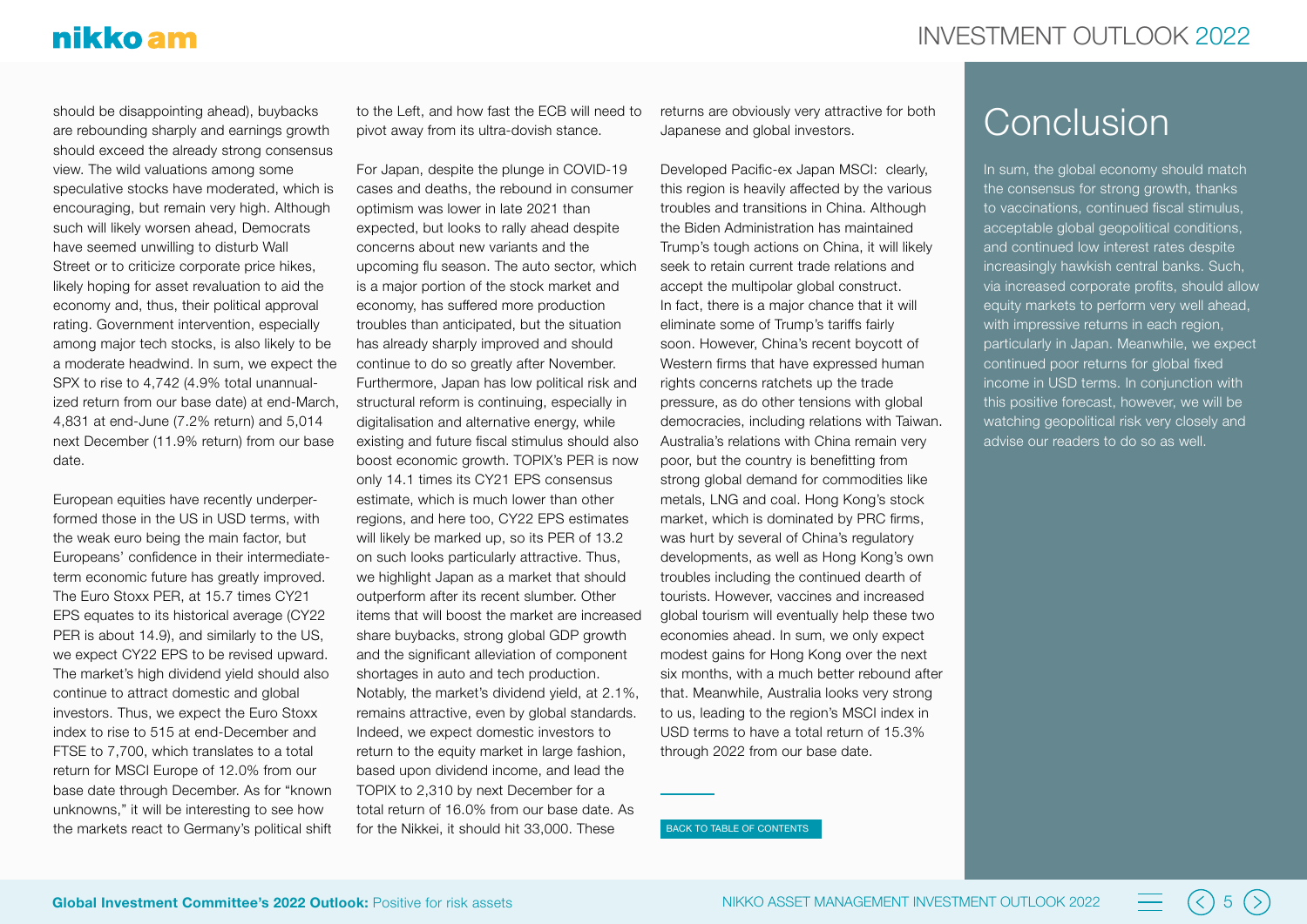should be disappointing ahead), buybacks are rebounding sharply and earnings growth should exceed the already strong consensus view. The wild valuations among some speculative stocks have moderated, which is encouraging, but remain very high. Although such will likely worsen ahead, Democrats have seemed unwilling to disturb Wall Street or to criticize corporate price hikes, likely hoping for asset revaluation to aid the economy and, thus, their political approval rating. Government intervention, especially among major tech stocks, is also likely to be a moderate headwind. In sum, we expect the SPX to rise to 4,742 (4.9% total unannualized return from our base date) at end-March, 4,831 at end-June (7.2% return) and 5,014 next December (11.9% return) from our base date.

European equities have recently underperformed those in the US in USD terms, with the weak euro being the main factor, but Europeans' confidence in their intermediate-term economic future has greatly improved. The Euro Stoxx PER, at 15.7 times CY21 EPS equates to its historical average (CY22 PER is about 14.9), and similarly to the US, we expect CY22 EPS to be revised upward. The market's high dividend yield should also continue to attract domestic and global investors. Thus, we expect the Euro Stoxx index to rise to 515 at end-December and FTSE to 7,700, which translates to a total return for MSCI Europe of 12.0% from our base date through December. As for "known unknowns," it will be interesting to see how the markets react to Germany's political shift to the Left, and how fast the ECB will need to pivot away from its ultra-dovish stance.

For Japan, despite the plunge in COVID-19 cases and deaths, the rebound in consumer optimism was lower in late 2021 than expected, but looks to rally ahead despite concerns about new variants and the upcoming flu season. The auto sector, which is a major portion of the stock market and economy, has suffered more production troubles than anticipated, but the situation has already sharply improved and should continue to do so greatly after November. Furthermore, Japan has low political risk and structural reform is continuing, especially in digitalisation and alternative energy, while existing and future fiscal stimulus should also boost economic growth. TOPIX's PER is now only 14.1 times its CY21 EPS consensus estimate, which is much lower than other regions, and here too, CY22 EPS estimates will likely be marked up, so its PER of 13.2 on such looks particularly attractive. Thus, we highlight Japan as a market that should outperform after its recent slumber. Other items that will boost the market are increased share buybacks, strong global GDP growth and the significant alleviation of component shortages in auto and tech production. Notably, the market's dividend yield, at 2.1%, remains attractive, even by global standards. Indeed, we expect domestic investors to return to the equity market in large fashion, based upon dividend income, and lead the TOPIX to 2,310 by next December for a total return of 16.0% from our base date. As for the Nikkei, it should hit 33,000. These returns are obviously very attractive for both Japanese and global investors.

Developed Pacific-ex Japan MSCI: clearly, this region is heavily affected by the various troubles and transitions in China. Although the Biden Administration has maintained Trump's tough actions on China, it will likely seek to retain current trade relations and accept the multipolar global construct. In fact, there is a major chance that it will eliminate some of Trump's tariffs fairly soon. However, China's recent boycott of Western firms that have expressed human rights concerns ratchets up the trade pressure, as do other tensions with global democracies, including relations with Taiwan. Australia's relations with China remain very poor, but the country is benefitting from strong global demand for commodities like metals, LNG and coal. Hong Kong's stock market, which is dominated by PRC firms, was hurt by several of China's regulatory developments, as well as Hong Kong's own troubles including the continued dearth of tourists. However, vaccines and increased global tourism will eventually help these two economies ahead. In sum, we only expect modest gains for Hong Kong over the next six months, with a much better rebound after that. Meanwhile, Australia looks very strong to us, leading to the region's MSCI index in USD terms to have a total return of 15.3% through 2022 from our base date.

BACK TO TABLE OF CONTENTS

# Conclusion

In sum, the global economy should match the consensus for strong growth, thanks to vaccinations, continued fiscal stimulus, acceptable global geopolitical conditions, and continued low interest rates despite increasingly hawkish central banks. Such, via increased corporate profits, should allow equity markets to perform very well ahead, with impressive returns in each region, particularly in Japan. Meanwhile, we expect continued poor returns for global fixed income in USD terms. In conjunction with this positive forecast, however, we will be watching geopolitical risk very closely and advise our readers to do so as well.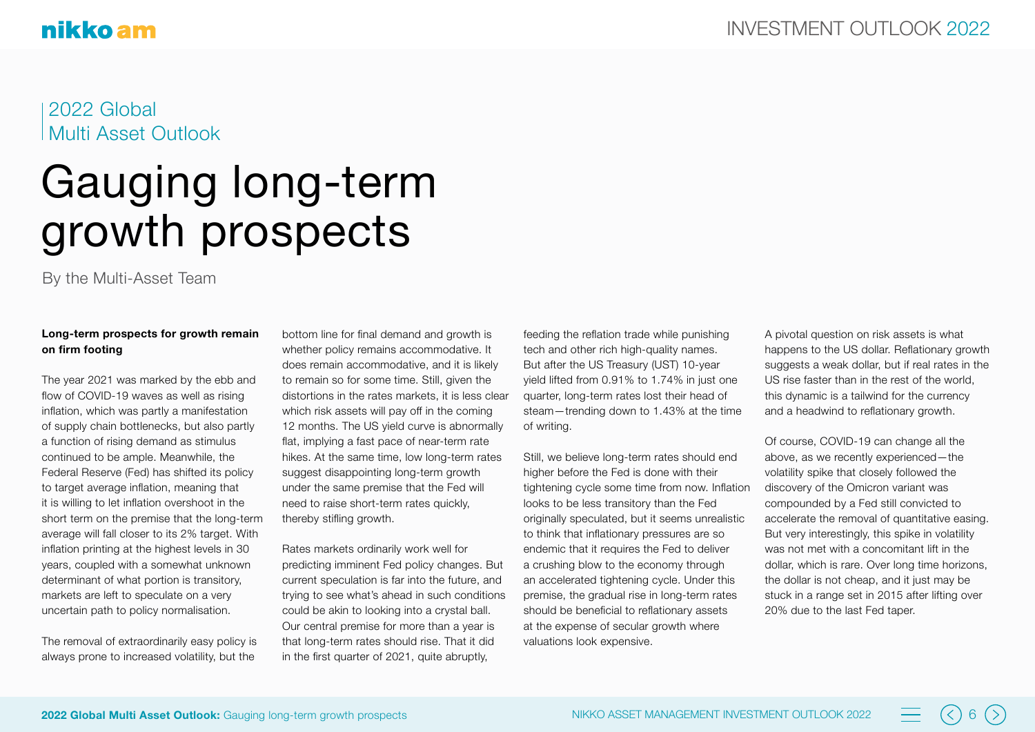2022 Global
Multi Asset Outlook

# Gauging long-term growth prospects

By the Multi-Asset Team

**Long-term prospects for growth remain on firm footing**

The year 2021 was marked by the ebb and flow of COVID-19 waves as well as rising inflation, which was partly a manifestation of supply chain bottlenecks, but also partly a function of rising demand as stimulus continued to be ample. Meanwhile, the Federal Reserve (Fed) has shifted its policy to target average inflation, meaning that it is willing to let inflation overshoot in the short term on the premise that the long-term average will fall closer to its 2% target. With inflation printing at the highest levels in 30 years, coupled with a somewhat unknown determinant of what portion is transitory, markets are left to speculate on a very uncertain path to policy normalisation.

The removal of extraordinarily easy policy is always prone to increased volatility, but the bottom line for final demand and growth is whether policy remains accommodative. It does remain accommodative, and it is likely to remain so for some time. Still, given the distortions in the rates markets, it is less clear which risk assets will pay off in the coming 12 months. The US yield curve is abnormally flat, implying a fast pace of near-term rate hikes. At the same time, low long-term rates suggest disappointing long-term growth under the same premise that the Fed will need to raise short-term rates quickly, thereby stifling growth.

Rates markets ordinarily work well for predicting imminent Fed policy changes. But current speculation is far into the future, and trying to see what's ahead in such conditions could be akin to looking into a crystal ball. Our central premise for more than a year is that long-term rates should rise. That it did in the first quarter of 2021, quite abruptly, feeding the reflation trade while punishing tech and other rich high-quality names. But after the US Treasury (UST) 10-year yield lifted from 0.91% to 1.74% in just one quarter, long-term rates lost their head of steam—trending down to 1.43% at the time of writing.

Still, we believe long-term rates should end higher before the Fed is done with their tightening cycle some time from now. Inflation looks to be less transitory than the Fed originally speculated, but it seems unrealistic to think that inflationary pressures are so endemic that it requires the Fed to deliver a crushing blow to the economy through an accelerated tightening cycle. Under this premise, the gradual rise in long-term rates should be beneficial to reflationary assets at the expense of secular growth where valuations look expensive.

A pivotal question on risk assets is what happens to the US dollar. Reflationary growth suggests a weak dollar, but if real rates in the US rise faster than in the rest of the world, this dynamic is a tailwind for the currency and a headwind to reflationary growth.

Of course, COVID-19 can change all the above, as we recently experienced—the volatility spike that closely followed the discovery of the Omicron variant was compounded by a Fed still convicted to accelerate the removal of quantitative easing. But very interestingly, this spike in volatility was not met with a concomitant lift in the dollar, which is rare. Over long time horizons, the dollar is not cheap, and it just may be stuck in a range set in 2015 after lifting over 20% due to the last Fed taper.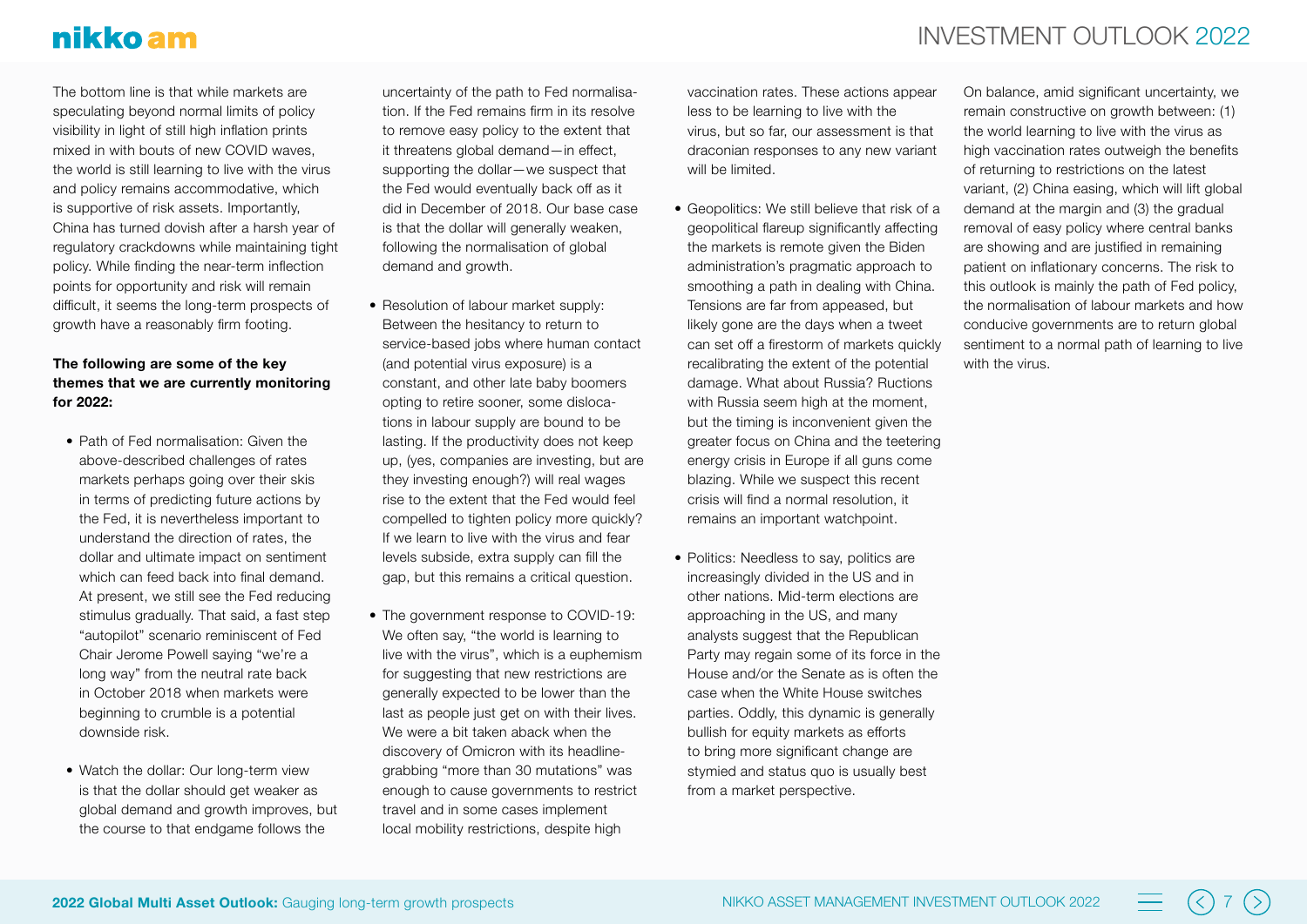The bottom line is that while markets are speculating beyond normal limits of policy visibility in light of still high inflation prints mixed in with bouts of new COVID waves, the world is still learning to live with the virus and policy remains accommodative, which is supportive of risk assets. Importantly, China has turned dovish after a harsh year of regulatory crackdowns while maintaining tight policy. While finding the near-term inflection points for opportunity and risk will remain difficult, it seems the long-term prospects of growth have a reasonably firm footing.

**The following are some of the key themes that we are currently monitoring for 2022:**

- Path of Fed normalisation: Given the above-described challenges of rates markets perhaps going over their skis in terms of predicting future actions by the Fed, it is nevertheless important to understand the direction of rates, the dollar and ultimate impact on sentiment which can feed back into final demand. At present, we still see the Fed reducing stimulus gradually. That said, a fast step "autopilot" scenario reminiscent of Fed Chair Jerome Powell saying "we're a long way" from the neutral rate back in October 2018 when markets were beginning to crumble is a potential downside risk.

- Watch the dollar: Our long-term view is that the dollar should get weaker as global demand and growth improves, but the course to that endgame follows the uncertainty of the path to Fed normalisation. If the Fed remains firm in its resolve to remove easy policy to the extent that it threatens global demand—in effect, supporting the dollar—we suspect that the Fed would eventually back off as it did in December of 2018. Our base case is that the dollar will generally weaken, following the normalisation of global demand and growth.

- Resolution of labour market supply: Between the hesitancy to return to service-based jobs where human contact (and potential virus exposure) is a constant, and other late baby boomers opting to retire sooner, some dislocations in labour supply are bound to be lasting. If the productivity does not keep up, (yes, companies are investing, but are they investing enough?) will real wages rise to the extent that the Fed would feel compelled to tighten policy more quickly? If we learn to live with the virus and fear levels subside, extra supply can fill the gap, but this remains a critical question.

- The government response to COVID-19: We often say, "the world is learning to live with the virus", which is a euphemism for suggesting that new restrictions are generally expected to be lower than the last as people just get on with their lives. We were a bit taken aback when the discovery of Omicron with its headline-grabbing "more than 30 mutations" was enough to cause governments to restrict travel and in some cases implement local mobility restrictions, despite high vaccination rates. These actions appear less to be learning to live with the virus, but so far, our assessment is that draconian responses to any new variant will be limited.

- Geopolitics: We still believe that risk of a geopolitical flareup significantly affecting the markets is remote given the Biden administration's pragmatic approach to smoothing a path in dealing with China. Tensions are far from appeased, but likely gone are the days when a tweet can set off a firestorm of markets quickly recalibrating the extent of the potential damage. What about Russia? Ructions with Russia seem high at the moment, but the timing is inconvenient given the greater focus on China and the teetering energy crisis in Europe if all guns come blazing. While we suspect this recent crisis will find a normal resolution, it remains an important watchpoint.

- Politics: Needless to say, politics are increasingly divided in the US and in other nations. Mid-term elections are approaching in the US, and many analysts suggest that the Republican Party may regain some of its force in the House and/or the Senate as is often the case when the White House switches parties. Oddly, this dynamic is generally bullish for equity markets as efforts to bring more significant change are stymied and status quo is usually best from a market perspective.

On balance, amid significant uncertainty, we remain constructive on growth between: (1) the world learning to live with the virus as high vaccination rates outweigh the benefits of returning to restrictions on the latest variant, (2) China easing, which will lift global demand at the margin and (3) the gradual removal of easy policy where central banks are showing and are justified in remaining patient on inflationary concerns. The risk to this outlook is mainly the path of Fed policy, the normalisation of labour markets and how conducive governments are to return global sentiment to a normal path of learning to live with the virus.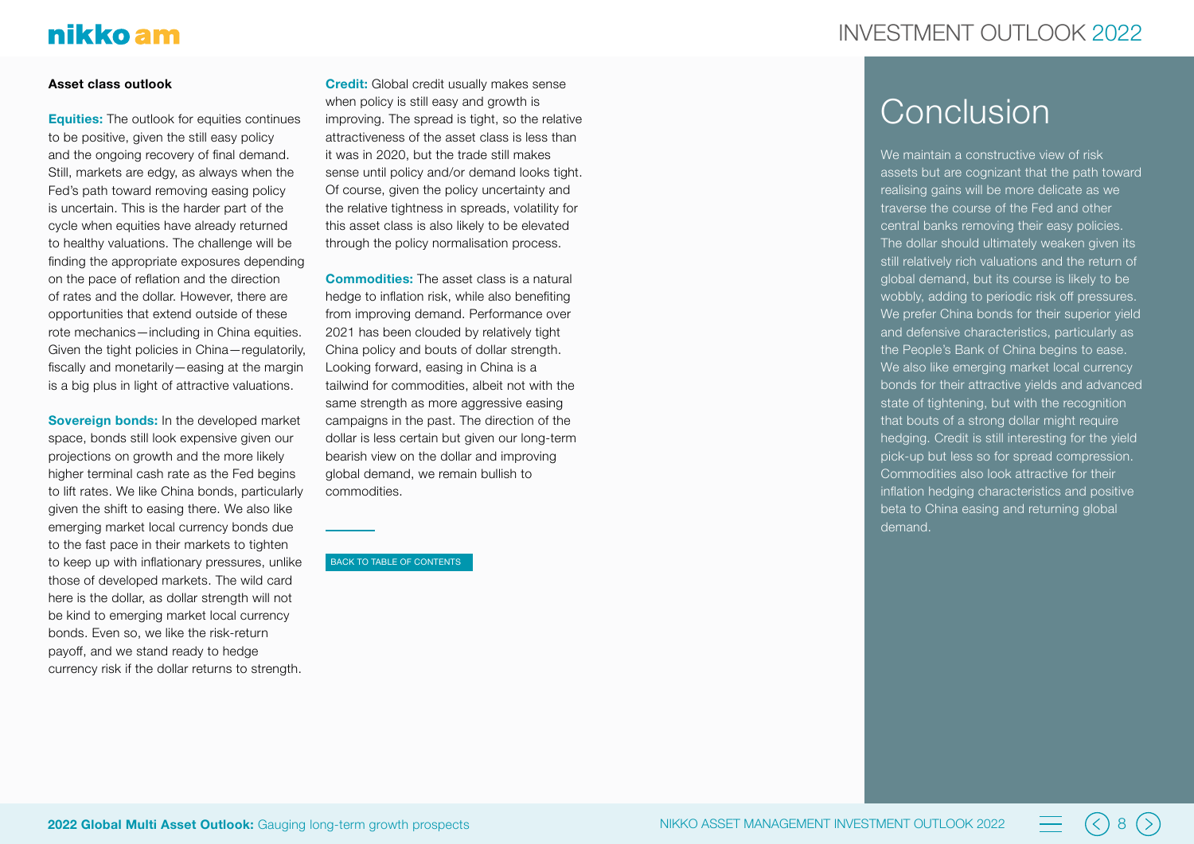### Asset class outlook

**Equities:** The outlook for equities continues to be positive, given the still easy policy and the ongoing recovery of final demand. Still, markets are edgy, as always when the Fed's path toward removing easing policy is uncertain. This is the harder part of the cycle when equities have already returned to healthy valuations. The challenge will be finding the appropriate exposures depending on the pace of reflation and the direction of rates and the dollar. However, there are opportunities that extend outside of these rote mechanics—including in China equities. Given the tight policies in China—regulatorily, fiscally and monetarily—easing at the margin is a big plus in light of attractive valuations.

**Sovereign bonds:** In the developed market space, bonds still look expensive given our projections on growth and the more likely higher terminal cash rate as the Fed begins to lift rates. We like China bonds, particularly given the shift to easing there. We also like emerging market local currency bonds due to the fast pace in their markets to tighten to keep up with inflationary pressures, unlike those of developed markets. The wild card here is the dollar, as dollar strength will not be kind to emerging market local currency bonds. Even so, we like the risk-return payoff, and we stand ready to hedge currency risk if the dollar returns to strength.

**Credit:** Global credit usually makes sense when policy is still easy and growth is improving. The spread is tight, so the relative attractiveness of the asset class is less than it was in 2020, but the trade still makes sense until policy and/or demand looks tight. Of course, given the policy uncertainty and the relative tightness in spreads, volatility for this asset class is also likely to be elevated through the policy normalisation process.

**Commodities:** The asset class is a natural hedge to inflation risk, while also benefiting from improving demand. Performance over 2021 has been clouded by relatively tight China policy and bouts of dollar strength. Looking forward, easing in China is a tailwind for commodities, albeit not with the same strength as more aggressive easing campaigns in the past. The direction of the dollar is less certain but given our long-term bearish view on the dollar and improving global demand, we remain bullish to commodities.

BACK TO TABLE OF CONTENTS

## Conclusion

We maintain a constructive view of risk assets but are cognizant that the path toward realising gains will be more delicate as we traverse the course of the Fed and other central banks removing their easy policies. The dollar should ultimately weaken given its still relatively rich valuations and the return of global demand, but its course is likely to be wobbly, adding to periodic risk off pressures. We prefer China bonds for their superior yield and defensive characteristics, particularly as the People's Bank of China begins to ease. We also like emerging market local currency bonds for their attractive yields and advanced state of tightening, but with the recognition that bouts of a strong dollar might require hedging. Credit is still interesting for the yield pick-up but less so for spread compression. Commodities also look attractive for their inflation hedging characteristics and positive beta to China easing and returning global demand.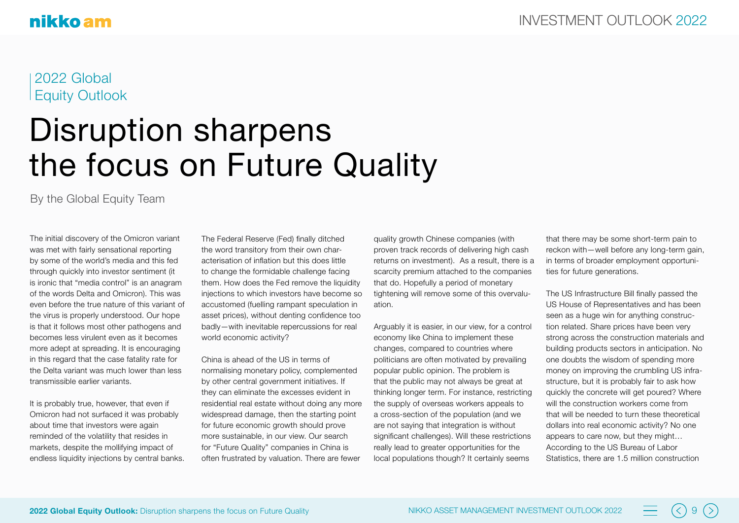2022 Global Equity Outlook

# Disruption sharpens the focus on Future Quality

By the Global Equity Team

The initial discovery of the Omicron variant was met with fairly sensational reporting by some of the world's media and this fed through quickly into investor sentiment (it is ironic that "media control" is an anagram of the words Delta and Omicron). This was even before the true nature of this variant of the virus is properly understood. Our hope is that it follows most other pathogens and becomes less virulent even as it becomes more adept at spreading. It is encouraging in this regard that the case fatality rate for the Delta variant was much lower than less transmissible earlier variants.

It is probably true, however, that even if Omicron had not surfaced it was probably about time that investors were again reminded of the volatility that resides in markets, despite the mollifying impact of endless liquidity injections by central banks.

The Federal Reserve (Fed) finally ditched the word transitory from their own characterisation of inflation but this does little to change the formidable challenge facing them. How does the Fed remove the liquidity injections to which investors have become so accustomed (fuelling rampant speculation in asset prices), without denting confidence too badly—with inevitable repercussions for real world economic activity?

China is ahead of the US in terms of normalising monetary policy, complemented by other central government initiatives. If they can eliminate the excesses evident in residential real estate without doing any more widespread damage, then the starting point for future economic growth should prove more sustainable, in our view. Our search for "Future Quality" companies in China is often frustrated by valuation. There are fewer quality growth Chinese companies (with proven track records of delivering high cash returns on investment). As a result, there is a scarcity premium attached to the companies that do. Hopefully a period of monetary tightening will remove some of this overvaluation.

Arguably it is easier, in our view, for a control economy like China to implement these changes, compared to countries where politicians are often motivated by prevailing popular public opinion. The problem is that the public may not always be great at thinking longer term. For instance, restricting the supply of overseas workers appeals to a cross-section of the population (and we are not saying that integration is without significant challenges). Will these restrictions really lead to greater opportunities for the local populations though? It certainly seems that there may be some short-term pain to reckon with—well before any long-term gain, in terms of broader employment opportunities for future generations.

The US Infrastructure Bill finally passed the US House of Representatives and has been seen as a huge win for anything construction related. Share prices have been very strong across the construction materials and building products sectors in anticipation. No one doubts the wisdom of spending more money on improving the crumbling US infrastructure, but it is probably fair to ask how quickly the concrete will get poured? Where will the construction workers come from that will be needed to turn these theoretical dollars into real economic activity? No one appears to care now, but they might… According to the US Bureau of Labor Statistics, there are 1.5 million construction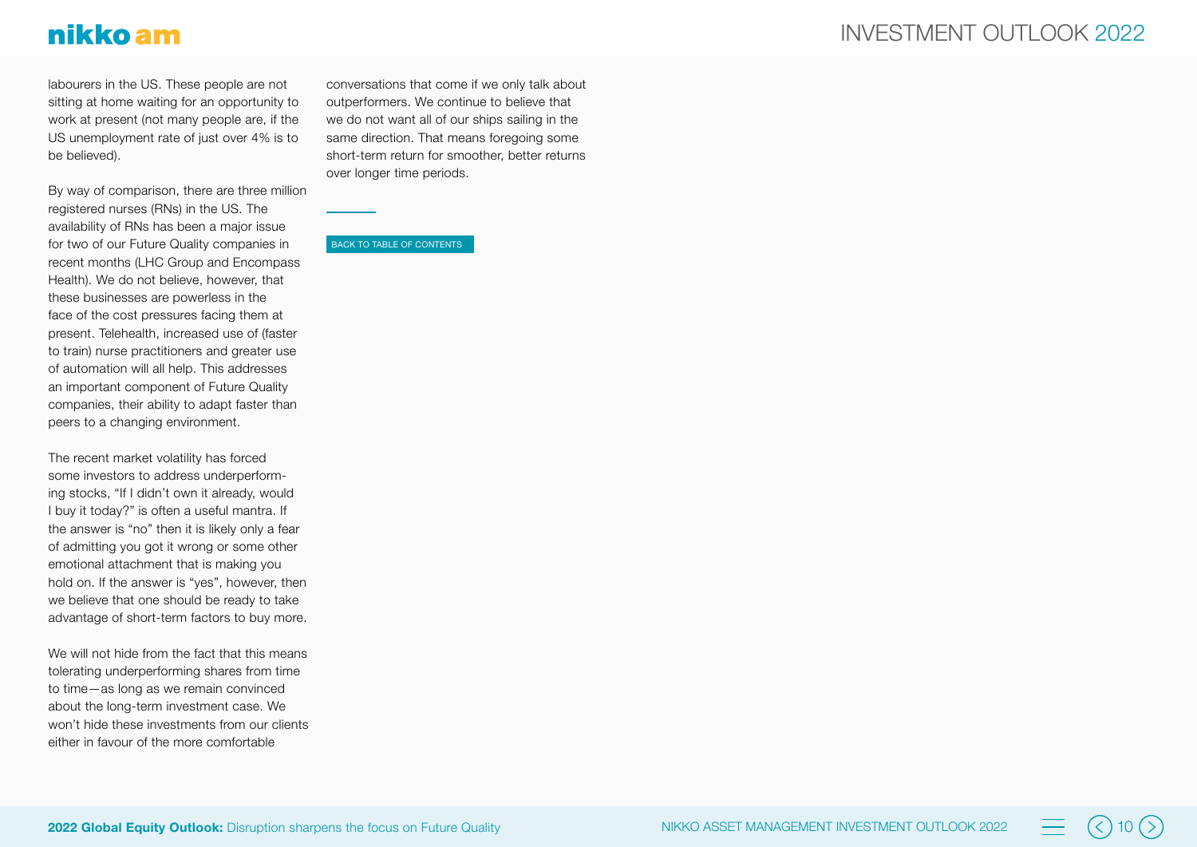labourers in the US. These people are not sitting at home waiting for an opportunity to work at present (not many people are, if the US unemployment rate of just over 4% is to be believed).

By way of comparison, there are three million registered nurses (RNs) in the US. The availability of RNs has been a major issue for two of our Future Quality companies in recent months (LHC Group and Encompass Health). We do not believe, however, that these businesses are powerless in the face of the cost pressures facing them at present. Telehealth, increased use of (faster to train) nurse practitioners and greater use of automation will all help. This addresses an important component of Future Quality companies, their ability to adapt faster than peers to a changing environment.

The recent market volatility has forced some investors to address underperforming stocks, "If I didn't own it already, would I buy it today?" is often a useful mantra. If the answer is "no" then it is likely only a fear of admitting you got it wrong or some other emotional attachment that is making you hold on. If the answer is "yes", however, then we believe that one should be ready to take advantage of short-term factors to buy more.

We will not hide from the fact that this means tolerating underperforming shares from time to time—as long as we remain convinced about the long-term investment case. We won't hide these investments from our clients either in favour of the more comfortable conversations that come if we only talk about outperformers. We continue to believe that we do not want all of our ships sailing in the same direction. That means foregoing some short-term return for smoother, better returns over longer time periods.

BACK TO TABLE OF CONTENTS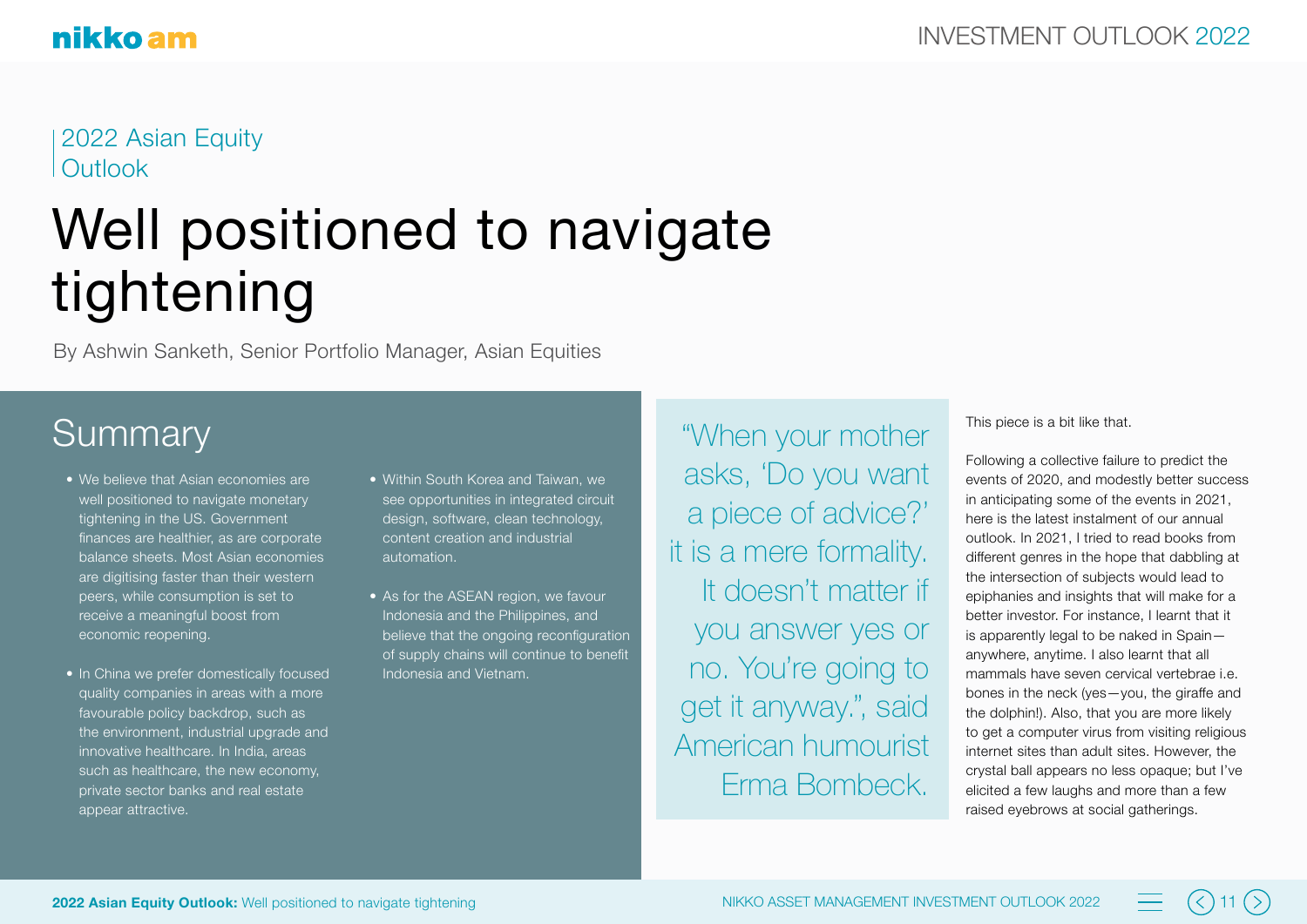2022 Asian Equity Outlook

# Well positioned to navigate tightening

By Ashwin Sanketh, Senior Portfolio Manager, Asian Equities

## Summary

- We believe that Asian economies are well positioned to navigate monetary tightening in the US. Government finances are healthier, as are corporate balance sheets. Most Asian economies are digitising faster than their western peers, while consumption is set to receive a meaningful boost from economic reopening.
- In China we prefer domestically focused quality companies in areas with a more favourable policy backdrop, such as the environment, industrial upgrade and innovative healthcare. In India, areas such as healthcare, the new economy, private sector banks and real estate appear attractive.
- Within South Korea and Taiwan, we see opportunities in integrated circuit design, software, clean technology, content creation and industrial automation.
- As for the ASEAN region, we favour Indonesia and the Philippines, and believe that the ongoing reconfiguration of supply chains will continue to benefit Indonesia and Vietnam.

> "When your mother asks, 'Do you want a piece of advice?' it is a mere formality. It doesn't matter if you answer yes or no. You're going to get it anyway.", said American humourist Erma Bombeck.

This piece is a bit like that.

Following a collective failure to predict the events of 2020, and modestly better success in anticipating some of the events in 2021, here is the latest instalment of our annual outlook. In 2021, I tried to read books from different genres in the hope that dabbling at the intersection of subjects would lead to epiphanies and insights that will make for a better investor. For instance, I learnt that it is apparently legal to be naked in Spain—anywhere, anytime. I also learnt that all mammals have seven cervical vertebrae i.e. bones in the neck (yes—you, the giraffe and the dolphin!). Also, that you are more likely to get a computer virus from visiting religious internet sites than adult sites. However, the crystal ball appears no less opaque; but I've elicited a few laughs and more than a few raised eyebrows at social gatherings.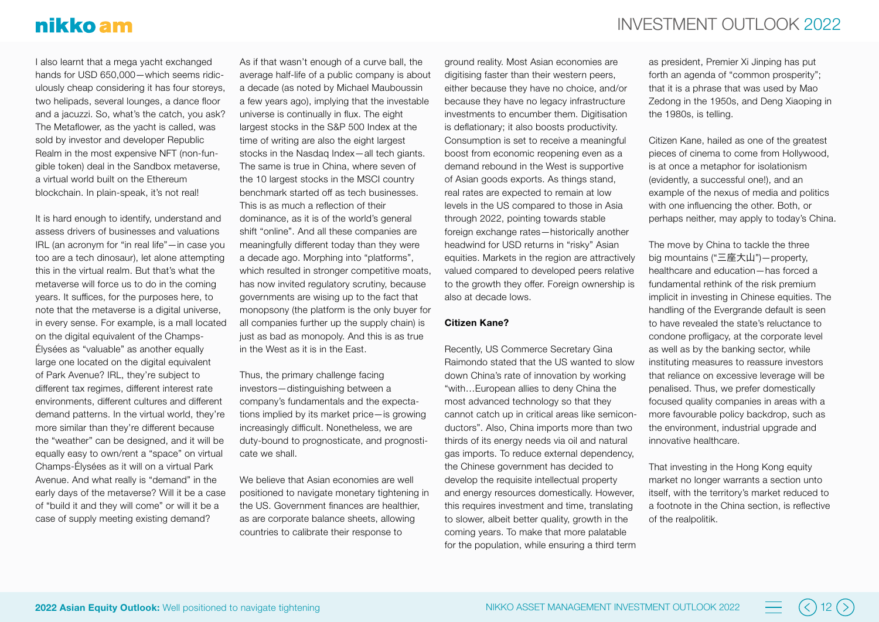I also learnt that a mega yacht exchanged hands for USD 650,000—which seems ridiculously cheap considering it has four storeys, two helipads, several lounges, a dance floor and a jacuzzi. So, what's the catch, you ask? The Metaflower, as the yacht is called, was sold by investor and developer Republic Realm in the most expensive NFT (non-fungible token) deal in the Sandbox metaverse, a virtual world built on the Ethereum blockchain. In plain-speak, it's not real!

It is hard enough to identify, understand and assess drivers of businesses and valuations IRL (an acronym for "in real life"—in case you too are a tech dinosaur), let alone attempting this in the virtual realm. But that's what the metaverse will force us to do in the coming years. It suffices, for the purposes here, to note that the metaverse is a digital universe, in every sense. For example, is a mall located on the digital equivalent of the Champs-Élysées as "valuable" as another equally large one located on the digital equivalent of Park Avenue? IRL, they're subject to different tax regimes, different interest rate environments, different cultures and different demand patterns. In the virtual world, they're more similar than they're different because the "weather" can be designed, and it will be equally easy to own/rent a "space" on virtual Champs-Élysées as it will on a virtual Park Avenue. And what really is "demand" in the early days of the metaverse? Will it be a case of "build it and they will come" or will it be a case of supply meeting existing demand?

As if that wasn't enough of a curve ball, the average half-life of a public company is about a decade (as noted by Michael Mauboussin a few years ago), implying that the investable universe is continually in flux. The eight largest stocks in the S&P 500 Index at the time of writing are also the eight largest stocks in the Nasdaq Index—all tech giants. The same is true in China, where seven of the 10 largest stocks in the MSCI country benchmark started off as tech businesses. This is as much a reflection of their dominance, as it is of the world's general shift "online". And all these companies are meaningfully different today than they were a decade ago. Morphing into "platforms", which resulted in stronger competitive moats, has now invited regulatory scrutiny, because governments are wising up to the fact that monopsony (the platform is the only buyer for all companies further up the supply chain) is just as bad as monopoly. And this is as true in the West as it is in the East.

Thus, the primary challenge facing investors—distinguishing between a company's fundamentals and the expectations implied by its market price—is growing increasingly difficult. Nonetheless, we are duty-bound to prognosticate, and prognosticate we shall.

We believe that Asian economies are well positioned to navigate monetary tightening in the US. Government finances are healthier, as are corporate balance sheets, allowing countries to calibrate their response to ground reality. Most Asian economies are digitising faster than their western peers, either because they have no choice, and/or because they have no legacy infrastructure investments to encumber them. Digitisation is deflationary; it also boosts productivity. Consumption is set to receive a meaningful boost from economic reopening even as a demand rebound in the West is supportive of Asian goods exports. As things stand, real rates are expected to remain at low levels in the US compared to those in Asia through 2022, pointing towards stable foreign exchange rates—historically another headwind for USD returns in "risky" Asian equities. Markets in the region are attractively valued compared to developed peers relative to the growth they offer. Foreign ownership is also at decade lows.

**Citizen Kane?**

Recently, US Commerce Secretary Gina Raimondo stated that the US wanted to slow down China's rate of innovation by working "with…European allies to deny China the most advanced technology so that they cannot catch up in critical areas like semiconductors". Also, China imports more than two thirds of its energy needs via oil and natural gas imports. To reduce external dependency, the Chinese government has decided to develop the requisite intellectual property and energy resources domestically. However, this requires investment and time, translating to slower, albeit better quality, growth in the coming years. To make that more palatable for the population, while ensuring a third term as president, Premier Xi Jinping has put forth an agenda of "common prosperity"; that it is a phrase that was used by Mao Zedong in the 1950s, and Deng Xiaoping in the 1980s, is telling.

Citizen Kane, hailed as one of the greatest pieces of cinema to come from Hollywood, is at once a metaphor for isolationism (evidently, a successful one!), and an example of the nexus of media and politics with one influencing the other. Both, or perhaps neither, may apply to today's China.

The move by China to tackle the three big mountains ("三座大山")—property, healthcare and education—has forced a fundamental rethink of the risk premium implicit in investing in Chinese equities. The handling of the Evergrande default is seen to have revealed the state's reluctance to condone profligacy, at the corporate level as well as by the banking sector, while instituting measures to reassure investors that reliance on excessive leverage will be penalised. Thus, we prefer domestically focused quality companies in areas with a more favourable policy backdrop, such as the environment, industrial upgrade and innovative healthcare.

That investing in the Hong Kong equity market no longer warrants a section unto itself, with the territory's market reduced to a footnote in the China section, is reflective of the realpolitik.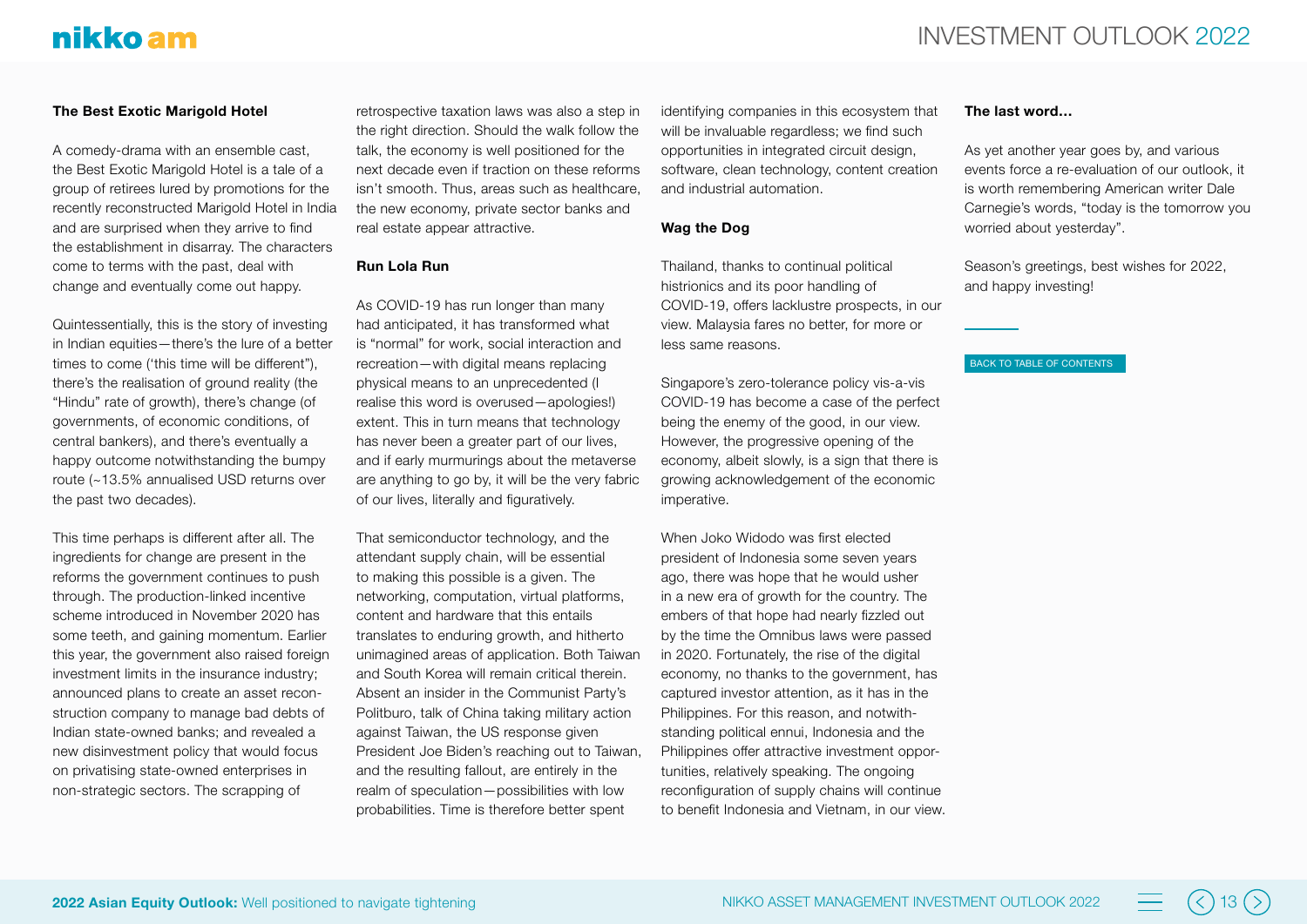### The Best Exotic Marigold Hotel

A comedy-drama with an ensemble cast, the Best Exotic Marigold Hotel is a tale of a group of retirees lured by promotions for the recently reconstructed Marigold Hotel in India and are surprised when they arrive to find the establishment in disarray. The characters come to terms with the past, deal with change and eventually come out happy.

Quintessentially, this is the story of investing in Indian equities—there's the lure of a better times to come ('this time will be different"), there's the realisation of ground reality (the "Hindu" rate of growth), there's change (of governments, of economic conditions, of central bankers), and there's eventually a happy outcome notwithstanding the bumpy route (~13.5% annualised USD returns over the past two decades).

This time perhaps is different after all. The ingredients for change are present in the reforms the government continues to push through. The production-linked incentive scheme introduced in November 2020 has some teeth, and gaining momentum. Earlier this year, the government also raised foreign investment limits in the insurance industry; announced plans to create an asset reconstruction company to manage bad debts of Indian state-owned banks; and revealed a new disinvestment policy that would focus on privatising state-owned enterprises in non-strategic sectors. The scrapping of retrospective taxation laws was also a step in the right direction. Should the walk follow the talk, the economy is well positioned for the next decade even if traction on these reforms isn't smooth. Thus, areas such as healthcare, the new economy, private sector banks and real estate appear attractive.

### Run Lola Run

As COVID-19 has run longer than many had anticipated, it has transformed what is "normal" for work, social interaction and recreation—with digital means replacing physical means to an unprecedented (I realise this word is overused—apologies!) extent. This in turn means that technology has never been a greater part of our lives, and if early murmurings about the metaverse are anything to go by, it will be the very fabric of our lives, literally and figuratively.

That semiconductor technology, and the attendant supply chain, will be essential to making this possible is a given. The networking, computation, virtual platforms, content and hardware that this entails translates to enduring growth, and hitherto unimagined areas of application. Both Taiwan and South Korea will remain critical therein. Absent an insider in the Communist Party's Politburo, talk of China taking military action against Taiwan, the US response given President Joe Biden's reaching out to Taiwan, and the resulting fallout, are entirely in the realm of speculation—possibilities with low probabilities. Time is therefore better spent identifying companies in this ecosystem that will be invaluable regardless; we find such opportunities in integrated circuit design, software, clean technology, content creation and industrial automation.

### Wag the Dog

Thailand, thanks to continual political histrionics and its poor handling of COVID-19, offers lacklustre prospects, in our view. Malaysia fares no better, for more or less same reasons.

Singapore's zero-tolerance policy vis-a-vis COVID-19 has become a case of the perfect being the enemy of the good, in our view. However, the progressive opening of the economy, albeit slowly, is a sign that there is growing acknowledgement of the economic imperative.

When Joko Widodo was first elected president of Indonesia some seven years ago, there was hope that he would usher in a new era of growth for the country. The embers of that hope had nearly fizzled out by the time the Omnibus laws were passed in 2020. Fortunately, the rise of the digital economy, no thanks to the government, has captured investor attention, as it has in the Philippines. For this reason, and notwithstanding political ennui, Indonesia and the Philippines offer attractive investment opportunities, relatively speaking. The ongoing reconfiguration of supply chains will continue to benefit Indonesia and Vietnam, in our view.

### The last word...

As yet another year goes by, and various events force a re-evaluation of our outlook, it is worth remembering American writer Dale Carnegie's words, "today is the tomorrow you worried about yesterday".

Season's greetings, best wishes for 2022, and happy investing!

BACK TO TABLE OF CONTENTS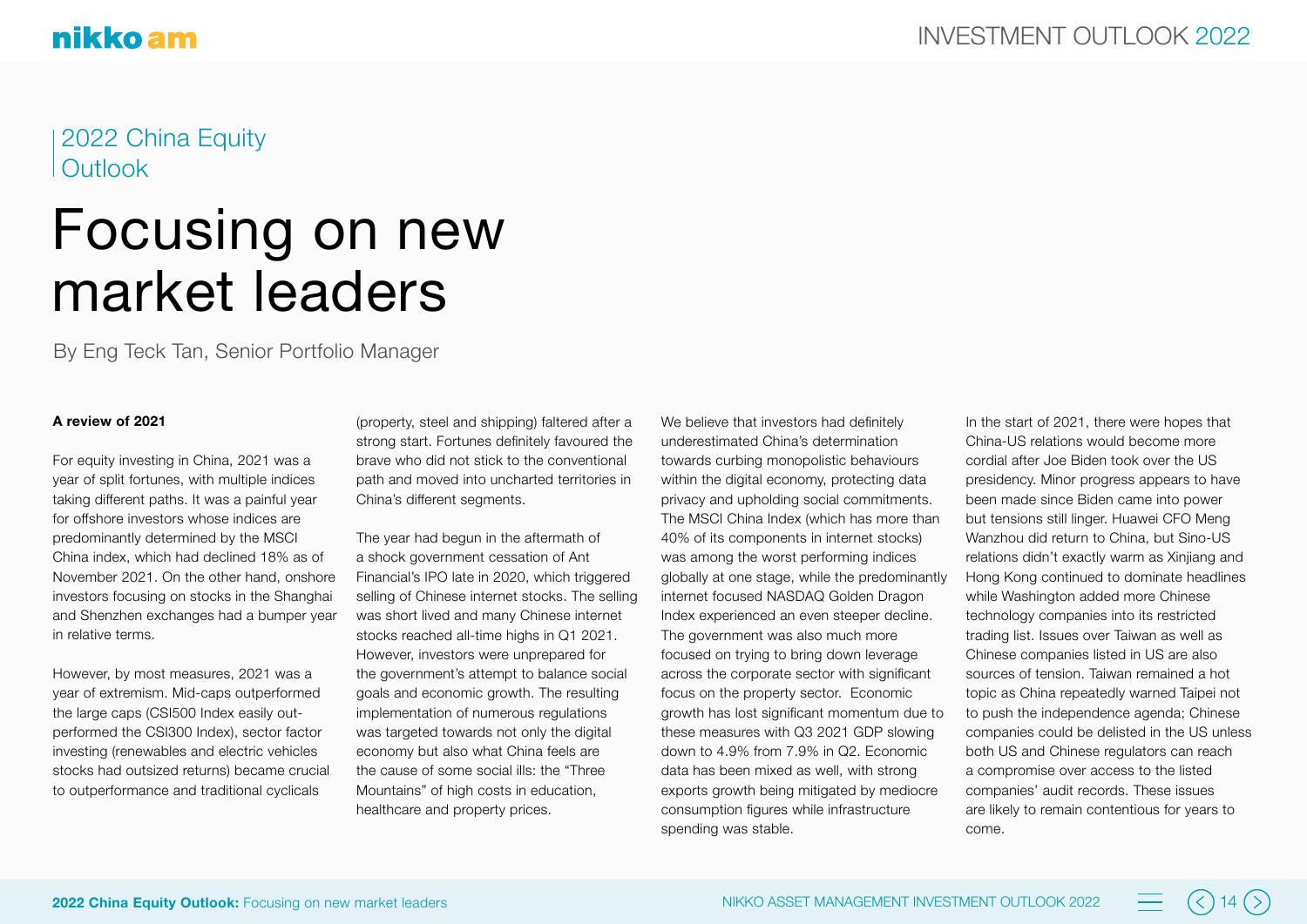2022 China Equity Outlook

# Focusing on new market leaders

By Eng Teck Tan, Senior Portfolio Manager

**A review of 2021**

For equity investing in China, 2021 was a year of split fortunes, with multiple indices taking different paths. It was a painful year for offshore investors whose indices are predominantly determined by the MSCI China index, which had declined 18% as of November 2021. On the other hand, onshore investors focusing on stocks in the Shanghai and Shenzhen exchanges had a bumper year in relative terms.

However, by most measures, 2021 was a year of extremism. Mid-caps outperformed the large caps (CSI500 Index easily out-performed the CSI300 Index), sector factor investing (renewables and electric vehicles stocks had outsized returns) became crucial to outperformance and traditional cyclicals (property, steel and shipping) faltered after a strong start. Fortunes definitely favoured the brave who did not stick to the conventional path and moved into uncharted territories in China's different segments.

The year had begun in the aftermath of a shock government cessation of Ant Financial's IPO late in 2020, which triggered selling of Chinese internet stocks. The selling was short lived and many Chinese internet stocks reached all-time highs in Q1 2021. However, investors were unprepared for the government's attempt to balance social goals and economic growth. The resulting implementation of numerous regulations was targeted towards not only the digital economy but also what China feels are the cause of some social ills: the "Three Mountains" of high costs in education, healthcare and property prices.

We believe that investors had definitely underestimated China's determination towards curbing monopolistic behaviours within the digital economy, protecting data privacy and upholding social commitments. The MSCI China Index (which has more than 40% of its components in internet stocks) was among the worst performing indices globally at one stage, while the predominantly internet focused NASDAQ Golden Dragon Index experienced an even steeper decline. The government was also much more focused on trying to bring down leverage across the corporate sector with significant focus on the property sector. Economic growth has lost significant momentum due to these measures with Q3 2021 GDP slowing down to 4.9% from 7.9% in Q2. Economic data has been mixed as well, with strong exports growth being mitigated by mediocre consumption figures while infrastructure spending was stable.

In the start of 2021, there were hopes that China-US relations would become more cordial after Joe Biden took over the US presidency. Minor progress appears to have been made since Biden came into power but tensions still linger. Huawei CFO Meng Wanzhou did return to China, but Sino-US relations didn't exactly warm as Xinjiang and Hong Kong continued to dominate headlines while Washington added more Chinese technology companies into its restricted trading list. Issues over Taiwan as well as Chinese companies listed in US are also sources of tension. Taiwan remained a hot topic as China repeatedly warned Taipei not to push the independence agenda; Chinese companies could be delisted in the US unless both US and Chinese regulators can reach a compromise over access to the listed companies' audit records. These issues are likely to remain contentious for years to come.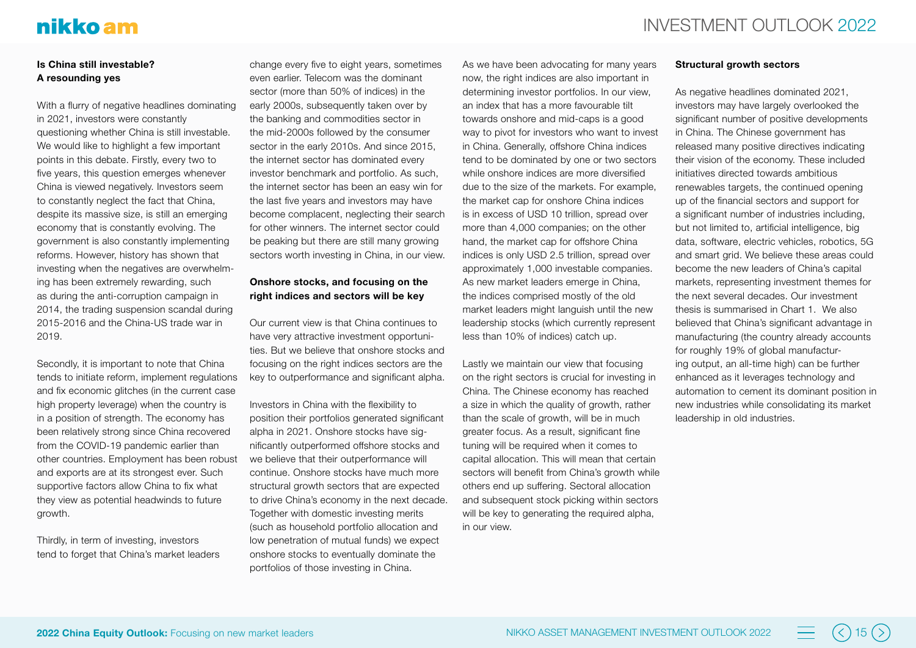## Is China still investable? A resounding yes

With a flurry of negative headlines dominating in 2021, investors were constantly questioning whether China is still investable. We would like to highlight a few important points in this debate. Firstly, every two to five years, this question emerges whenever China is viewed negatively. Investors seem to constantly neglect the fact that China, despite its massive size, is still an emerging economy that is constantly evolving. The government is also constantly implementing reforms. However, history has shown that investing when the negatives are overwhelming has been extremely rewarding, such as during the anti-corruption campaign in 2014, the trading suspension scandal during 2015-2016 and the China-US trade war in 2019.

Secondly, it is important to note that China tends to initiate reform, implement regulations and fix economic glitches (in the current case high property leverage) when the country is in a position of strength. The economy has been relatively strong since China recovered from the COVID-19 pandemic earlier than other countries. Employment has been robust and exports are at its strongest ever. Such supportive factors allow China to fix what they view as potential headwinds to future growth.

Thirdly, in term of investing, investors tend to forget that China's market leaders change every five to eight years, sometimes even earlier. Telecom was the dominant sector (more than 50% of indices) in the early 2000s, subsequently taken over by the banking and commodities sector in the mid-2000s followed by the consumer sector in the early 2010s. And since 2015, the internet sector has dominated every investor benchmark and portfolio. As such, the internet sector has been an easy win for the last five years and investors may have become complacent, neglecting their search for other winners. The internet sector could be peaking but there are still many growing sectors worth investing in China, in our view.

## Onshore stocks, and focusing on the right indices and sectors will be key

Our current view is that China continues to have very attractive investment opportunities. But we believe that onshore stocks and focusing on the right indices sectors are the key to outperformance and significant alpha.

Investors in China with the flexibility to position their portfolios generated significant alpha in 2021. Onshore stocks have significantly outperformed offshore stocks and we believe that their outperformance will continue. Onshore stocks have much more structural growth sectors that are expected to drive China's economy in the next decade. Together with domestic investing merits (such as household portfolio allocation and low penetration of mutual funds) we expect onshore stocks to eventually dominate the portfolios of those investing in China.

As we have been advocating for many years now, the right indices are also important in determining investor portfolios. In our view, an index that has a more favourable tilt towards onshore and mid-caps is a good way to pivot for investors who want to invest in China. Generally, offshore China indices tend to be dominated by one or two sectors while onshore indices are more diversified due to the size of the markets. For example, the market cap for onshore China indices is in excess of USD 10 trillion, spread over more than 4,000 companies; on the other hand, the market cap for offshore China indices is only USD 2.5 trillion, spread over approximately 1,000 investable companies. As new market leaders emerge in China, the indices comprised mostly of the old market leaders might languish until the new leadership stocks (which currently represent less than 10% of indices) catch up.

Lastly we maintain our view that focusing on the right sectors is crucial for investing in China. The Chinese economy has reached a size in which the quality of growth, rather than the scale of growth, will be in much greater focus. As a result, significant fine tuning will be required when it comes to capital allocation. This will mean that certain sectors will benefit from China's growth while others end up suffering. Sectoral allocation and subsequent stock picking within sectors will be key to generating the required alpha, in our view.

## Structural growth sectors

As negative headlines dominated 2021, investors may have largely overlooked the significant number of positive developments in China. The Chinese government has released many positive directives indicating their vision of the economy. These included initiatives directed towards ambitious renewables targets, the continued opening up of the financial sectors and support for a significant number of industries including, but not limited to, artificial intelligence, big data, software, electric vehicles, robotics, 5G and smart grid. We believe these areas could become the new leaders of China's capital markets, representing investment themes for the next several decades. Our investment thesis is summarised in Chart 1. We also believed that China's significant advantage in manufacturing (the country already accounts for roughly 19% of global manufacturing output, an all-time high) can be further enhanced as it leverages technology and automation to cement its dominant position in new industries while consolidating its market leadership in old industries.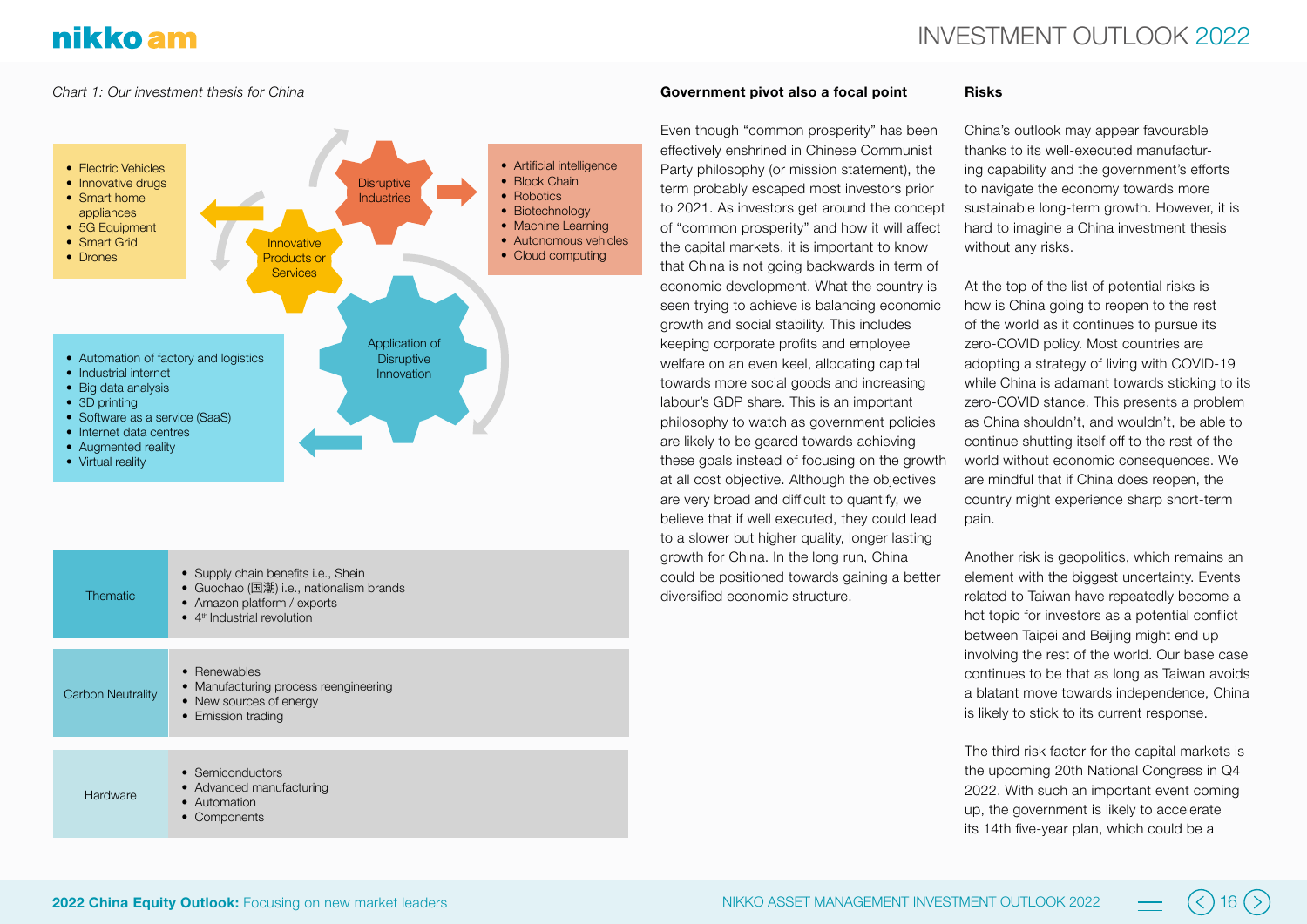*Chart 1: Our investment thesis for China*

**Innovative Products or Services**

- Electric Vehicles
- Innovative drugs
- Smart home appliances
- 5G Equipment
- Smart Grid
- Drones

**Disruptive Industries**

- Artificial intelligence
- Block Chain
- Robotics
- Biotechnology
- Machine Learning
- Autonomous vehicles
- Cloud computing

**Application of Disruptive Innovation**

- Automation of factory and logistics
- Industrial internet
- Big data analysis
- 3D printing
- Software as a service (SaaS)
- Internet data centres
- Augmented reality
- Virtual reality

| | |
|---|---|
| Thematic | • Supply chain benefits i.e., Shein<br>• Guochao (国潮) i.e., nationalism brands<br>• Amazon platform / exports<br>• 4th Industrial revolution |
| Carbon Neutrality | • Renewables<br>• Manufacturing process reengineering<br>• New sources of energy<br>• Emission trading |
| Hardware | • Semiconductors<br>• Advanced manufacturing<br>• Automation<br>• Components |

**Government pivot also a focal point**

Even though "common prosperity" has been effectively enshrined in Chinese Communist Party philosophy (or mission statement), the term probably escaped most investors prior to 2021. As investors get around the concept of "common prosperity" and how it will affect the capital markets, it is important to know that China is not going backwards in term of economic development. What the country is seen trying to achieve is balancing economic growth and social stability. This includes keeping corporate profits and employee welfare on an even keel, allocating capital towards more social goods and increasing labour's GDP share. This is an important philosophy to watch as government policies are likely to be geared towards achieving these goals instead of focusing on the growth at all cost objective. Although the objectives are very broad and difficult to quantify, we believe that if well executed, they could lead to a slower but higher quality, longer lasting growth for China. In the long run, China could be positioned towards gaining a better diversified economic structure.

**Risks**

China's outlook may appear favourable thanks to its well-executed manufacturing capability and the government's efforts to navigate the economy towards more sustainable long-term growth. However, it is hard to imagine a China investment thesis without any risks.

At the top of the list of potential risks is how is China going to reopen to the rest of the world as it continues to pursue its zero-COVID policy. Most countries are adopting a strategy of living with COVID-19 while China is adamant towards sticking to its zero-COVID stance. This presents a problem as China shouldn't, and wouldn't, be able to continue shutting itself off to the rest of the world without economic consequences. We are mindful that if China does reopen, the country might experience sharp short-term pain.

Another risk is geopolitics, which remains an element with the biggest uncertainty. Events related to Taiwan have repeatedly become a hot topic for investors as a potential conflict between Taipei and Beijing might end up involving the rest of the world. Our base case continues to be that as long as Taiwan avoids a blatant move towards independence, China is likely to stick to its current response.

The third risk factor for the capital markets is the upcoming 20th National Congress in Q4 2022. With such an important event coming up, the government is likely to accelerate its 14th five-year plan, which could be a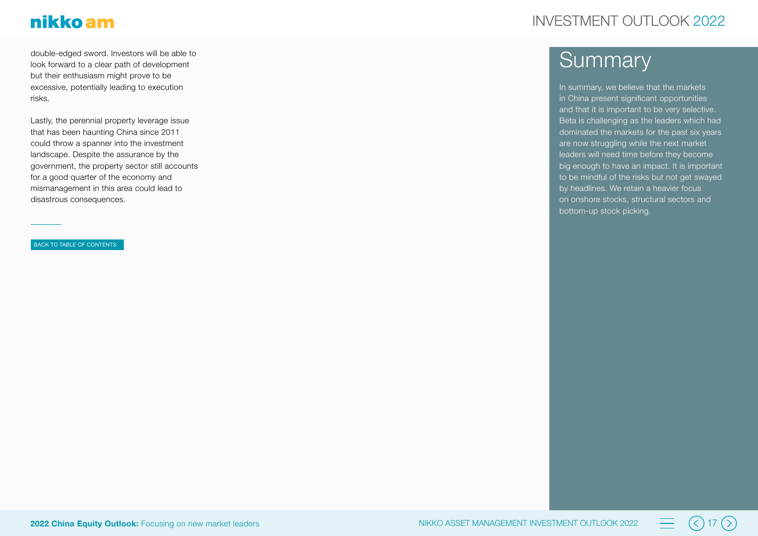double-edged sword. Investors will be able to look forward to a clear path of development but their enthusiasm might prove to be excessive, potentially leading to execution risks.

Lastly, the perennial property leverage issue that has been haunting China since 2011 could throw a spanner into the investment landscape. Despite the assurance by the government, the property sector still accounts for a good quarter of the economy and mismanagement in this area could lead to disastrous consequences.

BACK TO TABLE OF CONTENTS

## Summary

In summary, we believe that the markets in China present significant opportunities and that it is important to be very selective. Beta is challenging as the leaders which had dominated the markets for the past six years are now struggling while the next market leaders will need time before they become big enough to have an impact. It is important to be mindful of the risks but not get swayed by headlines. We retain a heavier focus on onshore stocks, structural sectors and bottom-up stock picking.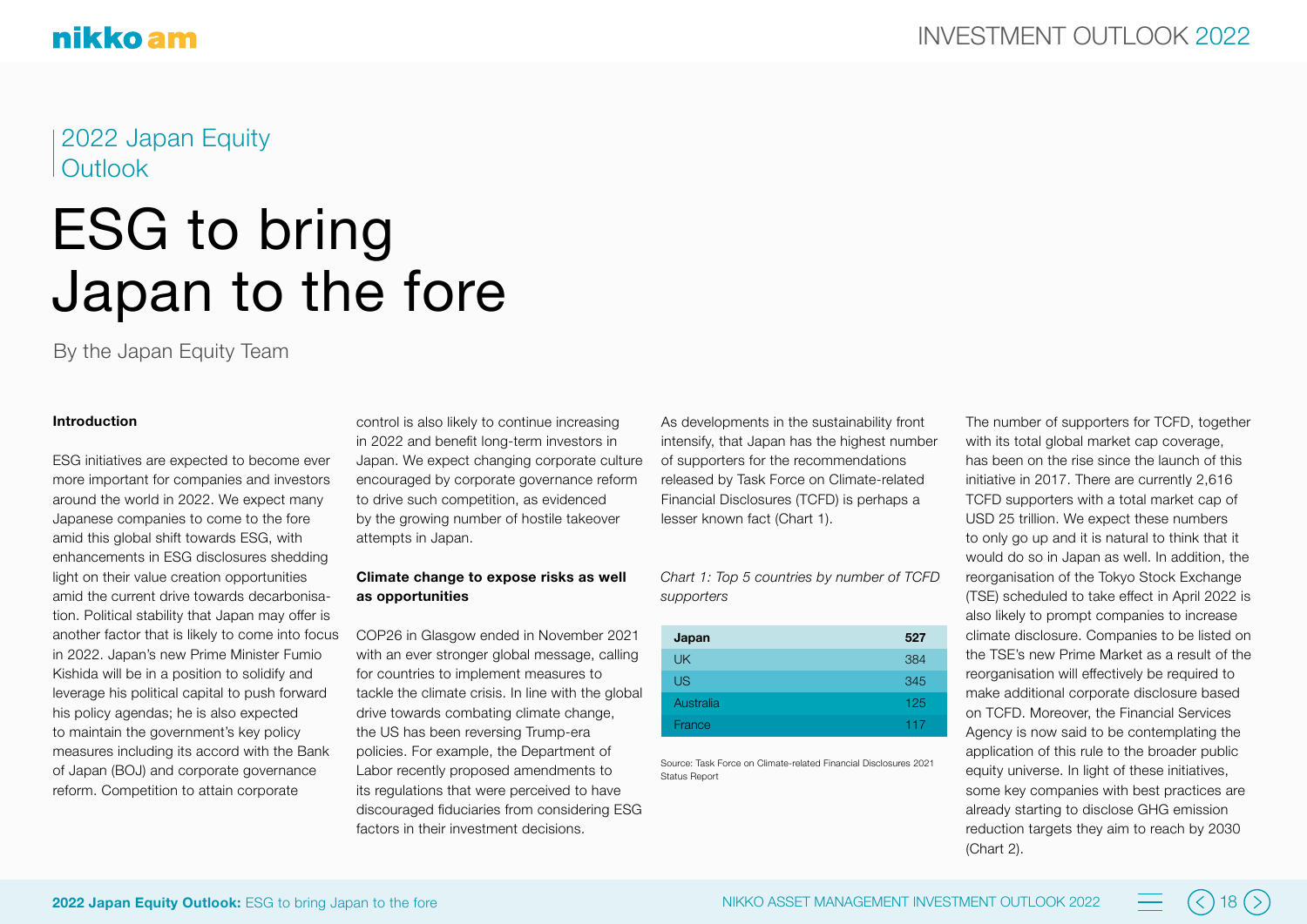2022 Japan Equity Outlook

# ESG to bring Japan to the fore

By the Japan Equity Team

**Introduction**

ESG initiatives are expected to become ever more important for companies and investors around the world in 2022. We expect many Japanese companies to come to the fore amid this global shift towards ESG, with enhancements in ESG disclosures shedding light on their value creation opportunities amid the current drive towards decarbonisation. Political stability that Japan may offer is another factor that is likely to come into focus in 2022. Japan's new Prime Minister Fumio Kishida will be in a position to solidify and leverage his political capital to push forward his policy agendas; he is also expected to maintain the government's key policy measures including its accord with the Bank of Japan (BOJ) and corporate governance reform. Competition to attain corporate control is also likely to continue increasing in 2022 and benefit long-term investors in Japan. We expect changing corporate culture encouraged by corporate governance reform to drive such competition, as evidenced by the growing number of hostile takeover attempts in Japan.

**Climate change to expose risks as well as opportunities**

COP26 in Glasgow ended in November 2021 with an ever stronger global message, calling for countries to implement measures to tackle the climate crisis. In line with the global drive towards combating climate change, the US has been reversing Trump-era policies. For example, the Department of Labor recently proposed amendments to its regulations that were perceived to have discouraged fiduciaries from considering ESG factors in their investment decisions.

As developments in the sustainability front intensify, that Japan has the highest number of supporters for the recommendations released by Task Force on Climate-related Financial Disclosures (TCFD) is perhaps a lesser known fact (Chart 1).

*Chart 1: Top 5 countries by number of TCFD supporters*

| Japan | 527 |
|---|---|
| UK | 384 |
| US | 345 |
| Australia | 125 |
| France | 117 |

Source: Task Force on Climate-related Financial Disclosures 2021 Status Report

The number of supporters for TCFD, together with its total global market cap coverage, has been on the rise since the launch of this initiative in 2017. There are currently 2,616 TCFD supporters with a total market cap of USD 25 trillion. We expect these numbers to only go up and it is natural to think that it would do so in Japan as well. In addition, the reorganisation of the Tokyo Stock Exchange (TSE) scheduled to take effect in April 2022 is also likely to prompt companies to increase climate disclosure. Companies to be listed on the TSE's new Prime Market as a result of the reorganisation will effectively be required to make additional corporate disclosure based on TCFD. Moreover, the Financial Services Agency is now said to be contemplating the application of this rule to the broader public equity universe. In light of these initiatives, some key companies with best practices are already starting to disclose GHG emission reduction targets they aim to reach by 2030 (Chart 2).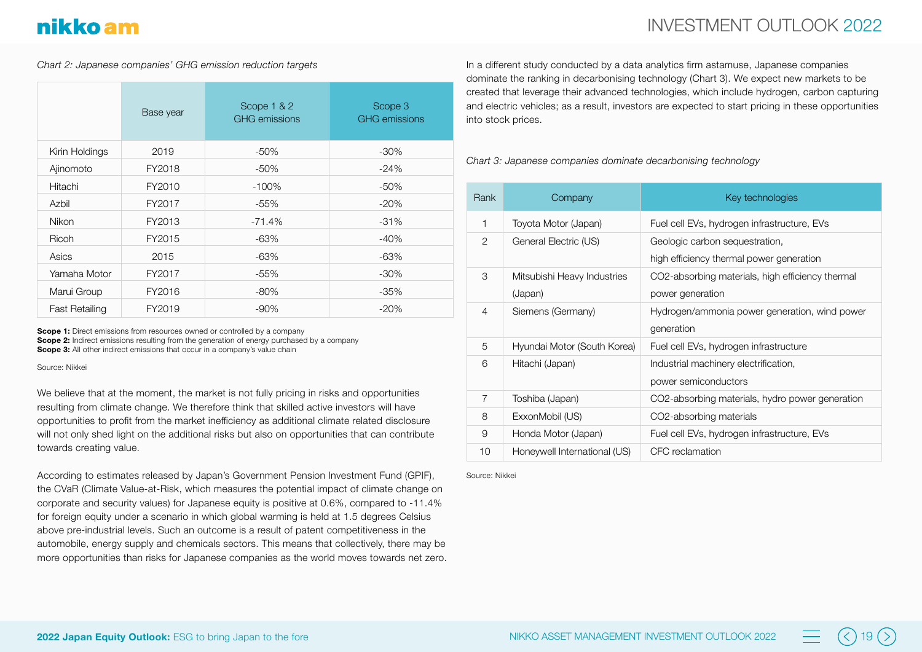*Chart 2: Japanese companies' GHG emission reduction targets*

| | Base year | Scope 1 & 2 GHG emissions | Scope 3 GHG emissions |
|---|---|---|---|
| Kirin Holdings | 2019 | -50% | -30% |
| Ajinomoto | FY2018 | -50% | -24% |
| Hitachi | FY2010 | -100% | -50% |
| Azbil | FY2017 | -55% | -20% |
| Nikon | FY2013 | -71.4% | -31% |
| Ricoh | FY2015 | -63% | -40% |
| Asics | 2015 | -63% | -63% |
| Yamaha Motor | FY2017 | -55% | -30% |
| Marui Group | FY2016 | -80% | -35% |
| Fast Retailing | FY2019 | -90% | -20% |

**Scope 1:** Direct emissions from resources owned or controlled by a company
**Scope 2:** Indirect emissions resulting from the generation of energy purchased by a company
**Scope 3:** All other indirect emissions that occur in a company's value chain

Source: Nikkei

We believe that at the moment, the market is not fully pricing in risks and opportunities resulting from climate change. We therefore think that skilled active investors will have opportunities to profit from the market inefficiency as additional climate related disclosure will not only shed light on the additional risks but also on opportunities that can contribute towards creating value.

According to estimates released by Japan's Government Pension Investment Fund (GPIF), the CVaR (Climate Value-at-Risk, which measures the potential impact of climate change on corporate and security values) for Japanese equity is positive at 0.6%, compared to -11.4% for foreign equity under a scenario in which global warming is held at 1.5 degrees Celsius above pre-industrial levels. Such an outcome is a result of patent competitiveness in the automobile, energy supply and chemicals sectors. This means that collectively, there may be more opportunities than risks for Japanese companies as the world moves towards net zero.

In a different study conducted by a data analytics firm astamuse, Japanese companies dominate the ranking in decarbonising technology (Chart 3). We expect new markets to be created that leverage their advanced technologies, which include hydrogen, carbon capturing and electric vehicles; as a result, investors are expected to start pricing in these opportunities into stock prices.

*Chart 3: Japanese companies dominate decarbonising technology*

| Rank | Company | Key technologies |
|---|---|---|
| 1 | Toyota Motor (Japan) | Fuel cell EVs, hydrogen infrastructure, EVs |
| 2 | General Electric (US) | Geologic carbon sequestration, high efficiency thermal power generation |
| 3 | Mitsubishi Heavy Industries (Japan) | CO2-absorbing materials, high efficiency thermal power generation |
| 4 | Siemens (Germany) | Hydrogen/ammonia power generation, wind power generation |
| 5 | Hyundai Motor (South Korea) | Fuel cell EVs, hydrogen infrastructure |
| 6 | Hitachi (Japan) | Industrial machinery electrification, power semiconductors |
| 7 | Toshiba (Japan) | CO2-absorbing materials, hydro power generation |
| 8 | ExxonMobil (US) | CO2-absorbing materials |
| 9 | Honda Motor (Japan) | Fuel cell EVs, hydrogen infrastructure, EVs |
| 10 | Honeywell International (US) | CFC reclamation |

Source: Nikkei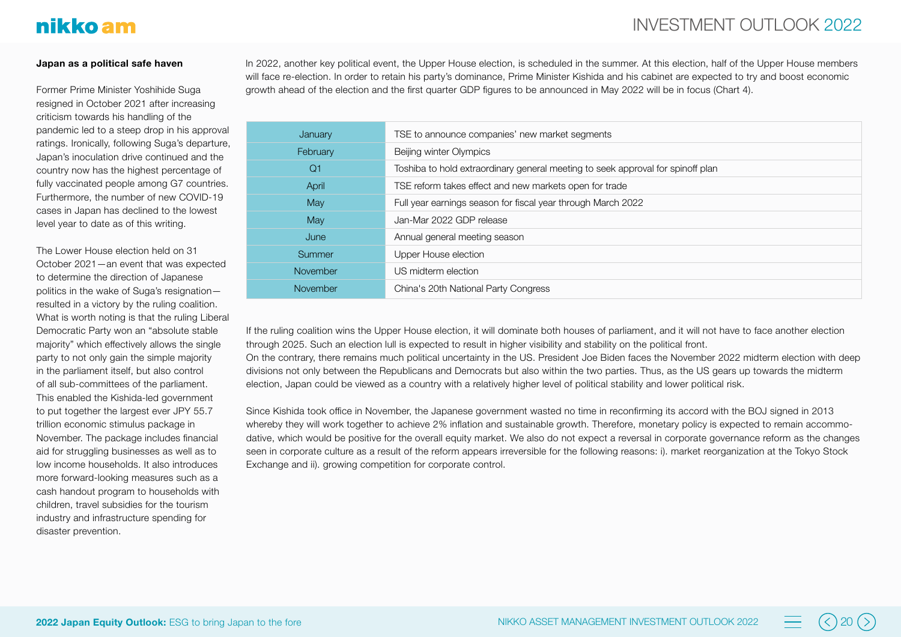### Japan as a political safe haven

Former Prime Minister Yoshihide Suga resigned in October 2021 after increasing criticism towards his handling of the pandemic led to a steep drop in his approval ratings. Ironically, following Suga's departure, Japan's inoculation drive continued and the country now has the highest percentage of fully vaccinated people among G7 countries. Furthermore, the number of new COVID-19 cases in Japan has declined to the lowest level year to date as of this writing.

The Lower House election held on 31 October 2021—an event that was expected to determine the direction of Japanese politics in the wake of Suga's resignation—resulted in a victory by the ruling coalition. What is worth noting is that the ruling Liberal Democratic Party won an "absolute stable majority" which effectively allows the single party to not only gain the simple majority in the parliament itself, but also control of all sub-committees of the parliament. This enabled the Kishida-led government to put together the largest ever JPY 55.7 trillion economic stimulus package in November. The package includes financial aid for struggling businesses as well as to low income households. It also introduces more forward-looking measures such as a cash handout program to households with children, travel subsidies for the tourism industry and infrastructure spending for disaster prevention.

In 2022, another key political event, the Upper House election, is scheduled in the summer. At this election, half of the Upper House members will face re-election. In order to retain his party's dominance, Prime Minister Kishida and his cabinet are expected to try and boost economic growth ahead of the election and the first quarter GDP figures to be announced in May 2022 will be in focus (Chart 4).

| | |
|---|---|
| January | TSE to announce companies' new market segments |
| February | Beijing winter Olympics |
| Q1 | Toshiba to hold extraordinary general meeting to seek approval for spinoff plan |
| April | TSE reform takes effect and new markets open for trade |
| May | Full year earnings season for fiscal year through March 2022 |
| May | Jan-Mar 2022 GDP release |
| June | Annual general meeting season |
| Summer | Upper House election |
| November | US midterm election |
| November | China's 20th National Party Congress |

If the ruling coalition wins the Upper House election, it will dominate both houses of parliament, and it will not have to face another election through 2025. Such an election lull is expected to result in higher visibility and stability on the political front.

On the contrary, there remains much political uncertainty in the US. President Joe Biden faces the November 2022 midterm election with deep divisions not only between the Republicans and Democrats but also within the two parties. Thus, as the US gears up towards the midterm election, Japan could be viewed as a country with a relatively higher level of political stability and lower political risk.

Since Kishida took office in November, the Japanese government wasted no time in reconfirming its accord with the BOJ signed in 2013 whereby they will work together to achieve 2% inflation and sustainable growth. Therefore, monetary policy is expected to remain accommodative, which would be positive for the overall equity market. We also do not expect a reversal in corporate governance reform as the changes seen in corporate culture as a result of the reform appears irreversible for the following reasons: i). market reorganization at the Tokyo Stock Exchange and ii). growing competition for corporate control.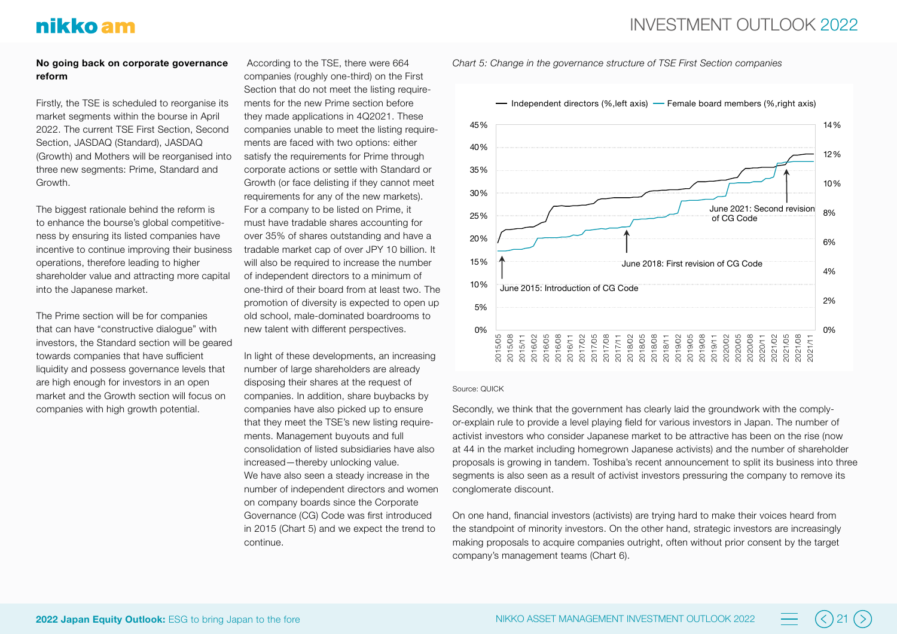### No going back on corporate governance reform

Firstly, the TSE is scheduled to reorganise its market segments within the bourse in April 2022. The current TSE First Section, Second Section, JASDAQ (Standard), JASDAQ (Growth) and Mothers will be reorganised into three new segments: Prime, Standard and Growth.

The biggest rationale behind the reform is to enhance the bourse's global competitiveness by ensuring its listed companies have incentive to continue improving their business operations, therefore leading to higher shareholder value and attracting more capital into the Japanese market.

The Prime section will be for companies that can have "constructive dialogue" with investors, the Standard section will be geared towards companies that have sufficient liquidity and possess governance levels that are high enough for investors in an open market and the Growth section will focus on companies with high growth potential.

According to the TSE, there were 664 companies (roughly one-third) on the First Section that do not meet the listing requirements for the new Prime section before they made applications in 4Q2021. These companies unable to meet the listing requirements are faced with two options: either satisfy the requirements for Prime through corporate actions or settle with Standard or Growth (or face delisting if they cannot meet requirements for any of the new markets). For a company to be listed on Prime, it must have tradable shares accounting for over 35% of shares outstanding and have a tradable market cap of over JPY 10 billion. It will also be required to increase the number of independent directors to a minimum of one-third of their board from at least two. The promotion of diversity is expected to open up old school, male-dominated boardrooms to new talent with different perspectives.

In light of these developments, an increasing number of large shareholders are already disposing their shares at the request of companies. In addition, share buybacks by companies have also picked up to ensure that they meet the TSE's new listing requirements. Management buyouts and full consolidation of listed subsidiaries have also increased—thereby unlocking value.
We have also seen a steady increase in the number of independent directors and women on company boards since the Corporate Governance (CG) Code was first introduced in 2015 (Chart 5) and we expect the trend to continue.

*Chart 5: Change in the governance structure of TSE First Section companies*

Source: QUICK

Secondly, we think that the government has clearly laid the groundwork with the comply-or-explain rule to provide a level playing field for various investors in Japan. The number of activist investors who consider Japanese market to be attractive has been on the rise (now at 44 in the market including homegrown Japanese activists) and the number of shareholder proposals is growing in tandem. Toshiba's recent announcement to split its business into three segments is also seen as a result of activist investors pressuring the company to remove its conglomerate discount.

On one hand, financial investors (activists) are trying hard to make their voices heard from the standpoint of minority investors. On the other hand, strategic investors are increasingly making proposals to acquire companies outright, often without prior consent by the target company's management teams (Chart 6).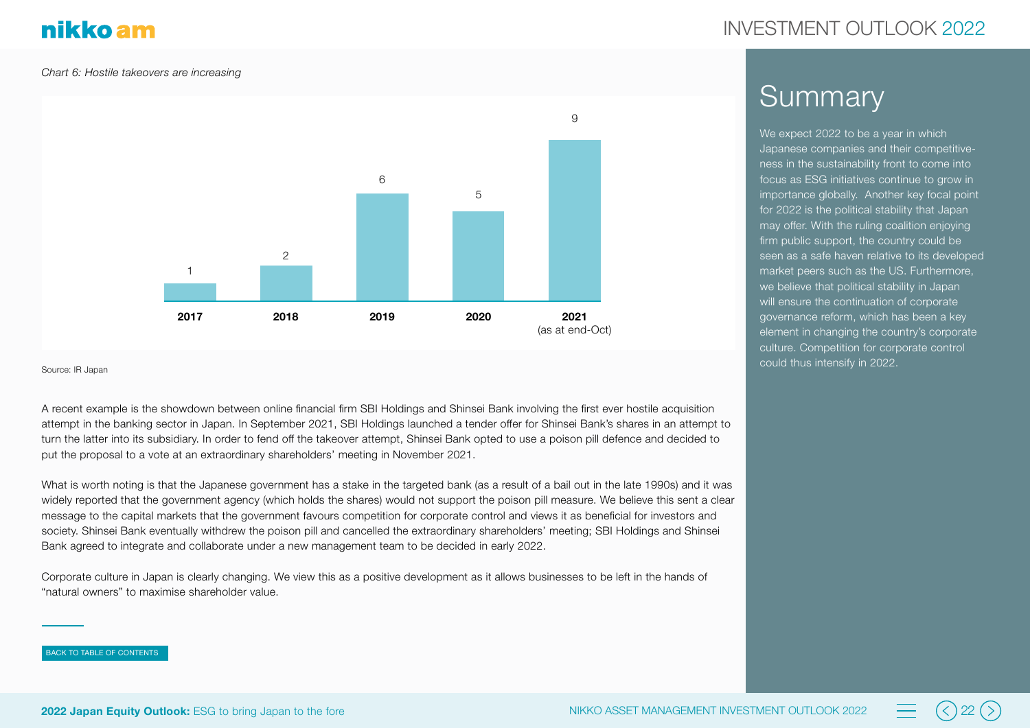*Chart 6: Hostile takeovers are increasing*

| Year | Hostile takeovers |
|---|---|
| 2017 | 1 |
| 2018 | 2 |
| 2019 | 6 |
| 2020 | 5 |
| 2021 (as at end-Oct) | 9 |

Source: IR Japan

A recent example is the showdown between online financial firm SBI Holdings and Shinsei Bank involving the first ever hostile acquisition attempt in the banking sector in Japan. In September 2021, SBI Holdings launched a tender offer for Shinsei Bank's shares in an attempt to turn the latter into its subsidiary. In order to fend off the takeover attempt, Shinsei Bank opted to use a poison pill defence and decided to put the proposal to a vote at an extraordinary shareholders' meeting in November 2021.

What is worth noting is that the Japanese government has a stake in the targeted bank (as a result of a bail out in the late 1990s) and it was widely reported that the government agency (which holds the shares) would not support the poison pill measure. We believe this sent a clear message to the capital markets that the government favours competition for corporate control and views it as beneficial for investors and society. Shinsei Bank eventually withdrew the poison pill and cancelled the extraordinary shareholders' meeting; SBI Holdings and Shinsei Bank agreed to integrate and collaborate under a new management team to be decided in early 2022.

Corporate culture in Japan is clearly changing. We view this as a positive development as it allows businesses to be left in the hands of "natural owners" to maximise shareholder value.

## Summary

We expect 2022 to be a year in which Japanese companies and their competitiveness in the sustainability front to come into focus as ESG initiatives continue to grow in importance globally. Another key focal point for 2022 is the political stability that Japan may offer. With the ruling coalition enjoying firm public support, the country could be seen as a safe haven relative to its developed market peers such as the US. Furthermore, we believe that political stability in Japan will ensure the continuation of corporate governance reform, which has been a key element in changing the country's corporate culture. Competition for corporate control could thus intensify in 2022.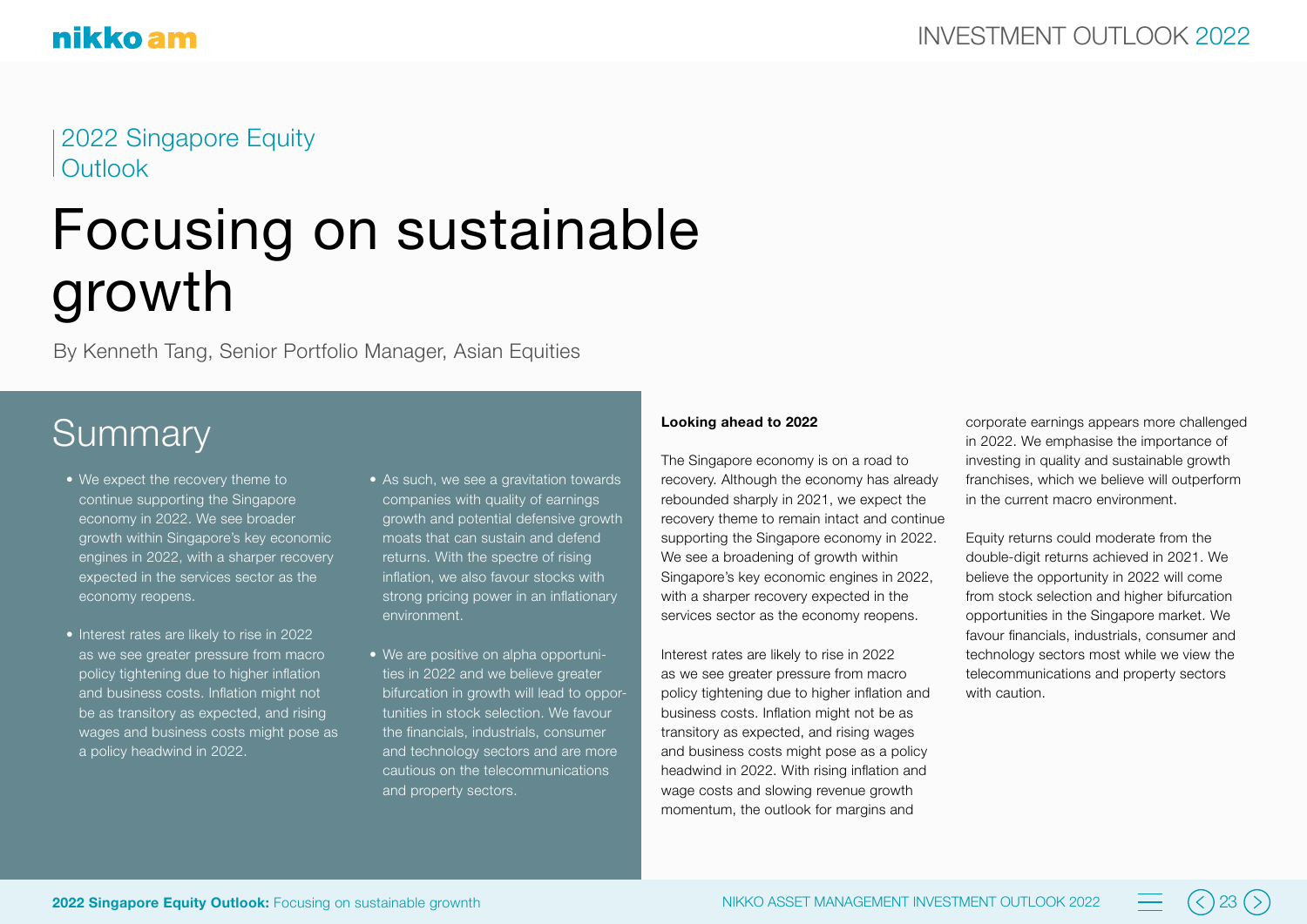2022 Singapore Equity Outlook

# Focusing on sustainable growth

By Kenneth Tang, Senior Portfolio Manager, Asian Equities

## Summary

- We expect the recovery theme to continue supporting the Singapore economy in 2022. We see broader growth within Singapore's key economic engines in 2022, with a sharper recovery expected in the services sector as the economy reopens.
- Interest rates are likely to rise in 2022 as we see greater pressure from macro policy tightening due to higher inflation and business costs. Inflation might not be as transitory as expected, and rising wages and business costs might pose as a policy headwind in 2022.
- As such, we see a gravitation towards companies with quality of earnings growth and potential defensive growth moats that can sustain and defend returns. With the spectre of rising inflation, we also favour stocks with strong pricing power in an inflationary environment.
- We are positive on alpha opportunities in 2022 and we believe greater bifurcation in growth will lead to opportunities in stock selection. We favour the financials, industrials, consumer and technology sectors and are more cautious on the telecommunications and property sectors.

**Looking ahead to 2022**

The Singapore economy is on a road to recovery. Although the economy has already rebounded sharply in 2021, we expect the recovery theme to remain intact and continue supporting the Singapore economy in 2022. We see a broadening of growth within Singapore's key economic engines in 2022, with a sharper recovery expected in the services sector as the economy reopens.

Interest rates are likely to rise in 2022 as we see greater pressure from macro policy tightening due to higher inflation and business costs. Inflation might not be as transitory as expected, and rising wages and business costs might pose as a policy headwind in 2022. With rising inflation and wage costs and slowing revenue growth momentum, the outlook for margins and corporate earnings appears more challenged in 2022. We emphasise the importance of investing in quality and sustainable growth franchises, which we believe will outperform in the current macro environment.

Equity returns could moderate from the double-digit returns achieved in 2021. We believe the opportunity in 2022 will come from stock selection and higher bifurcation opportunities in the Singapore market. We favour financials, industrials, consumer and technology sectors most while we view the telecommunications and property sectors with caution.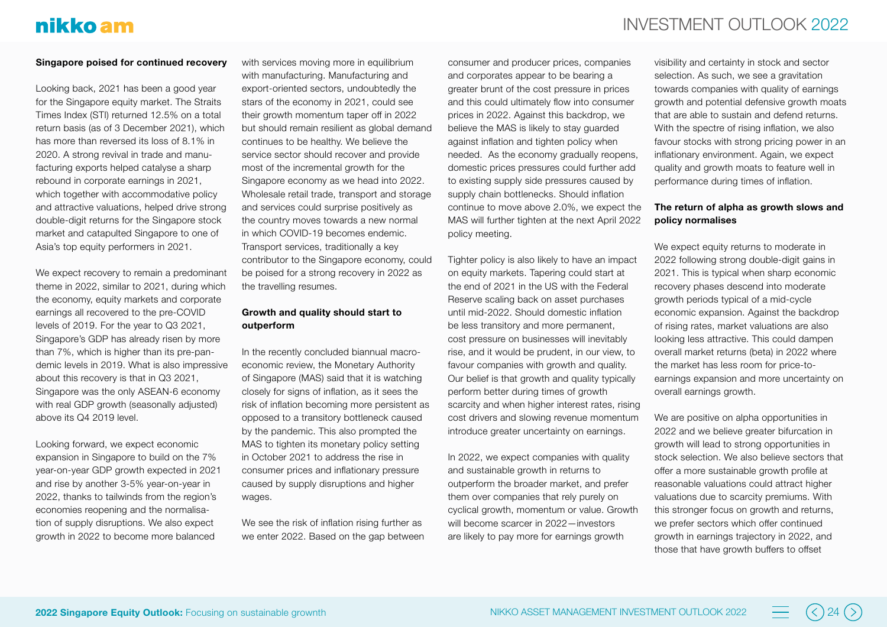## Singapore poised for continued recovery

Looking back, 2021 has been a good year for the Singapore equity market. The Straits Times Index (STI) returned 12.5% on a total return basis (as of 3 December 2021), which has more than reversed its loss of 8.1% in 2020. A strong revival in trade and manufacturing exports helped catalyse a sharp rebound in corporate earnings in 2021, which together with accommodative policy and attractive valuations, helped drive strong double-digit returns for the Singapore stock market and catapulted Singapore to one of Asia's top equity performers in 2021.

We expect recovery to remain a predominant theme in 2022, similar to 2021, during which the economy, equity markets and corporate earnings all recovered to the pre-COVID levels of 2019. For the year to Q3 2021, Singapore's GDP has already risen by more than 7%, which is higher than its pre-pandemic levels in 2019. What is also impressive about this recovery is that in Q3 2021, Singapore was the only ASEAN-6 economy with real GDP growth (seasonally adjusted) above its Q4 2019 level.

Looking forward, we expect economic expansion in Singapore to build on the 7% year-on-year GDP growth expected in 2021 and rise by another 3-5% year-on-year in 2022, thanks to tailwinds from the region's economies reopening and the normalisation of supply disruptions. We also expect growth in 2022 to become more balanced with services moving more in equilibrium with manufacturing. Manufacturing and export-oriented sectors, undoubtedly the stars of the economy in 2021, could see their growth momentum taper off in 2022 but should remain resilient as global demand continues to be healthy. We believe the service sector should recover and provide most of the incremental growth for the Singapore economy as we head into 2022. Wholesale retail trade, transport and storage and services could surprise positively as the country moves towards a new normal in which COVID-19 becomes endemic. Transport services, traditionally a key contributor to the Singapore economy, could be poised for a strong recovery in 2022 as the travelling resumes.

## Growth and quality should start to outperform

In the recently concluded biannual macroeconomic review, the Monetary Authority of Singapore (MAS) said that it is watching closely for signs of inflation, as it sees the risk of inflation becoming more persistent as opposed to a transitory bottleneck caused by the pandemic. This also prompted the MAS to tighten its monetary policy setting in October 2021 to address the rise in consumer prices and inflationary pressure caused by supply disruptions and higher wages.

We see the risk of inflation rising further as we enter 2022. Based on the gap between consumer and producer prices, companies and corporates appear to be bearing a greater brunt of the cost pressure in prices and this could ultimately flow into consumer prices in 2022. Against this backdrop, we believe the MAS is likely to stay guarded against inflation and tighten policy when needed. As the economy gradually reopens, domestic prices pressures could further add to existing supply side pressures caused by supply chain bottlenecks. Should inflation continue to move above 2.0%, we expect the MAS will further tighten at the next April 2022 policy meeting.

Tighter policy is also likely to have an impact on equity markets. Tapering could start at the end of 2021 in the US with the Federal Reserve scaling back on asset purchases until mid-2022. Should domestic inflation be less transitory and more permanent, cost pressure on businesses will inevitably rise, and it would be prudent, in our view, to favour companies with growth and quality. Our belief is that growth and quality typically perform better during times of growth scarcity and when higher interest rates, rising cost drivers and slowing revenue momentum introduce greater uncertainty on earnings.

In 2022, we expect companies with quality and sustainable growth in returns to outperform the broader market, and prefer them over companies that rely purely on cyclical growth, momentum or value. Growth will become scarcer in 2022—investors are likely to pay more for earnings growth visibility and certainty in stock and sector selection. As such, we see a gravitation towards companies with quality of earnings growth and potential defensive growth moats that are able to sustain and defend returns. With the spectre of rising inflation, we also favour stocks with strong pricing power in an inflationary environment. Again, we expect quality and growth moats to feature well in performance during times of inflation.

## The return of alpha as growth slows and policy normalises

We expect equity returns to moderate in 2022 following strong double-digit gains in 2021. This is typical when sharp economic recovery phases descend into moderate growth periods typical of a mid-cycle economic expansion. Against the backdrop of rising rates, market valuations are also looking less attractive. This could dampen overall market returns (beta) in 2022 where the market has less room for price-to-earnings expansion and more uncertainty on overall earnings growth.

We are positive on alpha opportunities in 2022 and we believe greater bifurcation in growth will lead to strong opportunities in stock selection. We also believe sectors that offer a more sustainable growth profile at reasonable valuations could attract higher valuations due to scarcity premiums. With this stronger focus on growth and returns, we prefer sectors which offer continued growth in earnings trajectory in 2022, and those that have growth buffers to offset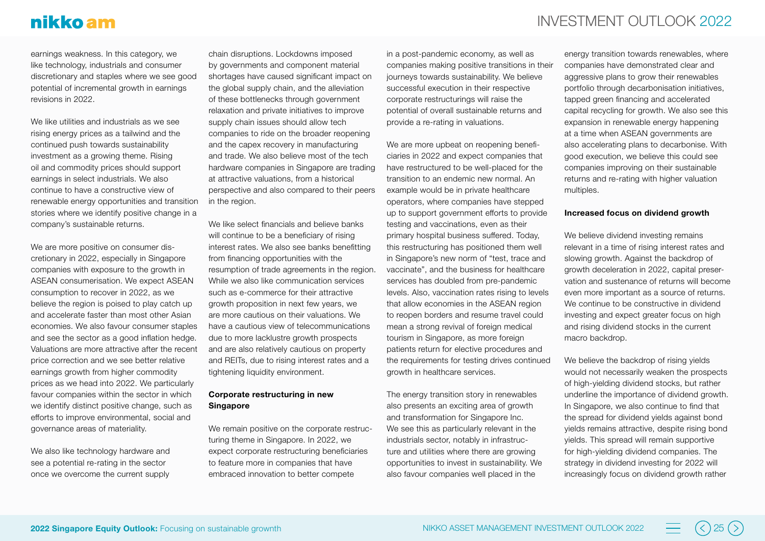earnings weakness. In this category, we like technology, industrials and consumer discretionary and staples where we see good potential of incremental growth in earnings revisions in 2022.

We like utilities and industrials as we see rising energy prices as a tailwind and the continued push towards sustainability investment as a growing theme. Rising oil and commodity prices should support earnings in select industrials. We also continue to have a constructive view of renewable energy opportunities and transition stories where we identify positive change in a company's sustainable returns.

We are more positive on consumer discretionary in 2022, especially in Singapore companies with exposure to the growth in ASEAN consumerisation. We expect ASEAN consumption to recover in 2022, as we believe the region is poised to play catch up and accelerate faster than most other Asian economies. We also favour consumer staples and see the sector as a good inflation hedge. Valuations are more attractive after the recent price correction and we see better relative earnings growth from higher commodity prices as we head into 2022. We particularly favour companies within the sector in which we identify distinct positive change, such as efforts to improve environmental, social and governance areas of materiality.

We also like technology hardware and see a potential re-rating in the sector once we overcome the current supply chain disruptions. Lockdowns imposed by governments and component material shortages have caused significant impact on the global supply chain, and the alleviation of these bottlenecks through government relaxation and private initiatives to improve supply chain issues should allow tech companies to ride on the broader reopening and the capex recovery in manufacturing and trade. We also believe most of the tech hardware companies in Singapore are trading at attractive valuations, from a historical perspective and also compared to their peers in the region.

We like select financials and believe banks will continue to be a beneficiary of rising interest rates. We also see banks benefitting from financing opportunities with the resumption of trade agreements in the region. While we also like communication services such as e-commerce for their attractive growth proposition in next few years, we are more cautious on their valuations. We have a cautious view of telecommunications due to more lacklustre growth prospects and are also relatively cautious on property and REITs, due to rising interest rates and a tightening liquidity environment.

**Corporate restructuring in new Singapore**

We remain positive on the corporate restructuring theme in Singapore. In 2022, we expect corporate restructuring beneficiaries to feature more in companies that have embraced innovation to better compete in a post-pandemic economy, as well as companies making positive transitions in their journeys towards sustainability. We believe successful execution in their respective corporate restructurings will raise the potential of overall sustainable returns and provide a re-rating in valuations.

We are more upbeat on reopening beneficiaries in 2022 and expect companies that have restructured to be well-placed for the transition to an endemic new normal. An example would be in private healthcare operators, where companies have stepped up to support government efforts to provide testing and vaccinations, even as their primary hospital business suffered. Today, this restructuring has positioned them well in Singapore's new norm of "test, trace and vaccinate", and the business for healthcare services has doubled from pre-pandemic levels. Also, vaccination rates rising to levels that allow economies in the ASEAN region to reopen borders and resume travel could mean a strong revival of foreign medical tourism in Singapore, as more foreign patients return for elective procedures and the requirements for testing drives continued growth in healthcare services.

The energy transition story in renewables also presents an exciting area of growth and transformation for Singapore Inc. We see this as particularly relevant in the industrials sector, notably in infrastructure and utilities where there are growing opportunities to invest in sustainability. We also favour companies well placed in the energy transition towards renewables, where companies have demonstrated clear and aggressive plans to grow their renewables portfolio through decarbonisation initiatives, tapped green financing and accelerated capital recycling for growth. We also see this expansion in renewable energy happening at a time when ASEAN governments are also accelerating plans to decarbonise. With good execution, we believe this could see companies improving on their sustainable returns and re-rating with higher valuation multiples.

**Increased focus on dividend growth**

We believe dividend investing remains relevant in a time of rising interest rates and slowing growth. Against the backdrop of growth deceleration in 2022, capital preservation and sustenance of returns will become even more important as a source of returns. We continue to be constructive in dividend investing and expect greater focus on high and rising dividend stocks in the current macro backdrop.

We believe the backdrop of rising yields would not necessarily weaken the prospects of high-yielding dividend stocks, but rather underline the importance of dividend growth. In Singapore, we also continue to find that the spread for dividend yields against bond yields remains attractive, despite rising bond yields. This spread will remain supportive for high-yielding dividend companies. The strategy in dividend investing for 2022 will increasingly focus on dividend growth rather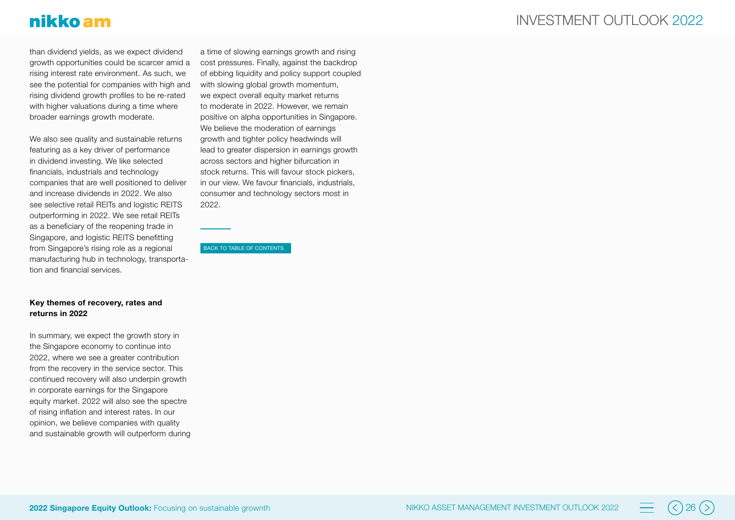than dividend yields, as we expect dividend growth opportunities could be scarcer amid a rising interest rate environment. As such, we see the potential for companies with high and rising dividend growth profiles to be re-rated with higher valuations during a time where broader earnings growth moderate.

We also see quality and sustainable returns featuring as a key driver of performance in dividend investing. We like selected financials, industrials and technology companies that are well positioned to deliver and increase dividends in 2022. We also see selective retail REITs and logistic REITS outperforming in 2022. We see retail REITs as a beneficiary of the reopening trade in Singapore, and logistic REITS benefitting from Singapore's rising role as a regional manufacturing hub in technology, transportation and financial services.

**Key themes of recovery, rates and returns in 2022**

In summary, we expect the growth story in the Singapore economy to continue into 2022, where we see a greater contribution from the recovery in the service sector. This continued recovery will also underpin growth in corporate earnings for the Singapore equity market. 2022 will also see the spectre of rising inflation and interest rates. In our opinion, we believe companies with quality and sustainable growth will outperform during a time of slowing earnings growth and rising cost pressures. Finally, against the backdrop of ebbing liquidity and policy support coupled with slowing global growth momentum, we expect overall equity market returns to moderate in 2022. However, we remain positive on alpha opportunities in Singapore. We believe the moderation of earnings growth and tighter policy headwinds will lead to greater dispersion in earnings growth across sectors and higher bifurcation in stock returns. This will favour stock pickers, in our view. We favour financials, industrials, consumer and technology sectors most in 2022.

BACK TO TABLE OF CONTENTS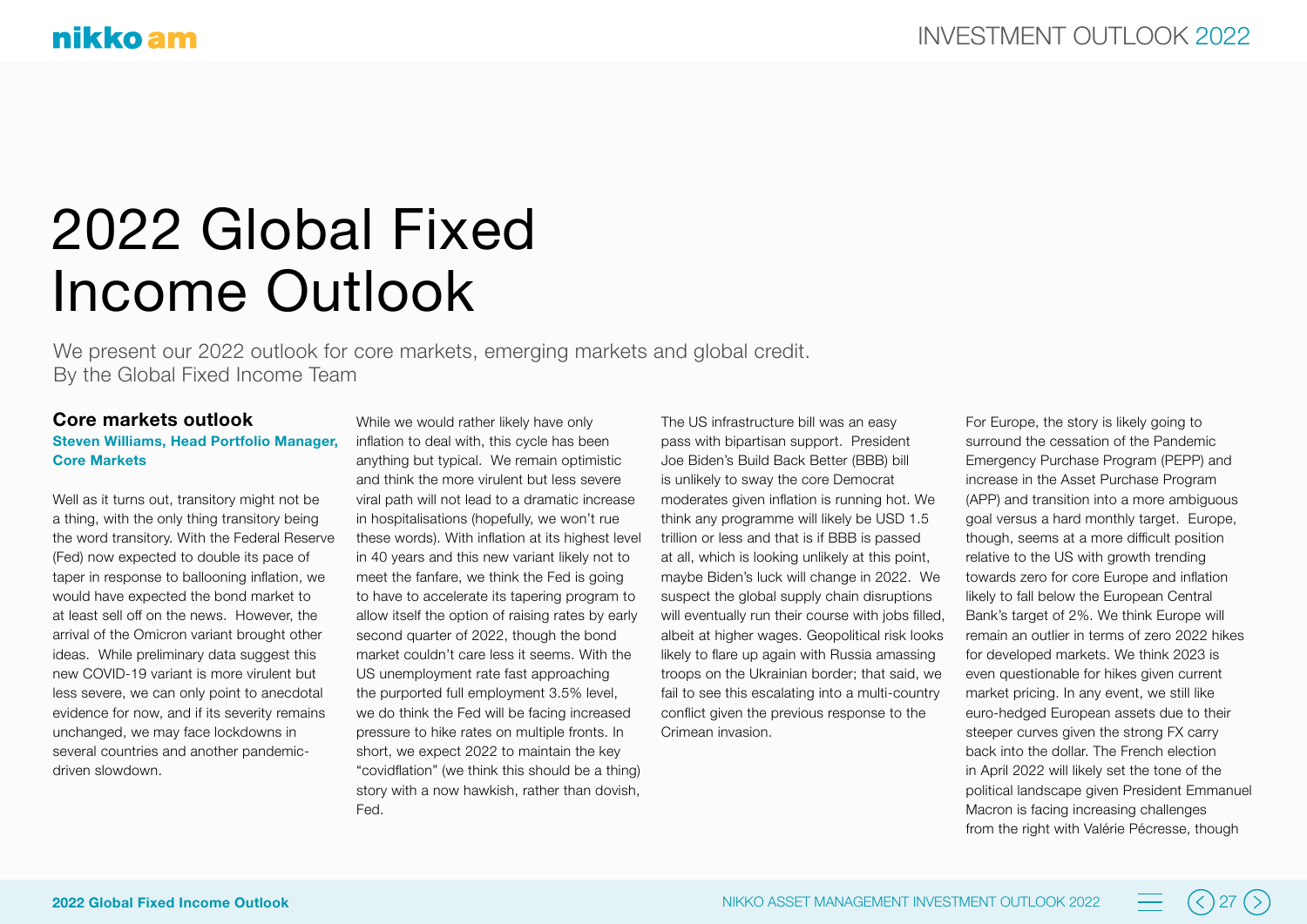# 2022 Global Fixed Income Outlook

We present our 2022 outlook for core markets, emerging markets and global credit.
By the Global Fixed Income Team

## Core markets outlook

**Steven Williams, Head Portfolio Manager, Core Markets**

Well as it turns out, transitory might not be a thing, with the only thing transitory being the word transitory. With the Federal Reserve (Fed) now expected to double its pace of taper in response to ballooning inflation, we would have expected the bond market to at least sell off on the news. However, the arrival of the Omicron variant brought other ideas. While preliminary data suggest this new COVID-19 variant is more virulent but less severe, we can only point to anecdotal evidence for now, and if its severity remains unchanged, we may face lockdowns in several countries and another pandemic-driven slowdown.

While we would rather likely have only inflation to deal with, this cycle has been anything but typical. We remain optimistic and think the more virulent but less severe viral path will not lead to a dramatic increase in hospitalisations (hopefully, we won't rue these words). With inflation at its highest level in 40 years and this new variant likely not to meet the fanfare, we think the Fed is going to have to accelerate its tapering program to allow itself the option of raising rates by early second quarter of 2022, though the bond market couldn't care less it seems. With the US unemployment rate fast approaching the purported full employment 3.5% level, we do think the Fed will be facing increased pressure to hike rates on multiple fronts. In short, we expect 2022 to maintain the key "covidflation" (we think this should be a thing) story with a now hawkish, rather than dovish, Fed.

The US infrastructure bill was an easy pass with bipartisan support. President Joe Biden's Build Back Better (BBB) bill is unlikely to sway the core Democrat moderates given inflation is running hot. We think any programme will likely be USD 1.5 trillion or less and that is if BBB is passed at all, which is looking unlikely at this point, maybe Biden's luck will change in 2022. We suspect the global supply chain disruptions will eventually run their course with jobs filled, albeit at higher wages. Geopolitical risk looks likely to flare up again with Russia amassing troops on the Ukrainian border; that said, we fail to see this escalating into a multi-country conflict given the previous response to the Crimean invasion.

For Europe, the story is likely going to surround the cessation of the Pandemic Emergency Purchase Program (PEPP) and increase in the Asset Purchase Program (APP) and transition into a more ambiguous goal versus a hard monthly target. Europe, though, seems at a more difficult position relative to the US with growth trending towards zero for core Europe and inflation likely to fall below the European Central Bank's target of 2%. We think Europe will remain an outlier in terms of zero 2022 hikes for developed markets. We think 2023 is even questionable for hikes given current market pricing. In any event, we still like euro-hedged European assets due to their steeper curves given the strong FX carry back into the dollar. The French election in April 2022 will likely set the tone of the political landscape given President Emmanuel Macron is facing increasing challenges from the right with Valérie Pécresse, though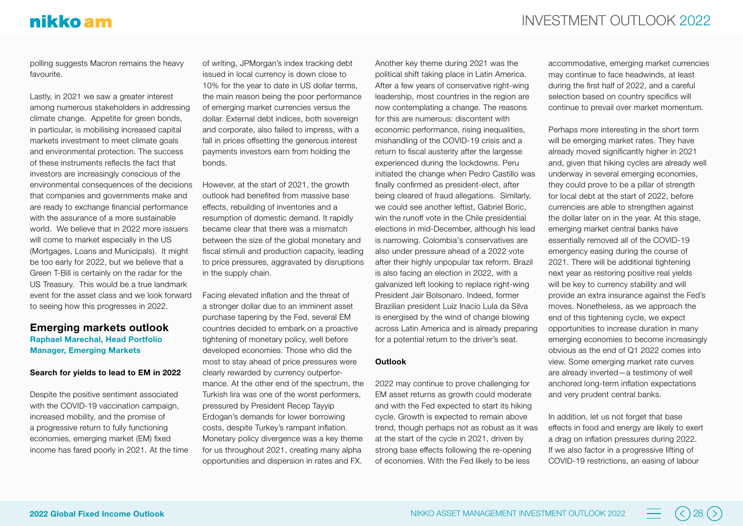polling suggests Macron remains the heavy favourite.

Lastly, in 2021 we saw a greater interest among numerous stakeholders in addressing climate change. Appetite for green bonds, in particular, is mobilising increased capital markets investment to meet climate goals and environmental protection. The success of these instruments reflects the fact that investors are increasingly conscious of the environmental consequences of the decisions that companies and governments make and are ready to exchange financial performance with the assurance of a more sustainable world. We believe that in 2022 more issuers will come to market especially in the US (Mortgages, Loans and Municipals). It might be too early for 2022, but we believe that a Green T-Bill is certainly on the radar for the US Treasury. This would be a true landmark event for the asset class and we look forward to seeing how this progresses in 2022.

## Emerging markets outlook

**Raphael Marechal, Head Portfolio Manager, Emerging Markets**

### Search for yields to lead to EM in 2022

Despite the positive sentiment associated with the COVID-19 vaccination campaign, increased mobility, and the promise of a progressive return to fully functioning economies, emerging market (EM) fixed income has fared poorly in 2021. At the time of writing, JPMorgan's index tracking debt issued in local currency is down close to 10% for the year to date in US dollar terms, the main reason being the poor performance of emerging market currencies versus the dollar. External debt indices, both sovereign and corporate, also failed to impress, with a fall in prices offsetting the generous interest payments investors earn from holding the bonds.

However, at the start of 2021, the growth outlook had benefited from massive base effects, rebuilding of inventories and a resumption of domestic demand. It rapidly became clear that there was a mismatch between the size of the global monetary and fiscal stimuli and production capacity, leading to price pressures, aggravated by disruptions in the supply chain.

Facing elevated inflation and the threat of a stronger dollar due to an imminent asset purchase tapering by the Fed, several EM countries decided to embark on a proactive tightening of monetary policy, well before developed economies. Those who did the most to stay ahead of price pressures were clearly rewarded by currency outperformance. At the other end of the spectrum, the Turkish lira was one of the worst performers, pressured by President Recep Tayyip Erdogan's demands for lower borrowing costs, despite Turkey's rampant inflation. Monetary policy divergence was a key theme for us throughout 2021, creating many alpha opportunities and dispersion in rates and FX.

Another key theme during 2021 was the political shift taking place in Latin America. After a few years of conservative right-wing leadership, most countries in the region are now contemplating a change. The reasons for this are numerous: discontent with economic performance, rising inequalities, mishandling of the COVID-19 crisis and a return to fiscal austerity after the largesse experienced during the lockdowns. Peru initiated the change when Pedro Castillo was finally confirmed as president-elect, after being cleared of fraud allegations. Similarly, we could see another leftist, Gabriel Boric, win the runoff vote in the Chile presidential elections in mid-December, although his lead is narrowing. Colombia's conservatives are also under pressure ahead of a 2022 vote after their highly unpopular tax reform. Brazil is also facing an election in 2022, with a galvanized left looking to replace right-wing President Jair Bolsonaro. Indeed, former Brazilian president Luiz Inacio Lula da Silva is energised by the wind of change blowing across Latin America and is already preparing for a potential return to the driver's seat.

### Outlook

2022 may continue to prove challenging for EM asset returns as growth could moderate and with the Fed expected to start its hiking cycle. Growth is expected to remain above trend, though perhaps not as robust as it was at the start of the cycle in 2021, driven by strong base effects following the re-opening of economies. With the Fed likely to be less accommodative, emerging market currencies may continue to face headwinds, at least during the first half of 2022, and a careful selection based on country specifics will continue to prevail over market momentum.

Perhaps more interesting in the short term will be emerging market rates. They have already moved significantly higher in 2021 and, given that hiking cycles are already well underway in several emerging economies, they could prove to be a pillar of strength for local debt at the start of 2022, before currencies are able to strengthen against the dollar later on in the year. At this stage, emerging market central banks have essentially removed all of the COVID-19 emergency easing during the course of 2021. There will be additional tightening next year as restoring positive real yields will be key to currency stability and will provide an extra insurance against the Fed's moves. Nonetheless, as we approach the end of this tightening cycle, we expect opportunities to increase duration in many emerging economies to become increasingly obvious as the end of Q1 2022 comes into view. Some emerging market rate curves are already inverted—a testimony of well anchored long-term inflation expectations and very prudent central banks.

In addition, let us not forget that base effects in food and energy are likely to exert a drag on inflation pressures during 2022. If we also factor in a progressive lifting of COVID-19 restrictions, an easing of labour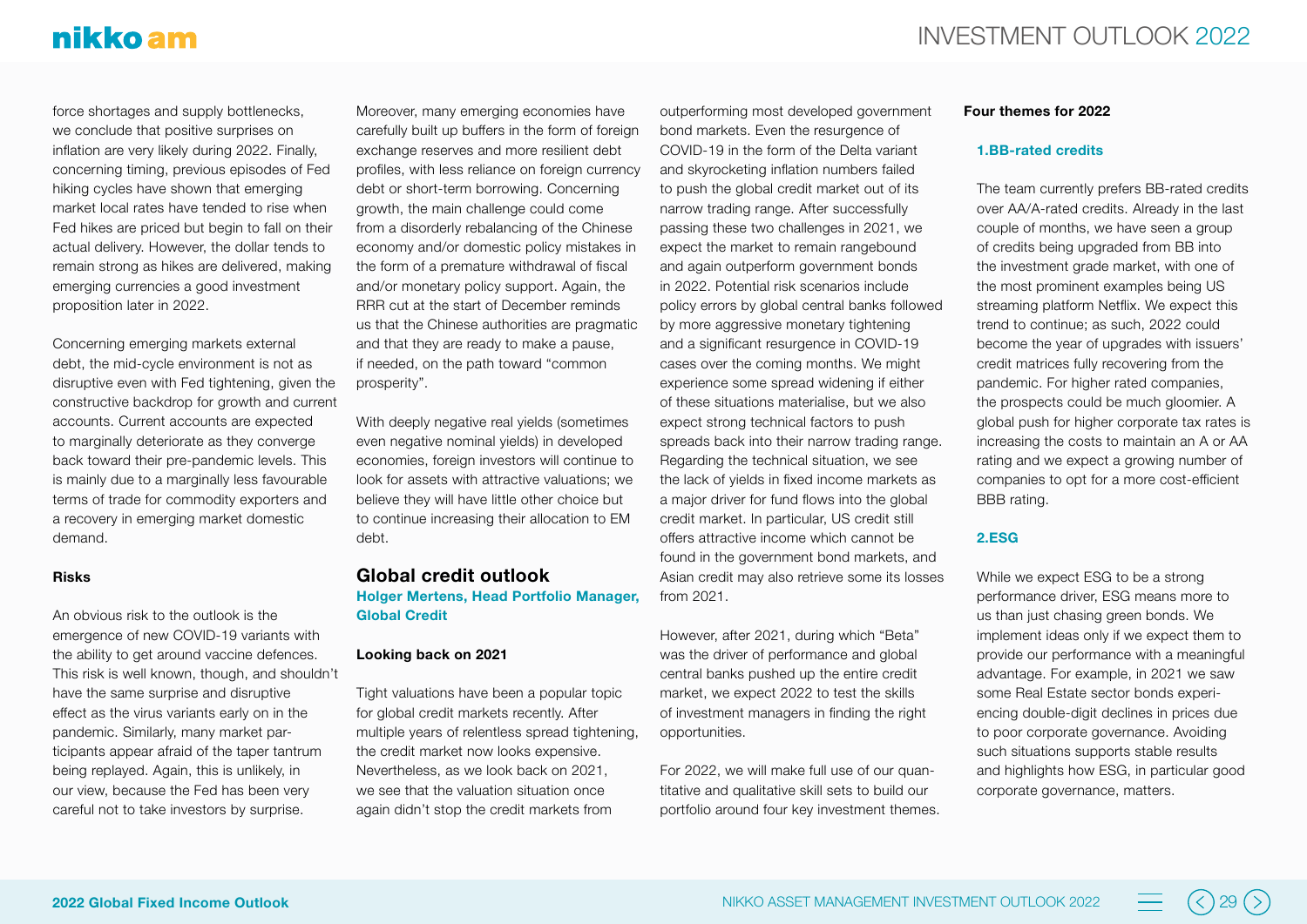force shortages and supply bottlenecks, we conclude that positive surprises on inflation are very likely during 2022. Finally, concerning timing, previous episodes of Fed hiking cycles have shown that emerging market local rates have tended to rise when Fed hikes are priced but begin to fall on their actual delivery. However, the dollar tends to remain strong as hikes are delivered, making emerging currencies a good investment proposition later in 2022.

Concerning emerging markets external debt, the mid-cycle environment is not as disruptive even with Fed tightening, given the constructive backdrop for growth and current accounts. Current accounts are expected to marginally deteriorate as they converge back toward their pre-pandemic levels. This is mainly due to a marginally less favourable terms of trade for commodity exporters and a recovery in emerging market domestic demand.

**Risks**

An obvious risk to the outlook is the emergence of new COVID-19 variants with the ability to get around vaccine defences. This risk is well known, though, and shouldn't have the same surprise and disruptive effect as the virus variants early on in the pandemic. Similarly, many market participants appear afraid of the taper tantrum being replayed. Again, this is unlikely, in our view, because the Fed has been very careful not to take investors by surprise.

Moreover, many emerging economies have carefully built up buffers in the form of foreign exchange reserves and more resilient debt profiles, with less reliance on foreign currency debt or short-term borrowing. Concerning growth, the main challenge could come from a disorderly rebalancing of the Chinese economy and/or domestic policy mistakes in the form of a premature withdrawal of fiscal and/or monetary policy support. Again, the RRR cut at the start of December reminds us that the Chinese authorities are pragmatic and that they are ready to make a pause, if needed, on the path toward "common prosperity".

With deeply negative real yields (sometimes even negative nominal yields) in developed economies, foreign investors will continue to look for assets with attractive valuations; we believe they will have little other choice but to continue increasing their allocation to EM debt.

## Global credit outlook

**Holger Mertens, Head Portfolio Manager, Global Credit**

**Looking back on 2021**

Tight valuations have been a popular topic for global credit markets recently. After multiple years of relentless spread tightening, the credit market now looks expensive. Nevertheless, as we look back on 2021, we see that the valuation situation once again didn't stop the credit markets from outperforming most developed government bond markets. Even the resurgence of COVID-19 in the form of the Delta variant and skyrocketing inflation numbers failed to push the global credit market out of its narrow trading range. After successfully passing these two challenges in 2021, we expect the market to remain rangebound and again outperform government bonds in 2022. Potential risk scenarios include policy errors by global central banks followed by more aggressive monetary tightening and a significant resurgence in COVID-19 cases over the coming months. We might experience some spread widening if either of these situations materialise, but we also expect strong technical factors to push spreads back into their narrow trading range. Regarding the technical situation, we see the lack of yields in fixed income markets as a major driver for fund flows into the global credit market. In particular, US credit still offers attractive income which cannot be found in the government bond markets, and Asian credit may also retrieve some its losses from 2021.

However, after 2021, during which "Beta" was the driver of performance and global central banks pushed up the entire credit market, we expect 2022 to test the skills of investment managers in finding the right opportunities.

For 2022, we will make full use of our quantitative and qualitative skill sets to build our portfolio around four key investment themes.

**Four themes for 2022**

**1.BB-rated credits**

The team currently prefers BB-rated credits over AA/A-rated credits. Already in the last couple of months, we have seen a group of credits being upgraded from BB into the investment grade market, with one of the most prominent examples being US streaming platform Netflix. We expect this trend to continue; as such, 2022 could become the year of upgrades with issuers' credit matrices fully recovering from the pandemic. For higher rated companies, the prospects could be much gloomier. A global push for higher corporate tax rates is increasing the costs to maintain an A or AA rating and we expect a growing number of companies to opt for a more cost-efficient BBB rating.

**2.ESG**

While we expect ESG to be a strong performance driver, ESG means more to us than just chasing green bonds. We implement ideas only if we expect them to provide our performance with a meaningful advantage. For example, in 2021 we saw some Real Estate sector bonds experiencing double-digit declines in prices due to poor corporate governance. Avoiding such situations supports stable results and highlights how ESG, in particular good corporate governance, matters.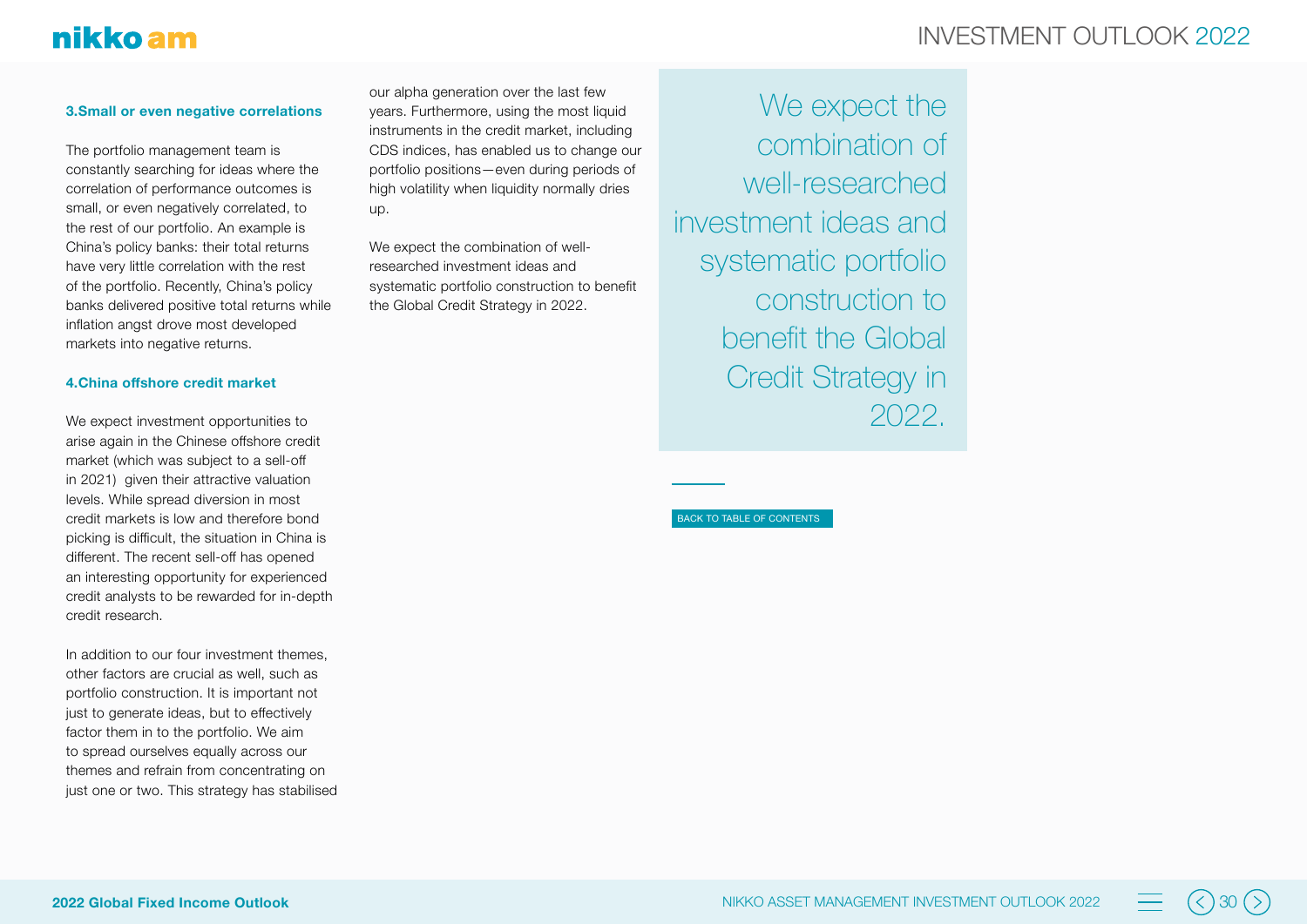### 3.Small or even negative correlations

The portfolio management team is constantly searching for ideas where the correlation of performance outcomes is small, or even negatively correlated, to the rest of our portfolio. An example is China's policy banks: their total returns have very little correlation with the rest of the portfolio. Recently, China's policy banks delivered positive total returns while inflation angst drove most developed markets into negative returns.

### 4.China offshore credit market

We expect investment opportunities to arise again in the Chinese offshore credit market (which was subject to a sell-off in 2021) given their attractive valuation levels. While spread diversion in most credit markets is low and therefore bond picking is difficult, the situation in China is different. The recent sell-off has opened an interesting opportunity for experienced credit analysts to be rewarded for in-depth credit research.

In addition to our four investment themes, other factors are crucial as well, such as portfolio construction. It is important not just to generate ideas, but to effectively factor them in to the portfolio. We aim to spread ourselves equally across our themes and refrain from concentrating on just one or two. This strategy has stabilised our alpha generation over the last few years. Furthermore, using the most liquid instruments in the credit market, including CDS indices, has enabled us to change our portfolio positions—even during periods of high volatility when liquidity normally dries up.

We expect the combination of well-researched investment ideas and systematic portfolio construction to benefit the Global Credit Strategy in 2022.

> We expect the combination of well-researched investment ideas and systematic portfolio construction to benefit the Global Credit Strategy in 2022.

BACK TO TABLE OF CONTENTS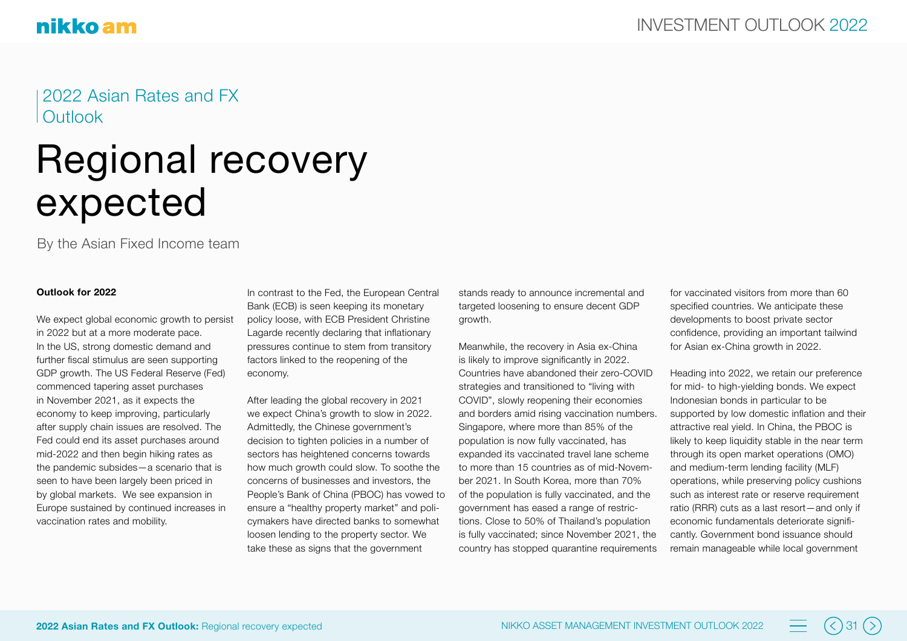2022 Asian Rates and FX Outlook

# Regional recovery expected

By the Asian Fixed Income team

**Outlook for 2022**

We expect global economic growth to persist in 2022 but at a more moderate pace. In the US, strong domestic demand and further fiscal stimulus are seen supporting GDP growth. The US Federal Reserve (Fed) commenced tapering asset purchases in November 2021, as it expects the economy to keep improving, particularly after supply chain issues are resolved. The Fed could end its asset purchases around mid-2022 and then begin hiking rates as the pandemic subsides—a scenario that is seen to have been largely been priced in by global markets. We see expansion in Europe sustained by continued increases in vaccination rates and mobility.

In contrast to the Fed, the European Central Bank (ECB) is seen keeping its monetary policy loose, with ECB President Christine Lagarde recently declaring that inflationary pressures continue to stem from transitory factors linked to the reopening of the economy.

After leading the global recovery in 2021 we expect China's growth to slow in 2022. Admittedly, the Chinese government's decision to tighten policies in a number of sectors has heightened concerns towards how much growth could slow. To soothe the concerns of businesses and investors, the People's Bank of China (PBOC) has vowed to ensure a "healthy property market" and policymakers have directed banks to somewhat loosen lending to the property sector. We take these as signs that the government stands ready to announce incremental and targeted loosening to ensure decent GDP growth.

Meanwhile, the recovery in Asia ex-China is likely to improve significantly in 2022. Countries have abandoned their zero-COVID strategies and transitioned to "living with COVID", slowly reopening their economies and borders amid rising vaccination numbers. Singapore, where more than 85% of the population is now fully vaccinated, has expanded its vaccinated travel lane scheme to more than 15 countries as of mid-November 2021. In South Korea, more than 70% of the population is fully vaccinated, and the government has eased a range of restrictions. Close to 50% of Thailand's population is fully vaccinated; since November 2021, the country has stopped quarantine requirements for vaccinated visitors from more than 60 specified countries. We anticipate these developments to boost private sector confidence, providing an important tailwind for Asian ex-China growth in 2022.

Heading into 2022, we retain our preference for mid- to high-yielding bonds. We expect Indonesian bonds in particular to be supported by low domestic inflation and their attractive real yield. In China, the PBOC is likely to keep liquidity stable in the near term through its open market operations (OMO) and medium-term lending facility (MLF) operations, while preserving policy cushions such as interest rate or reserve requirement ratio (RRR) cuts as a last resort—and only if economic fundamentals deteriorate significantly. Government bond issuance should remain manageable while local government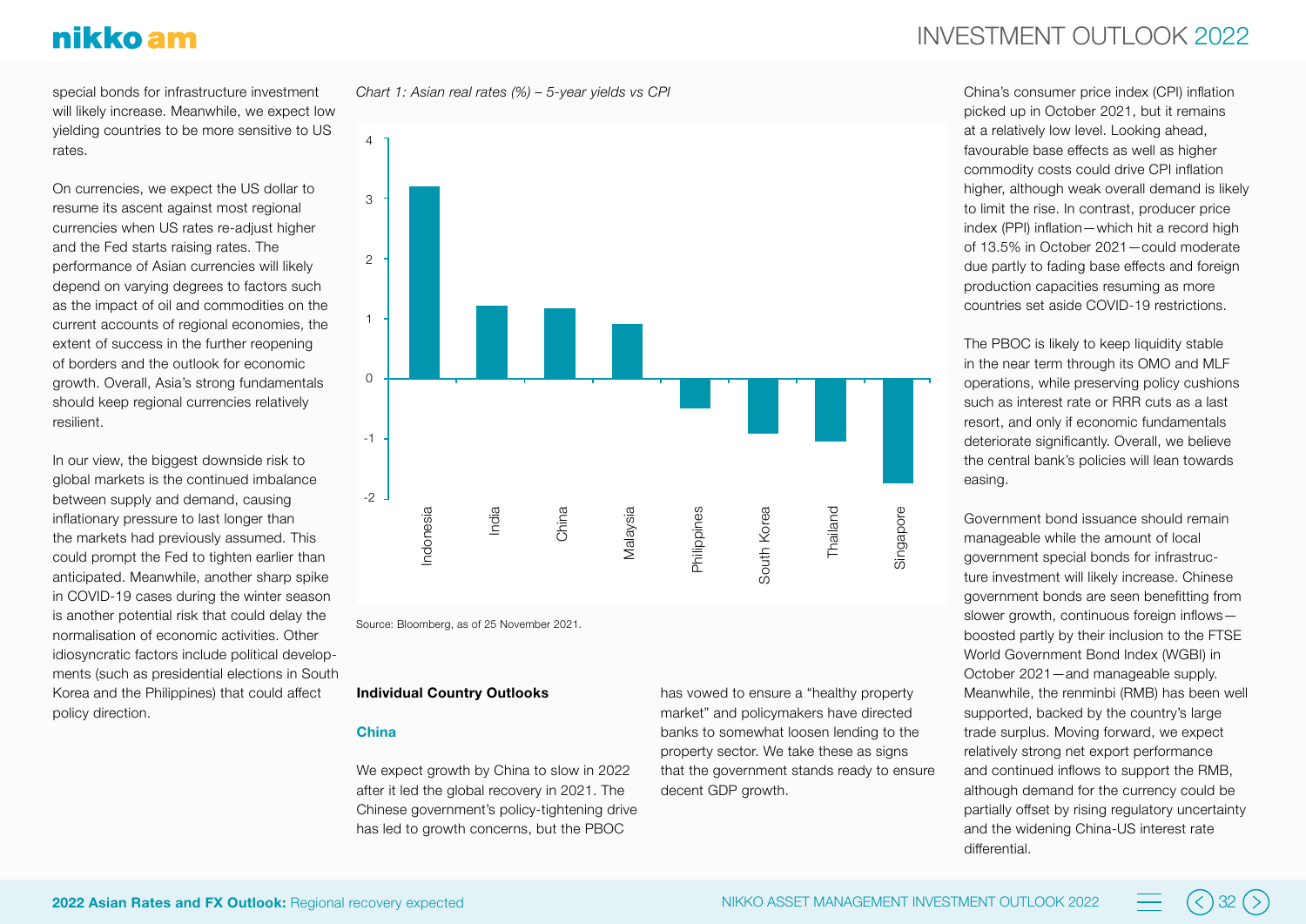special bonds for infrastructure investment will likely increase. Meanwhile, we expect low yielding countries to be more sensitive to US rates.

On currencies, we expect the US dollar to resume its ascent against most regional currencies when US rates re-adjust higher and the Fed starts raising rates. The performance of Asian currencies will likely depend on varying degrees to factors such as the impact of oil and commodities on the current accounts of regional economies, the extent of success in the further reopening of borders and the outlook for economic growth. Overall, Asia's strong fundamentals should keep regional currencies relatively resilient.

In our view, the biggest downside risk to global markets is the continued imbalance between supply and demand, causing inflationary pressure to last longer than the markets had previously assumed. This could prompt the Fed to tighten earlier than anticipated. Meanwhile, another sharp spike in COVID-19 cases during the winter season is another potential risk that could delay the normalisation of economic activities. Other idiosyncratic factors include political developments (such as presidential elections in South Korea and the Philippines) that could affect policy direction.

*Chart 1: Asian real rates (%) – 5-year yields vs CPI*

| Country | Real rate (%) (approx.) |
|---|---|
| Indonesia | 3.2 |
| India | 1.2 |
| China | 1.2 |
| Malaysia | 0.9 |
| Philippines | -0.5 |
| South Korea | -0.9 |
| Thailand | -1.0 |
| Singapore | -1.7 |

Source: Bloomberg, as of 25 November 2021.

**Individual Country Outlooks**

**China**

We expect growth by China to slow in 2022 after it led the global recovery in 2021. The Chinese government's policy-tightening drive has led to growth concerns, but the PBOC has vowed to ensure a "healthy property market" and policymakers have directed banks to somewhat loosen lending to the property sector. We take these as signs that the government stands ready to ensure decent GDP growth.

China's consumer price index (CPI) inflation picked up in October 2021, but it remains at a relatively low level. Looking ahead, favourable base effects as well as higher commodity costs could drive CPI inflation higher, although weak overall demand is likely to limit the rise. In contrast, producer price index (PPI) inflation—which hit a record high of 13.5% in October 2021—could moderate due partly to fading base effects and foreign production capacities resuming as more countries set aside COVID-19 restrictions.

The PBOC is likely to keep liquidity stable in the near term through its OMO and MLF operations, while preserving policy cushions such as interest rate or RRR cuts as a last resort, and only if economic fundamentals deteriorate significantly. Overall, we believe the central bank's policies will lean towards easing.

Government bond issuance should remain manageable while the amount of local government special bonds for infrastructure investment will likely increase. Chinese government bonds are seen benefitting from slower growth, continuous foreign inflows—boosted partly by their inclusion to the FTSE World Government Bond Index (WGBI) in October 2021—and manageable supply. Meanwhile, the renminbi (RMB) has been well supported, backed by the country's large trade surplus. Moving forward, we expect relatively strong net export performance and continued inflows to support the RMB, although demand for the currency could be partially offset by rising regulatory uncertainty and the widening China-US interest rate differential.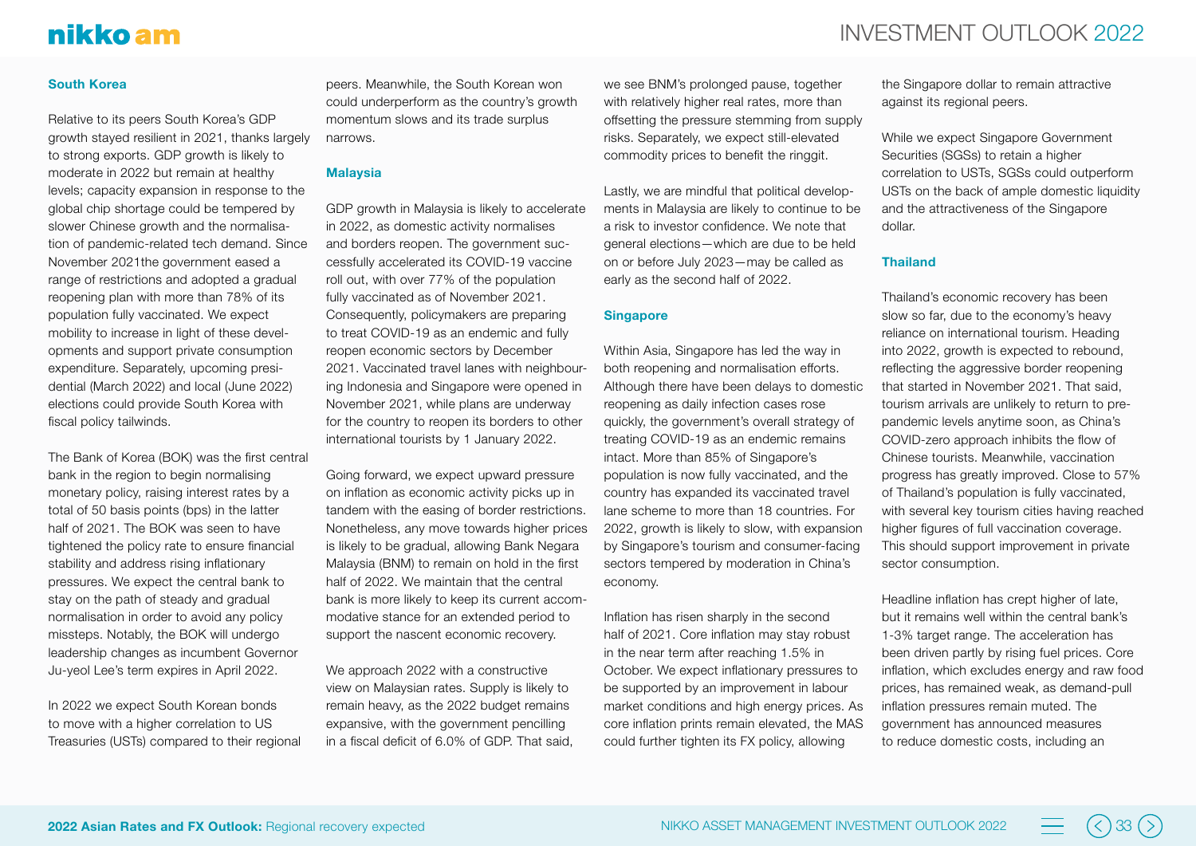### South Korea

Relative to its peers South Korea's GDP growth stayed resilient in 2021, thanks largely to strong exports. GDP growth is likely to moderate in 2022 but remain at healthy levels; capacity expansion in response to the global chip shortage could be tempered by slower Chinese growth and the normalisation of pandemic-related tech demand. Since November 2021the government eased a range of restrictions and adopted a gradual reopening plan with more than 78% of its population fully vaccinated. We expect mobility to increase in light of these developments and support private consumption expenditure. Separately, upcoming presidential (March 2022) and local (June 2022) elections could provide South Korea with fiscal policy tailwinds.

The Bank of Korea (BOK) was the first central bank in the region to begin normalising monetary policy, raising interest rates by a total of 50 basis points (bps) in the latter half of 2021. The BOK was seen to have tightened the policy rate to ensure financial stability and address rising inflationary pressures. We expect the central bank to stay on the path of steady and gradual normalisation in order to avoid any policy missteps. Notably, the BOK will undergo leadership changes as incumbent Governor Ju-yeol Lee's term expires in April 2022.

In 2022 we expect South Korean bonds to move with a higher correlation to US Treasuries (USTs) compared to their regional peers. Meanwhile, the South Korean won could underperform as the country's growth momentum slows and its trade surplus narrows.

### Malaysia

GDP growth in Malaysia is likely to accelerate in 2022, as domestic activity normalises and borders reopen. The government successfully accelerated its COVID-19 vaccine roll out, with over 77% of the population fully vaccinated as of November 2021. Consequently, policymakers are preparing to treat COVID-19 as an endemic and fully reopen economic sectors by December 2021. Vaccinated travel lanes with neighbouring Indonesia and Singapore were opened in November 2021, while plans are underway for the country to reopen its borders to other international tourists by 1 January 2022.

Going forward, we expect upward pressure on inflation as economic activity picks up in tandem with the easing of border restrictions. Nonetheless, any move towards higher prices is likely to be gradual, allowing Bank Negara Malaysia (BNM) to remain on hold in the first half of 2022. We maintain that the central bank is more likely to keep its current accommodative stance for an extended period to support the nascent economic recovery.

We approach 2022 with a constructive view on Malaysian rates. Supply is likely to remain heavy, as the 2022 budget remains expansive, with the government pencilling in a fiscal deficit of 6.0% of GDP. That said, we see BNM's prolonged pause, together with relatively higher real rates, more than offsetting the pressure stemming from supply risks. Separately, we expect still-elevated commodity prices to benefit the ringgit.

Lastly, we are mindful that political developments in Malaysia are likely to continue to be a risk to investor confidence. We note that general elections—which are due to be held on or before July 2023—may be called as early as the second half of 2022.

### Singapore

Within Asia, Singapore has led the way in both reopening and normalisation efforts. Although there have been delays to domestic reopening as daily infection cases rose quickly, the government's overall strategy of treating COVID-19 as an endemic remains intact. More than 85% of Singapore's population is now fully vaccinated, and the country has expanded its vaccinated travel lane scheme to more than 18 countries. For 2022, growth is likely to slow, with expansion by Singapore's tourism and consumer-facing sectors tempered by moderation in China's economy.

Inflation has risen sharply in the second half of 2021. Core inflation may stay robust in the near term after reaching 1.5% in October. We expect inflationary pressures to be supported by an improvement in labour market conditions and high energy prices. As core inflation prints remain elevated, the MAS could further tighten its FX policy, allowing the Singapore dollar to remain attractive against its regional peers.

While we expect Singapore Government Securities (SGSs) to retain a higher correlation to USTs, SGSs could outperform USTs on the back of ample domestic liquidity and the attractiveness of the Singapore dollar.

### Thailand

Thailand's economic recovery has been slow so far, due to the economy's heavy reliance on international tourism. Heading into 2022, growth is expected to rebound, reflecting the aggressive border reopening that started in November 2021. That said, tourism arrivals are unlikely to return to pre-pandemic levels anytime soon, as China's COVID-zero approach inhibits the flow of Chinese tourists. Meanwhile, vaccination progress has greatly improved. Close to 57% of Thailand's population is fully vaccinated, with several key tourism cities having reached higher figures of full vaccination coverage. This should support improvement in private sector consumption.

Headline inflation has crept higher of late, but it remains well within the central bank's 1-3% target range. The acceleration has been driven partly by rising fuel prices. Core inflation, which excludes energy and raw food prices, has remained weak, as demand-pull inflation pressures remain muted. The government has announced measures to reduce domestic costs, including an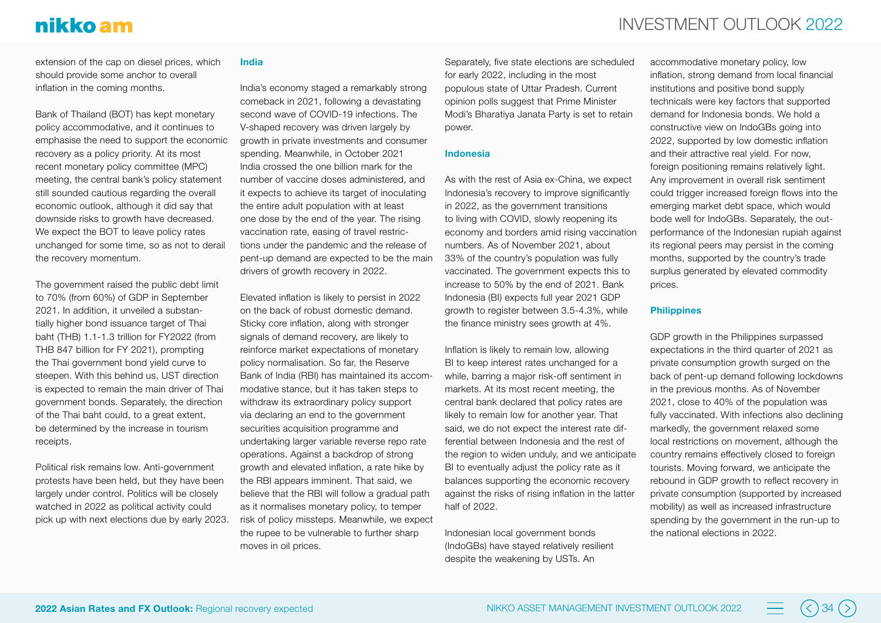extension of the cap on diesel prices, which should provide some anchor to overall inflation in the coming months.

Bank of Thailand (BOT) has kept monetary policy accommodative, and it continues to emphasise the need to support the economic recovery as a policy priority. At its most recent monetary policy committee (MPC) meeting, the central bank's policy statement still sounded cautious regarding the overall economic outlook, although it did say that downside risks to growth have decreased. We expect the BOT to leave policy rates unchanged for some time, so as not to derail the recovery momentum.

The government raised the public debt limit to 70% (from 60%) of GDP in September 2021. In addition, it unveiled a substantially higher bond issuance target of Thai baht (THB) 1.1-1.3 trillion for FY2022 (from THB 847 billion for FY 2021), prompting the Thai government bond yield curve to steepen. With this behind us, UST direction is expected to remain the main driver of Thai government bonds. Separately, the direction of the Thai baht could, to a great extent, be determined by the increase in tourism receipts.

Political risk remains low. Anti-government protests have been held, but they have been largely under control. Politics will be closely watched in 2022 as political activity could pick up with next elections due by early 2023.

### India

India's economy staged a remarkably strong comeback in 2021, following a devastating second wave of COVID-19 infections. The V-shaped recovery was driven largely by growth in private investments and consumer spending. Meanwhile, in October 2021 India crossed the one billion mark for the number of vaccine doses administered, and it expects to achieve its target of inoculating the entire adult population with at least one dose by the end of the year. The rising vaccination rate, easing of travel restrictions under the pandemic and the release of pent-up demand are expected to be the main drivers of growth recovery in 2022.

Elevated inflation is likely to persist in 2022 on the back of robust domestic demand. Sticky core inflation, along with stronger signals of demand recovery, are likely to reinforce market expectations of monetary policy normalisation. So far, the Reserve Bank of India (RBI) has maintained its accommodative stance, but it has taken steps to withdraw its extraordinary policy support via declaring an end to the government securities acquisition programme and undertaking larger variable reverse repo rate operations. Against a backdrop of strong growth and elevated inflation, a rate hike by the RBI appears imminent. That said, we believe that the RBI will follow a gradual path as it normalises monetary policy, to temper risk of policy missteps. Meanwhile, we expect the rupee to be vulnerable to further sharp moves in oil prices.

Separately, five state elections are scheduled for early 2022, including in the most populous state of Uttar Pradesh. Current opinion polls suggest that Prime Minister Modi's Bharatiya Janata Party is set to retain power.

### Indonesia

As with the rest of Asia ex-China, we expect Indonesia's recovery to improve significantly in 2022, as the government transitions to living with COVID, slowly reopening its economy and borders amid rising vaccination numbers. As of November 2021, about 33% of the country's population was fully vaccinated. The government expects this to increase to 50% by the end of 2021. Bank Indonesia (BI) expects full year 2021 GDP growth to register between 3.5-4.3%, while the finance ministry sees growth at 4%.

Inflation is likely to remain low, allowing BI to keep interest rates unchanged for a while, barring a major risk-off sentiment in markets. At its most recent meeting, the central bank declared that policy rates are likely to remain low for another year. That said, we do not expect the interest rate differential between Indonesia and the rest of the region to widen unduly, and we anticipate BI to eventually adjust the policy rate as it balances supporting the economic recovery against the risks of rising inflation in the latter half of 2022.

Indonesian local government bonds (IndoGBs) have stayed relatively resilient despite the weakening by USTs. An accommodative monetary policy, low inflation, strong demand from local financial institutions and positive bond supply technicals were key factors that supported demand for Indonesia bonds. We hold a constructive view on IndoGBs going into 2022, supported by low domestic inflation and their attractive real yield. For now, foreign positioning remains relatively light. Any improvement in overall risk sentiment could trigger increased foreign flows into the emerging market debt space, which would bode well for IndoGBs. Separately, the outperformance of the Indonesian rupiah against its regional peers may persist in the coming months, supported by the country's trade surplus generated by elevated commodity prices.

### Philippines

GDP growth in the Philippines surpassed expectations in the third quarter of 2021 as private consumption growth surged on the back of pent-up demand following lockdowns in the previous months. As of November 2021, close to 40% of the population was fully vaccinated. With infections also declining markedly, the government relaxed some local restrictions on movement, although the country remains effectively closed to foreign tourists. Moving forward, we anticipate the rebound in GDP growth to reflect recovery in private consumption (supported by increased mobility) as well as increased infrastructure spending by the government in the run-up to the national elections in 2022.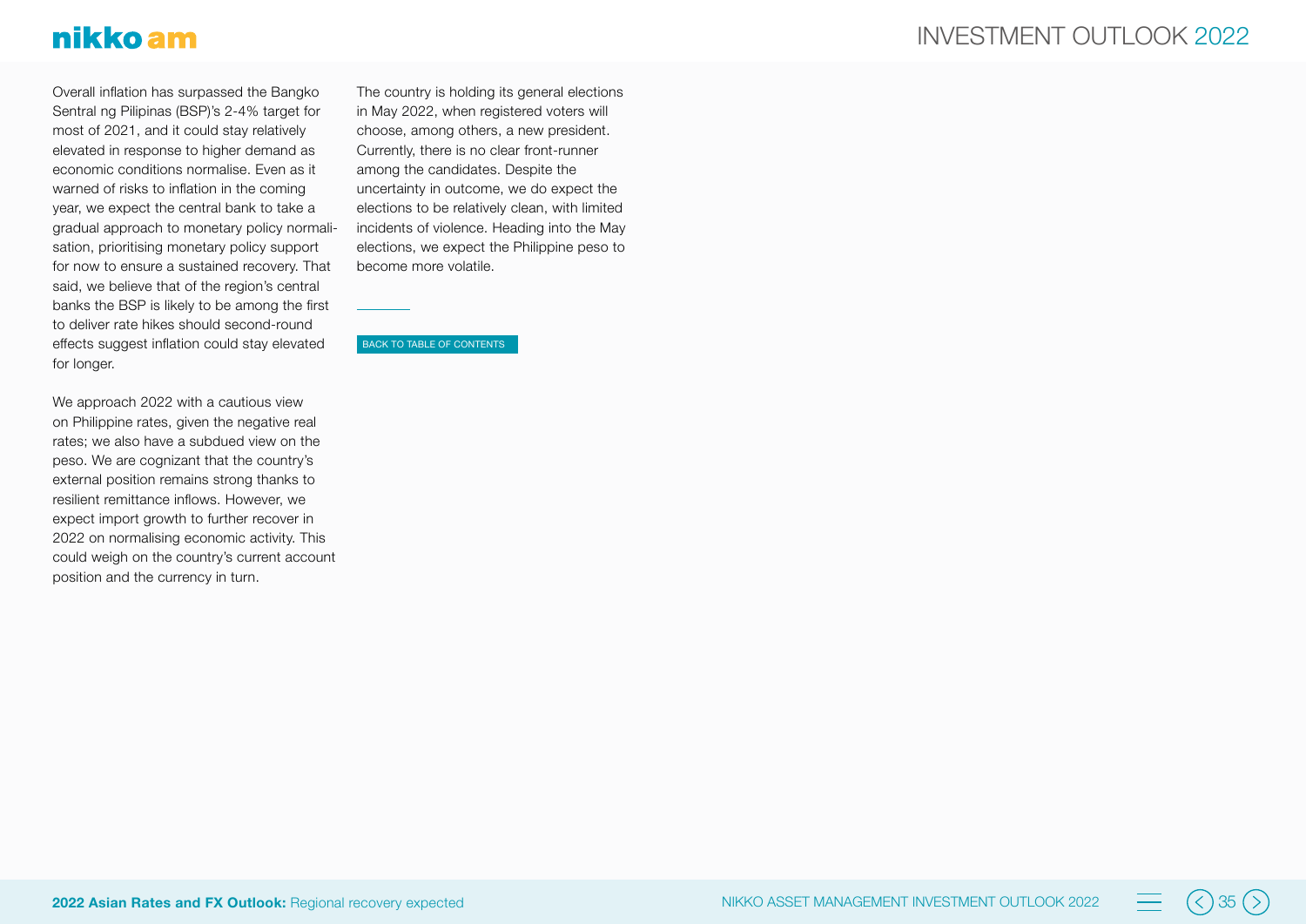Overall inflation has surpassed the Bangko Sentral ng Pilipinas (BSP)'s 2-4% target for most of 2021, and it could stay relatively elevated in response to higher demand as economic conditions normalise. Even as it warned of risks to inflation in the coming year, we expect the central bank to take a gradual approach to monetary policy normalisation, prioritising monetary policy support for now to ensure a sustained recovery. That said, we believe that of the region's central banks the BSP is likely to be among the first to deliver rate hikes should second-round effects suggest inflation could stay elevated for longer.

We approach 2022 with a cautious view on Philippine rates, given the negative real rates; we also have a subdued view on the peso. We are cognizant that the country's external position remains strong thanks to resilient remittance inflows. However, we expect import growth to further recover in 2022 on normalising economic activity. This could weigh on the country's current account position and the currency in turn.

The country is holding its general elections in May 2022, when registered voters will choose, among others, a new president. Currently, there is no clear front-runner among the candidates. Despite the uncertainty in outcome, we do expect the elections to be relatively clean, with limited incidents of violence. Heading into the May elections, we expect the Philippine peso to become more volatile.

BACK TO TABLE OF CONTENTS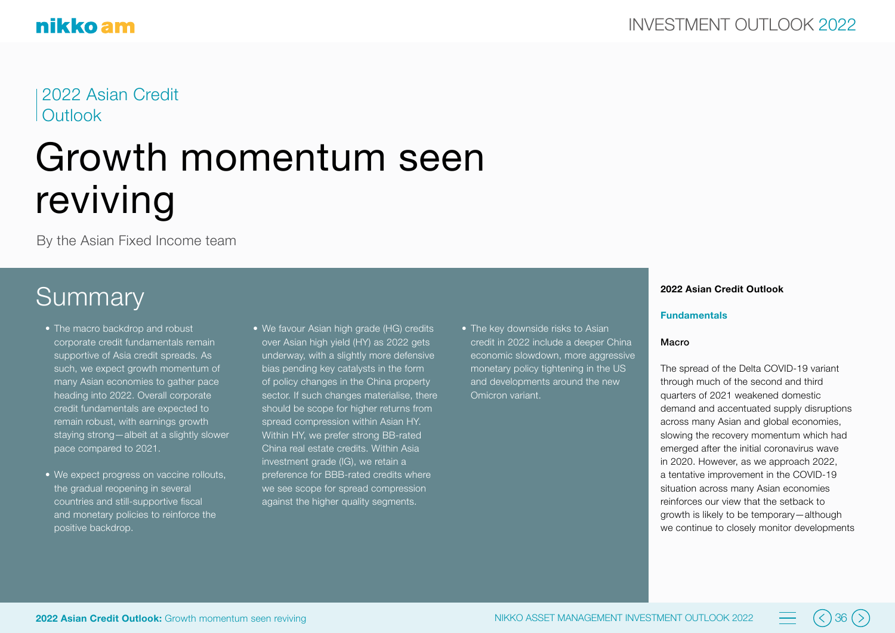2022 Asian Credit Outlook

# Growth momentum seen reviving

By the Asian Fixed Income team

## Summary

- The macro backdrop and robust corporate credit fundamentals remain supportive of Asia credit spreads. As such, we expect growth momentum of many Asian economies to gather pace heading into 2022. Overall corporate credit fundamentals are expected to remain robust, with earnings growth staying strong—albeit at a slightly slower pace compared to 2021.
- We expect progress on vaccine rollouts, the gradual reopening in several countries and still-supportive fiscal and monetary policies to reinforce the positive backdrop.
- We favour Asian high grade (HG) credits over Asian high yield (HY) as 2022 gets underway, with a slightly more defensive bias pending key catalysts in the form of policy changes in the China property sector. If such changes materialise, there should be scope for higher returns from spread compression within Asian HY. Within HY, we prefer strong BB-rated China real estate credits. Within Asia investment grade (IG), we retain a preference for BBB-rated credits where we see scope for spread compression against the higher quality segments.
- The key downside risks to Asian credit in 2022 include a deeper China economic slowdown, more aggressive monetary policy tightening in the US and developments around the new Omicron variant.

**2022 Asian Credit Outlook**

### Fundamentals

#### Macro

The spread of the Delta COVID-19 variant through much of the second and third quarters of 2021 weakened domestic demand and accentuated supply disruptions across many Asian and global economies, slowing the recovery momentum which had emerged after the initial coronavirus wave in 2020. However, as we approach 2022, a tentative improvement in the COVID-19 situation across many Asian economies reinforces our view that the setback to growth is likely to be temporary—although we continue to closely monitor developments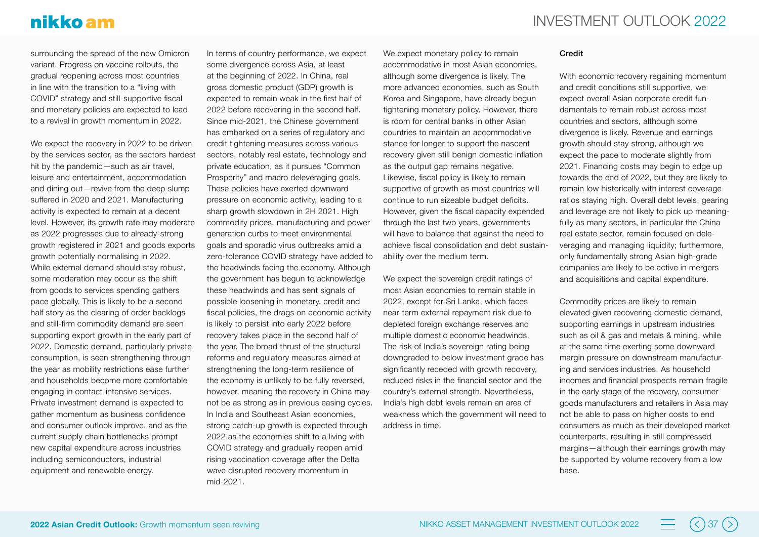surrounding the spread of the new Omicron variant. Progress on vaccine rollouts, the gradual reopening across most countries in line with the transition to a "living with COVID" strategy and still-supportive fiscal and monetary policies are expected to lead to a revival in growth momentum in 2022.

We expect the recovery in 2022 to be driven by the services sector, as the sectors hardest hit by the pandemic—such as air travel, leisure and entertainment, accommodation and dining out—revive from the deep slump suffered in 2020 and 2021. Manufacturing activity is expected to remain at a decent level. However, its growth rate may moderate as 2022 progresses due to already-strong growth registered in 2021 and goods exports growth potentially normalising in 2022. While external demand should stay robust, some moderation may occur as the shift from goods to services spending gathers pace globally. This is likely to be a second half story as the clearing of order backlogs and still-firm commodity demand are seen supporting export growth in the early part of 2022. Domestic demand, particularly private consumption, is seen strengthening through the year as mobility restrictions ease further and households become more comfortable engaging in contact-intensive services. Private investment demand is expected to gather momentum as business confidence and consumer outlook improve, and as the current supply chain bottlenecks prompt new capital expenditure across industries including semiconductors, industrial equipment and renewable energy.

In terms of country performance, we expect some divergence across Asia, at least at the beginning of 2022. In China, real gross domestic product (GDP) growth is expected to remain weak in the first half of 2022 before recovering in the second half. Since mid-2021, the Chinese government has embarked on a series of regulatory and credit tightening measures across various sectors, notably real estate, technology and private education, as it pursues "Common Prosperity" and macro deleveraging goals. These policies have exerted downward pressure on economic activity, leading to a sharp growth slowdown in 2H 2021. High commodity prices, manufacturing and power generation curbs to meet environmental goals and sporadic virus outbreaks amid a zero-tolerance COVID strategy have added to the headwinds facing the economy. Although the government has begun to acknowledge these headwinds and has sent signals of possible loosening in monetary, credit and fiscal policies, the drags on economic activity is likely to persist into early 2022 before recovery takes place in the second half of the year. The broad thrust of the structural reforms and regulatory measures aimed at strengthening the long-term resilience of the economy is unlikely to be fully reversed, however, meaning the recovery in China may not be as strong as in previous easing cycles. In India and Southeast Asian economies, strong catch-up growth is expected through 2022 as the economies shift to a living with COVID strategy and gradually reopen amid rising vaccination coverage after the Delta wave disrupted recovery momentum in mid-2021.

We expect monetary policy to remain accommodative in most Asian economies, although some divergence is likely. The more advanced economies, such as South Korea and Singapore, have already begun tightening monetary policy. However, there is room for central banks in other Asian countries to maintain an accommodative stance for longer to support the nascent recovery given still benign domestic inflation as the output gap remains negative. Likewise, fiscal policy is likely to remain supportive of growth as most countries will continue to run sizeable budget deficits. However, given the fiscal capacity expended through the last two years, governments will have to balance that against the need to achieve fiscal consolidation and debt sustainability over the medium term.

We expect the sovereign credit ratings of most Asian economies to remain stable in 2022, except for Sri Lanka, which faces near-term external repayment risk due to depleted foreign exchange reserves and multiple domestic economic headwinds. The risk of India's sovereign rating being downgraded to below investment grade has significantly receded with growth recovery, reduced risks in the financial sector and the country's external strength. Nevertheless, India's high debt levels remain an area of weakness which the government will need to address in time.

**Credit**

With economic recovery regaining momentum and credit conditions still supportive, we expect overall Asian corporate credit fundamentals to remain robust across most countries and sectors, although some divergence is likely. Revenue and earnings growth should stay strong, although we expect the pace to moderate slightly from 2021. Financing costs may begin to edge up towards the end of 2022, but they are likely to remain low historically with interest coverage ratios staying high. Overall debt levels, gearing and leverage are not likely to pick up meaningfully as many sectors, in particular the China real estate sector, remain focused on deleveraging and managing liquidity; furthermore, only fundamentally strong Asian high-grade companies are likely to be active in mergers and acquisitions and capital expenditure.

Commodity prices are likely to remain elevated given recovering domestic demand, supporting earnings in upstream industries such as oil & gas and metals & mining, while at the same time exerting some downward margin pressure on downstream manufacturing and services industries. As household incomes and financial prospects remain fragile in the early stage of the recovery, consumer goods manufacturers and retailers in Asia may not be able to pass on higher costs to end consumers as much as their developed market counterparts, resulting in still compressed margins—although their earnings growth may be supported by volume recovery from a low base.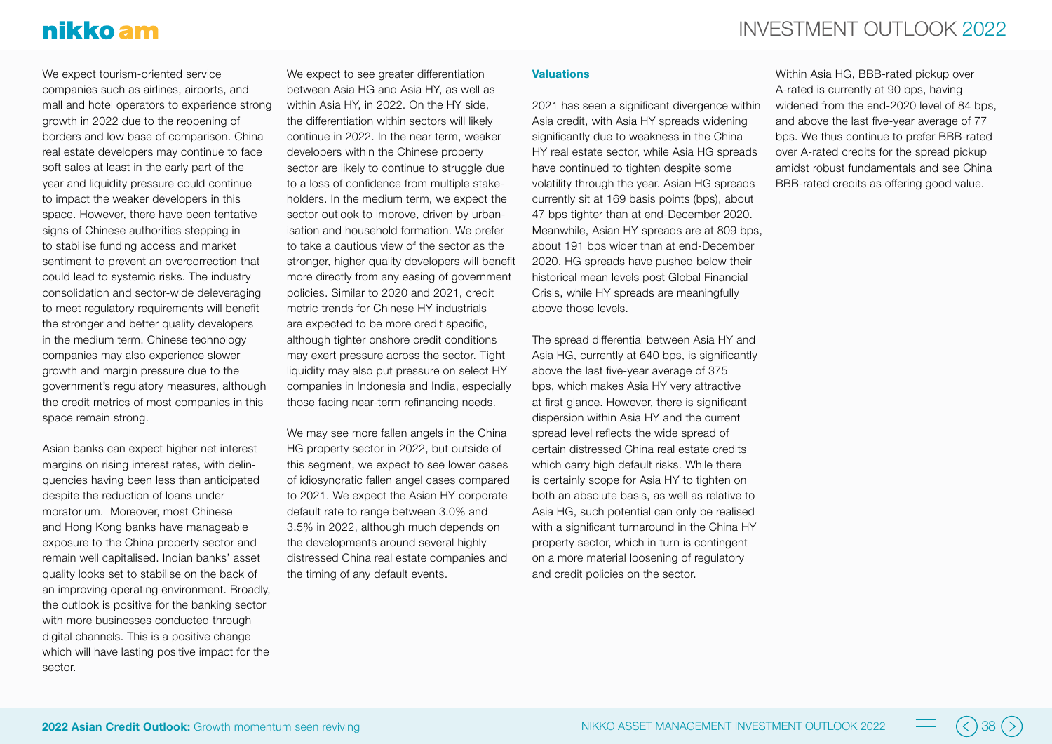We expect tourism-oriented service companies such as airlines, airports, and mall and hotel operators to experience strong growth in 2022 due to the reopening of borders and low base of comparison. China real estate developers may continue to face soft sales at least in the early part of the year and liquidity pressure could continue to impact the weaker developers in this space. However, there have been tentative signs of Chinese authorities stepping in to stabilise funding access and market sentiment to prevent an overcorrection that could lead to systemic risks. The industry consolidation and sector-wide deleveraging to meet regulatory requirements will benefit the stronger and better quality developers in the medium term. Chinese technology companies may also experience slower growth and margin pressure due to the government's regulatory measures, although the credit metrics of most companies in this space remain strong.

Asian banks can expect higher net interest margins on rising interest rates, with delinquencies having been less than anticipated despite the reduction of loans under moratorium. Moreover, most Chinese and Hong Kong banks have manageable exposure to the China property sector and remain well capitalised. Indian banks' asset quality looks set to stabilise on the back of an improving operating environment. Broadly, the outlook is positive for the banking sector with more businesses conducted through digital channels. This is a positive change which will have lasting positive impact for the sector.

We expect to see greater differentiation between Asia HG and Asia HY, as well as within Asia HY, in 2022. On the HY side, the differentiation within sectors will likely continue in 2022. In the near term, weaker developers within the Chinese property sector are likely to continue to struggle due to a loss of confidence from multiple stakeholders. In the medium term, we expect the sector outlook to improve, driven by urbanisation and household formation. We prefer to take a cautious view of the sector as the stronger, higher quality developers will benefit more directly from any easing of government policies. Similar to 2020 and 2021, credit metric trends for Chinese HY industrials are expected to be more credit specific, although tighter onshore credit conditions may exert pressure across the sector. Tight liquidity may also put pressure on select HY companies in Indonesia and India, especially those facing near-term refinancing needs.

We may see more fallen angels in the China HG property sector in 2022, but outside of this segment, we expect to see lower cases of idiosyncratic fallen angel cases compared to 2021. We expect the Asian HY corporate default rate to range between 3.0% and 3.5% in 2022, although much depends on the developments around several highly distressed China real estate companies and the timing of any default events.

### Valuations

2021 has seen a significant divergence within Asia credit, with Asia HY spreads widening significantly due to weakness in the China HY real estate sector, while Asia HG spreads have continued to tighten despite some volatility through the year. Asian HG spreads currently sit at 169 basis points (bps), about 47 bps tighter than at end-December 2020. Meanwhile, Asian HY spreads are at 809 bps, about 191 bps wider than at end-December 2020. HG spreads have pushed below their historical mean levels post Global Financial Crisis, while HY spreads are meaningfully above those levels.

The spread differential between Asia HY and Asia HG, currently at 640 bps, is significantly above the last five-year average of 375 bps, which makes Asia HY very attractive at first glance. However, there is significant dispersion within Asia HY and the current spread level reflects the wide spread of certain distressed China real estate credits which carry high default risks. While there is certainly scope for Asia HY to tighten on both an absolute basis, as well as relative to Asia HG, such potential can only be realised with a significant turnaround in the China HY property sector, which in turn is contingent on a more material loosening of regulatory and credit policies on the sector.

Within Asia HG, BBB-rated pickup over A-rated is currently at 90 bps, having widened from the end-2020 level of 84 bps, and above the last five-year average of 77 bps. We thus continue to prefer BBB-rated over A-rated credits for the spread pickup amidst robust fundamentals and see China BBB-rated credits as offering good value.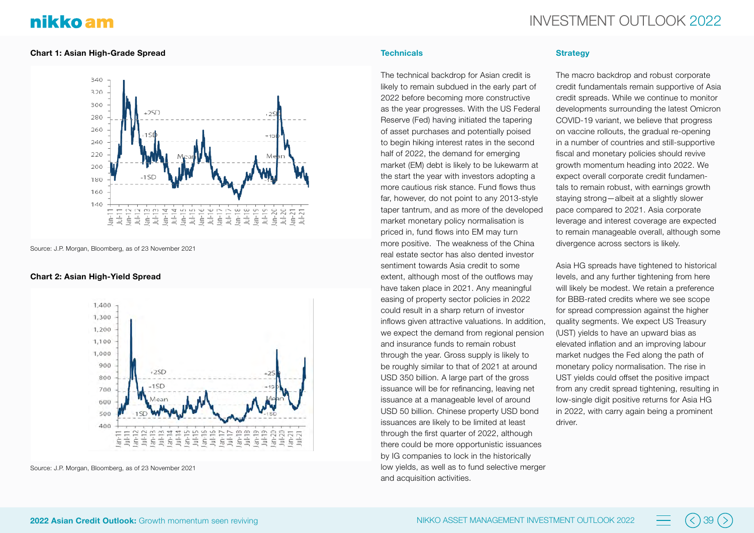**Chart 1: Asian High-Grade Spread**

Source: J.P. Morgan, Bloomberg, as of 23 November 2021

**Chart 2: Asian High-Yield Spread**

Source: J.P. Morgan, Bloomberg, as of 23 November 2021

## Technicals

The technical backdrop for Asian credit is likely to remain subdued in the early part of 2022 before becoming more constructive as the year progresses. With the US Federal Reserve (Fed) having initiated the tapering of asset purchases and potentially poised to begin hiking interest rates in the second half of 2022, the demand for emerging market (EM) debt is likely to be lukewarm at the start the year with investors adopting a more cautious risk stance. Fund flows thus far, however, do not point to any 2013-style taper tantrum, and as more of the developed market monetary policy normalisation is priced in, fund flows into EM may turn more positive. The weakness of the China real estate sector has also dented investor sentiment towards Asia credit to some extent, although most of the outflows may have taken place in 2021. Any meaningful easing of property sector policies in 2022 could result in a sharp return of investor inflows given attractive valuations. In addition, we expect the demand from regional pension and insurance funds to remain robust through the year. Gross supply is likely to be roughly similar to that of 2021 at around USD 350 billion. A large part of the gross issuance will be for refinancing, leaving net issuance at a manageable level of around USD 50 billion. Chinese property USD bond issuances are likely to be limited at least through the first quarter of 2022, although there could be more opportunistic issuances by IG companies to lock in the historically low yields, as well as to fund selective merger and acquisition activities.

## Strategy

The macro backdrop and robust corporate credit fundamentals remain supportive of Asia credit spreads. While we continue to monitor developments surrounding the latest Omicron COVID-19 variant, we believe that progress on vaccine rollouts, the gradual re-opening in a number of countries and still-supportive fiscal and monetary policies should revive growth momentum heading into 2022. We expect overall corporate credit fundamentals to remain robust, with earnings growth staying strong—albeit at a slightly slower pace compared to 2021. Asia corporate leverage and interest coverage are expected to remain manageable overall, although some divergence across sectors is likely.

Asia HG spreads have tightened to historical levels, and any further tightening from here will likely be modest. We retain a preference for BBB-rated credits where we see scope for spread compression against the higher quality segments. We expect US Treasury (UST) yields to have an upward bias as elevated inflation and an improving labour market nudges the Fed along the path of monetary policy normalisation. The rise in UST yields could offset the positive impact from any credit spread tightening, resulting in low-single digit positive returns for Asia HG in 2022, with carry again being a prominent driver.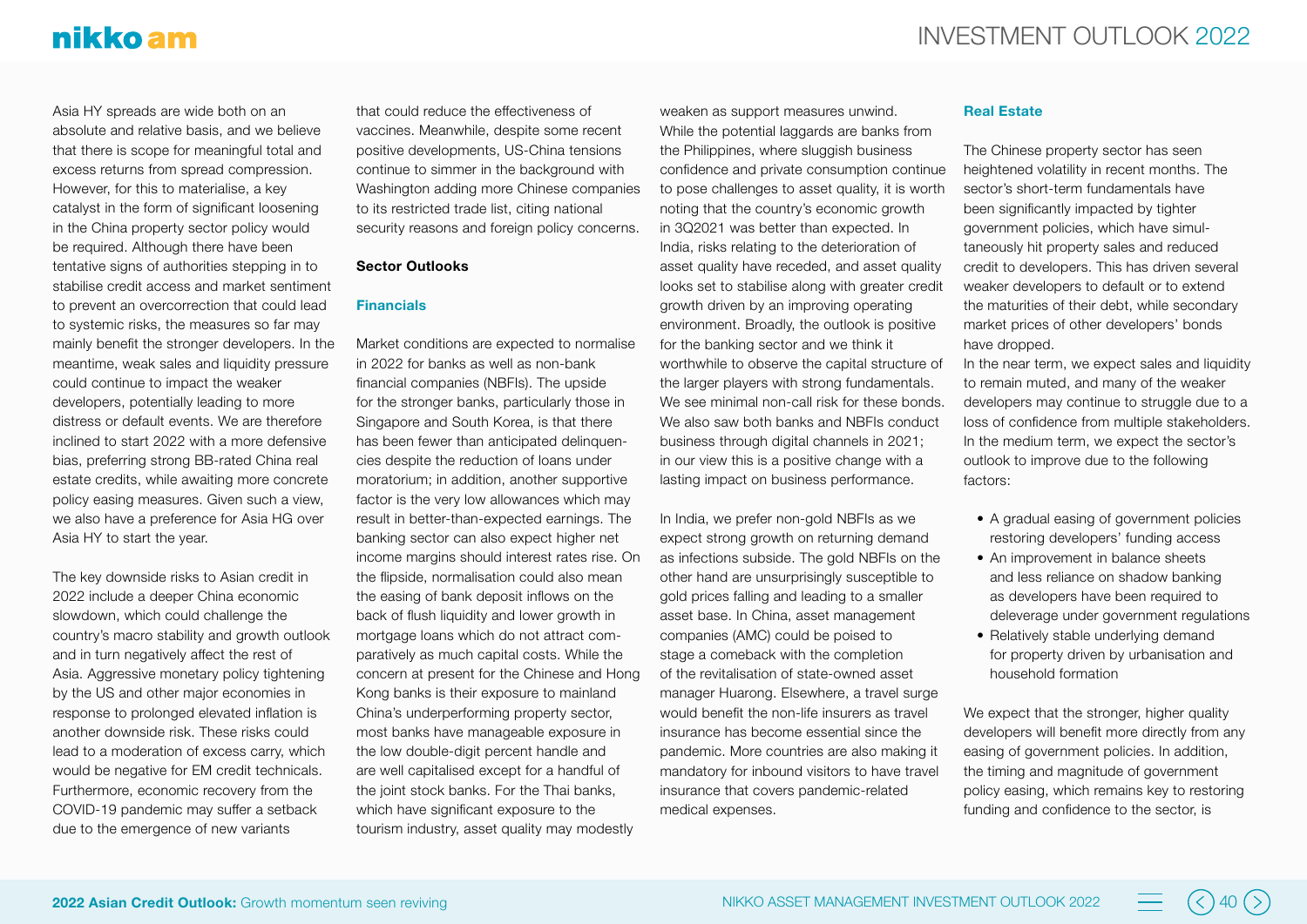Asia HY spreads are wide both on an absolute and relative basis, and we believe that there is scope for meaningful total and excess returns from spread compression. However, for this to materialise, a key catalyst in the form of significant loosening in the China property sector policy would be required. Although there have been tentative signs of authorities stepping in to stabilise credit access and market sentiment to prevent an overcorrection that could lead to systemic risks, the measures so far may mainly benefit the stronger developers. In the meantime, weak sales and liquidity pressure could continue to impact the weaker developers, potentially leading to more distress or default events. We are therefore inclined to start 2022 with a more defensive bias, preferring strong BB-rated China real estate credits, while awaiting more concrete policy easing measures. Given such a view, we also have a preference for Asia HG over Asia HY to start the year.

The key downside risks to Asian credit in 2022 include a deeper China economic slowdown, which could challenge the country's macro stability and growth outlook and in turn negatively affect the rest of Asia. Aggressive monetary policy tightening by the US and other major economies in response to prolonged elevated inflation is another downside risk. These risks could lead to a moderation of excess carry, which would be negative for EM credit technicals. Furthermore, economic recovery from the COVID-19 pandemic may suffer a setback due to the emergence of new variants that could reduce the effectiveness of vaccines. Meanwhile, despite some recent positive developments, US-China tensions continue to simmer in the background with Washington adding more Chinese companies to its restricted trade list, citing national security reasons and foreign policy concerns.

## Sector Outlooks

### Financials

Market conditions are expected to normalise in 2022 for banks as well as non-bank financial companies (NBFIs). The upside for the stronger banks, particularly those in Singapore and South Korea, is that there has been fewer than anticipated delinquencies despite the reduction of loans under moratorium; in addition, another supportive factor is the very low allowances which may result in better-than-expected earnings. The banking sector can also expect higher net income margins should interest rates rise. On the flipside, normalisation could also mean the easing of bank deposit inflows on the back of flush liquidity and lower growth in mortgage loans which do not attract comparatively as much capital costs. While the concern at present for the Chinese and Hong Kong banks is their exposure to mainland China's underperforming property sector, most banks have manageable exposure in the low double-digit percent handle and are well capitalised except for a handful of the joint stock banks. For the Thai banks, which have significant exposure to the tourism industry, asset quality may modestly weaken as support measures unwind. While the potential laggards are banks from the Philippines, where sluggish business confidence and private consumption continue to pose challenges to asset quality, it is worth noting that the country's economic growth in 3Q2021 was better than expected. In India, risks relating to the deterioration of asset quality have receded, and asset quality looks set to stabilise along with greater credit growth driven by an improving operating environment. Broadly, the outlook is positive for the banking sector and we think it worthwhile to observe the capital structure of the larger players with strong fundamentals. We see minimal non-call risk for these bonds. We also saw both banks and NBFIs conduct business through digital channels in 2021; in our view this is a positive change with a lasting impact on business performance.

In India, we prefer non-gold NBFIs as we expect strong growth on returning demand as infections subside. The gold NBFIs on the other hand are unsurprisingly susceptible to gold prices falling and leading to a smaller asset base. In China, asset management companies (AMC) could be poised to stage a comeback with the completion of the revitalisation of state-owned asset manager Huarong. Elsewhere, a travel surge would benefit the non-life insurers as travel insurance has become essential since the pandemic. More countries are also making it mandatory for inbound visitors to have travel insurance that covers pandemic-related medical expenses.

### Real Estate

The Chinese property sector has seen heightened volatility in recent months. The sector's short-term fundamentals have been significantly impacted by tighter government policies, which have simultaneously hit property sales and reduced credit to developers. This has driven several weaker developers to default or to extend the maturities of their debt, while secondary market prices of other developers' bonds have dropped.

In the near term, we expect sales and liquidity to remain muted, and many of the weaker developers may continue to struggle due to a loss of confidence from multiple stakeholders. In the medium term, we expect the sector's outlook to improve due to the following factors:

- A gradual easing of government policies restoring developers' funding access
- An improvement in balance sheets and less reliance on shadow banking as developers have been required to deleverage under government regulations
- Relatively stable underlying demand for property driven by urbanisation and household formation

We expect that the stronger, higher quality developers will benefit more directly from any easing of government policies. In addition, the timing and magnitude of government policy easing, which remains key to restoring funding and confidence to the sector, is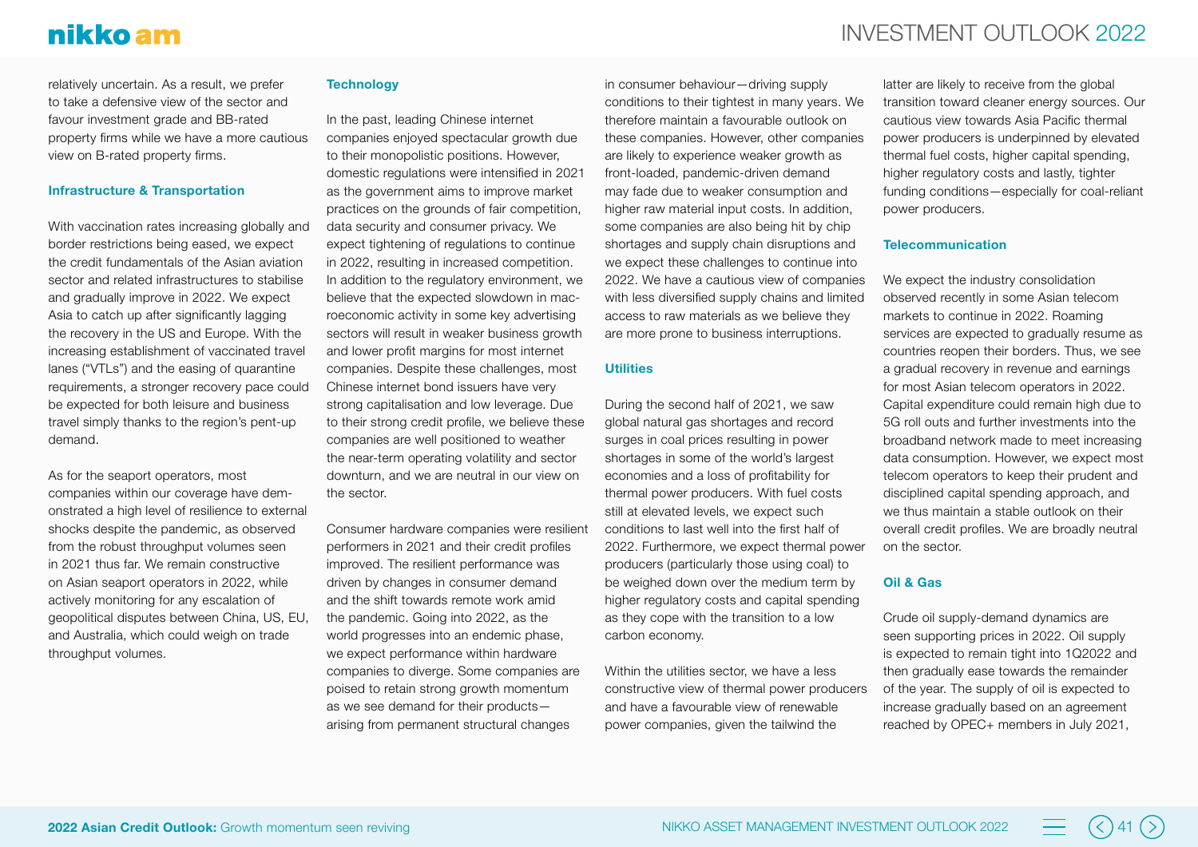relatively uncertain. As a result, we prefer to take a defensive view of the sector and favour investment grade and BB-rated property firms while we have a more cautious view on B-rated property firms.

#### Infrastructure & Transportation

With vaccination rates increasing globally and border restrictions being eased, we expect the credit fundamentals of the Asian aviation sector and related infrastructures to stabilise and gradually improve in 2022. We expect Asia to catch up after significantly lagging the recovery in the US and Europe. With the increasing establishment of vaccinated travel lanes ("VTLs") and the easing of quarantine requirements, a stronger recovery pace could be expected for both leisure and business travel simply thanks to the region's pent-up demand.

As for the seaport operators, most companies within our coverage have demonstrated a high level of resilience to external shocks despite the pandemic, as observed from the robust throughput volumes seen in 2021 thus far. We remain constructive on Asian seaport operators in 2022, while actively monitoring for any escalation of geopolitical disputes between China, US, EU, and Australia, which could weigh on trade throughput volumes.

#### Technology

In the past, leading Chinese internet companies enjoyed spectacular growth due to their monopolistic positions. However, domestic regulations were intensified in 2021 as the government aims to improve market practices on the grounds of fair competition, data security and consumer privacy. We expect tightening of regulations to continue in 2022, resulting in increased competition. In addition to the regulatory environment, we believe that the expected slowdown in macroeconomic activity in some key advertising sectors will result in weaker business growth and lower profit margins for most internet companies. Despite these challenges, most Chinese internet bond issuers have very strong capitalisation and low leverage. Due to their strong credit profile, we believe these companies are well positioned to weather the near-term operating volatility and sector downturn, and we are neutral in our view on the sector.

Consumer hardware companies were resilient performers in 2021 and their credit profiles improved. The resilient performance was driven by changes in consumer demand and the shift towards remote work amid the pandemic. Going into 2022, as the world progresses into an endemic phase, we expect performance within hardware companies to diverge. Some companies are poised to retain strong growth momentum as we see demand for their products—arising from permanent structural changes in consumer behaviour—driving supply conditions to their tightest in many years. We therefore maintain a favourable outlook on these companies. However, other companies are likely to experience weaker growth as front-loaded, pandemic-driven demand may fade due to weaker consumption and higher raw material input costs. In addition, some companies are also being hit by chip shortages and supply chain disruptions and we expect these challenges to continue into 2022. We have a cautious view of companies with less diversified supply chains and limited access to raw materials as we believe they are more prone to business interruptions.

#### Utilities

During the second half of 2021, we saw global natural gas shortages and record surges in coal prices resulting in power shortages in some of the world's largest economies and a loss of profitability for thermal power producers. With fuel costs still at elevated levels, we expect such conditions to last well into the first half of 2022. Furthermore, we expect thermal power producers (particularly those using coal) to be weighed down over the medium term by higher regulatory costs and capital spending as they cope with the transition to a low carbon economy.

Within the utilities sector, we have a less constructive view of thermal power producers and have a favourable view of renewable power companies, given the tailwind the latter are likely to receive from the global transition toward cleaner energy sources. Our cautious view towards Asia Pacific thermal power producers is underpinned by elevated thermal fuel costs, higher capital spending, higher regulatory costs and lastly, tighter funding conditions—especially for coal-reliant power producers.

#### Telecommunication

We expect the industry consolidation observed recently in some Asian telecom markets to continue in 2022. Roaming services are expected to gradually resume as countries reopen their borders. Thus, we see a gradual recovery in revenue and earnings for most Asian telecom operators in 2022. Capital expenditure could remain high due to 5G roll outs and further investments into the broadband network made to meet increasing data consumption. However, we expect most telecom operators to keep their prudent and disciplined capital spending approach, and we thus maintain a stable outlook on their overall credit profiles. We are broadly neutral on the sector.

#### Oil & Gas

Crude oil supply-demand dynamics are seen supporting prices in 2022. Oil supply is expected to remain tight into 1Q2022 and then gradually ease towards the remainder of the year. The supply of oil is expected to increase gradually based on an agreement reached by OPEC+ members in July 2021,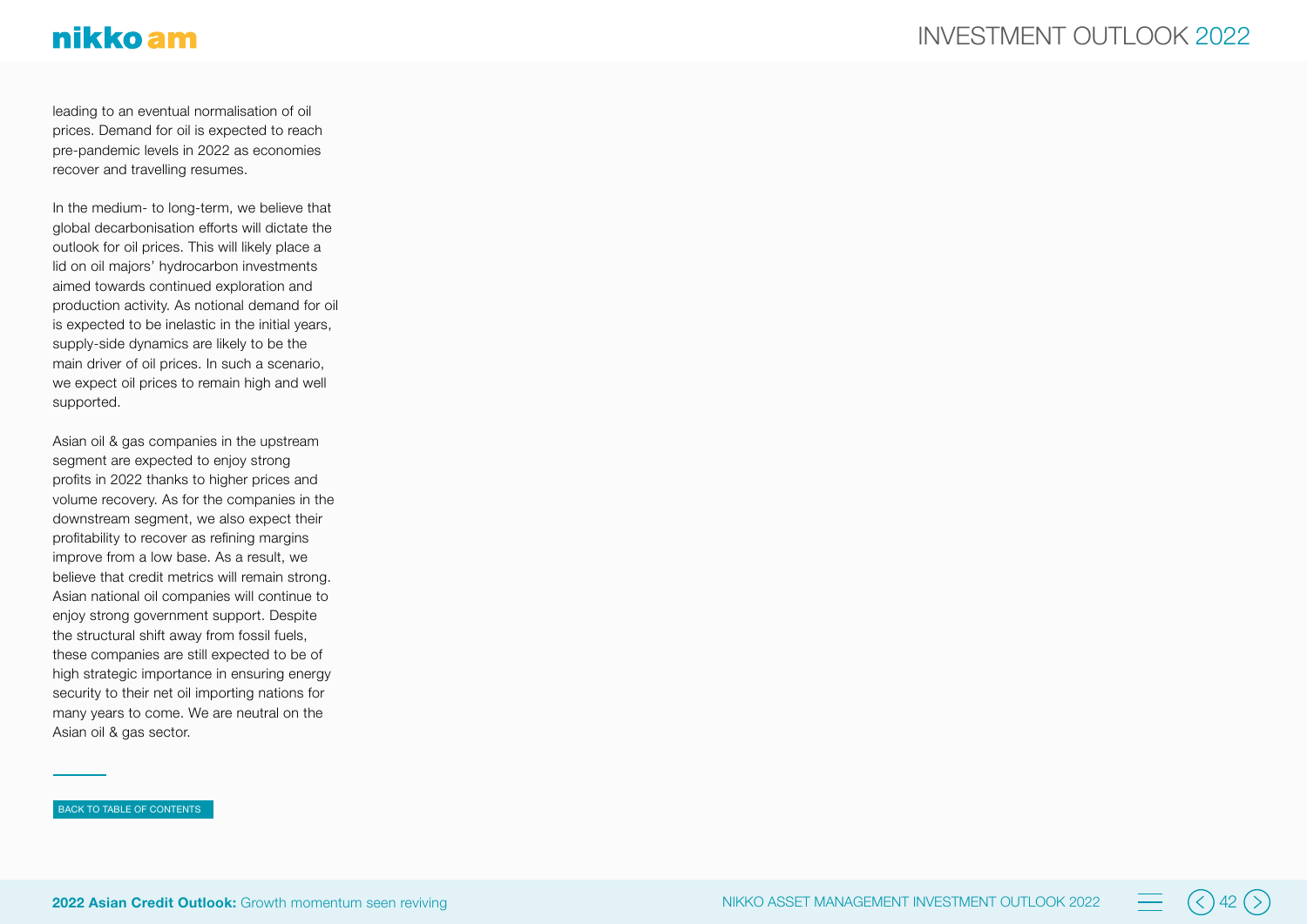leading to an eventual normalisation of oil prices. Demand for oil is expected to reach pre-pandemic levels in 2022 as economies recover and travelling resumes.

In the medium- to long-term, we believe that global decarbonisation efforts will dictate the outlook for oil prices. This will likely place a lid on oil majors' hydrocarbon investments aimed towards continued exploration and production activity. As notional demand for oil is expected to be inelastic in the initial years, supply-side dynamics are likely to be the main driver of oil prices. In such a scenario, we expect oil prices to remain high and well supported.

Asian oil & gas companies in the upstream segment are expected to enjoy strong profits in 2022 thanks to higher prices and volume recovery. As for the companies in the downstream segment, we also expect their profitability to recover as refining margins improve from a low base. As a result, we believe that credit metrics will remain strong. Asian national oil companies will continue to enjoy strong government support. Despite the structural shift away from fossil fuels, these companies are still expected to be of high strategic importance in ensuring energy security to their net oil importing nations for many years to come. We are neutral on the Asian oil & gas sector.

BACK TO TABLE OF CONTENTS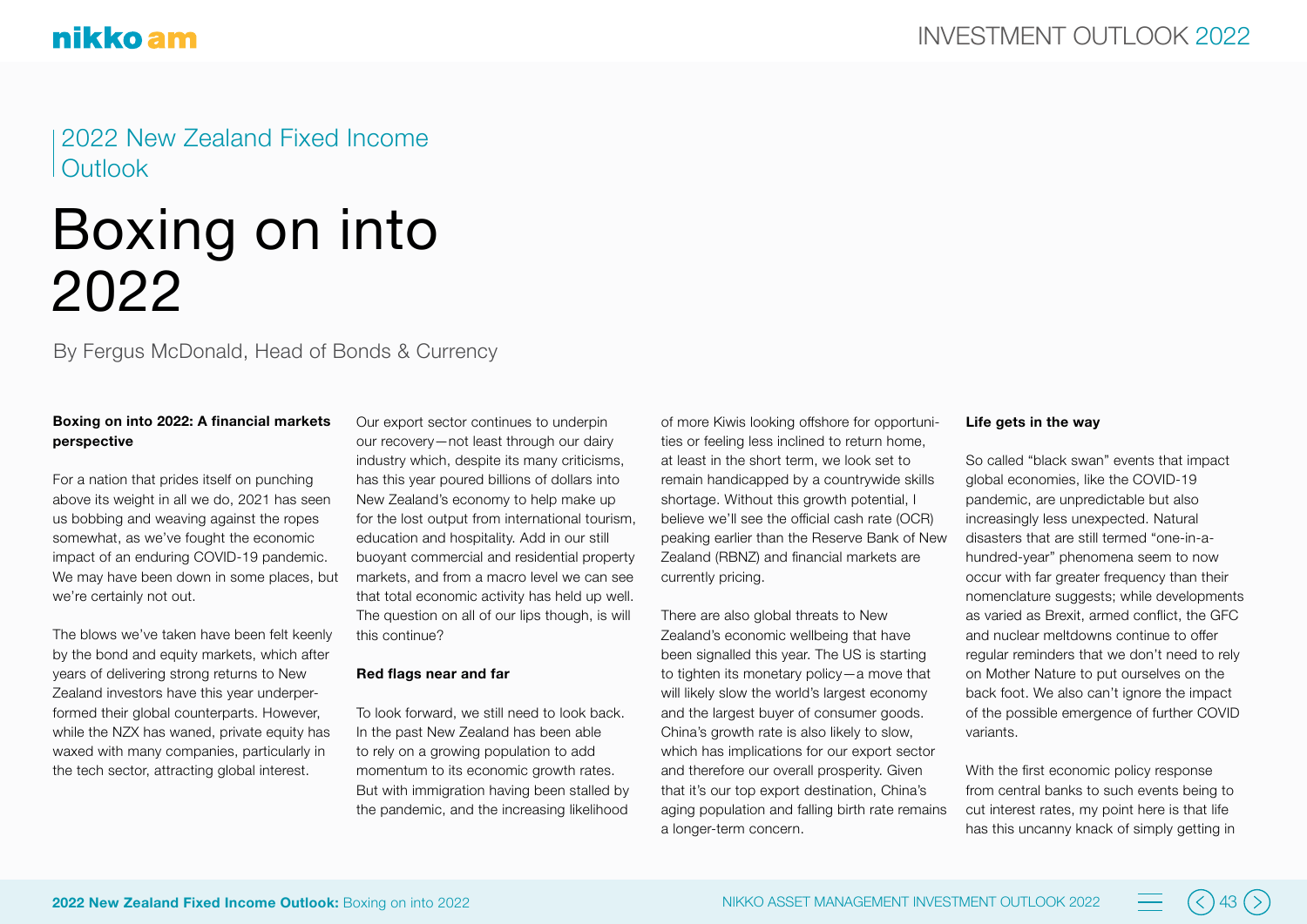2022 New Zealand Fixed Income Outlook

# Boxing on into 2022

By Fergus McDonald, Head of Bonds & Currency

**Boxing on into 2022: A financial markets perspective**

For a nation that prides itself on punching above its weight in all we do, 2021 has seen us bobbing and weaving against the ropes somewhat, as we've fought the economic impact of an enduring COVID-19 pandemic. We may have been down in some places, but we're certainly not out.

The blows we've taken have been felt keenly by the bond and equity markets, which after years of delivering strong returns to New Zealand investors have this year underperformed their global counterparts. However, while the NZX has waned, private equity has waxed with many companies, particularly in the tech sector, attracting global interest.

Our export sector continues to underpin our recovery—not least through our dairy industry which, despite its many criticisms, has this year poured billions of dollars into New Zealand's economy to help make up for the lost output from international tourism, education and hospitality. Add in our still buoyant commercial and residential property markets, and from a macro level we can see that total economic activity has held up well. The question on all of our lips though, is will this continue?

**Red flags near and far**

To look forward, we still need to look back. In the past New Zealand has been able to rely on a growing population to add momentum to its economic growth rates. But with immigration having been stalled by the pandemic, and the increasing likelihood of more Kiwis looking offshore for opportunities or feeling less inclined to return home, at least in the short term, we look set to remain handicapped by a countrywide skills shortage. Without this growth potential, I believe we'll see the official cash rate (OCR) peaking earlier than the Reserve Bank of New Zealand (RBNZ) and financial markets are currently pricing.

There are also global threats to New Zealand's economic wellbeing that have been signalled this year. The US is starting to tighten its monetary policy—a move that will likely slow the world's largest economy and the largest buyer of consumer goods. China's growth rate is also likely to slow, which has implications for our export sector and therefore our overall prosperity. Given that it's our top export destination, China's aging population and falling birth rate remains a longer-term concern.

**Life gets in the way**

So called "black swan" events that impact global economies, like the COVID-19 pandemic, are unpredictable but also increasingly less unexpected. Natural disasters that are still termed "one-in-a-hundred-year" phenomena seem to now occur with far greater frequency than their nomenclature suggests; while developments as varied as Brexit, armed conflict, the GFC and nuclear meltdowns continue to offer regular reminders that we don't need to rely on Mother Nature to put ourselves on the back foot. We also can't ignore the impact of the possible emergence of further COVID variants.

With the first economic policy response from central banks to such events being to cut interest rates, my point here is that life has this uncanny knack of simply getting in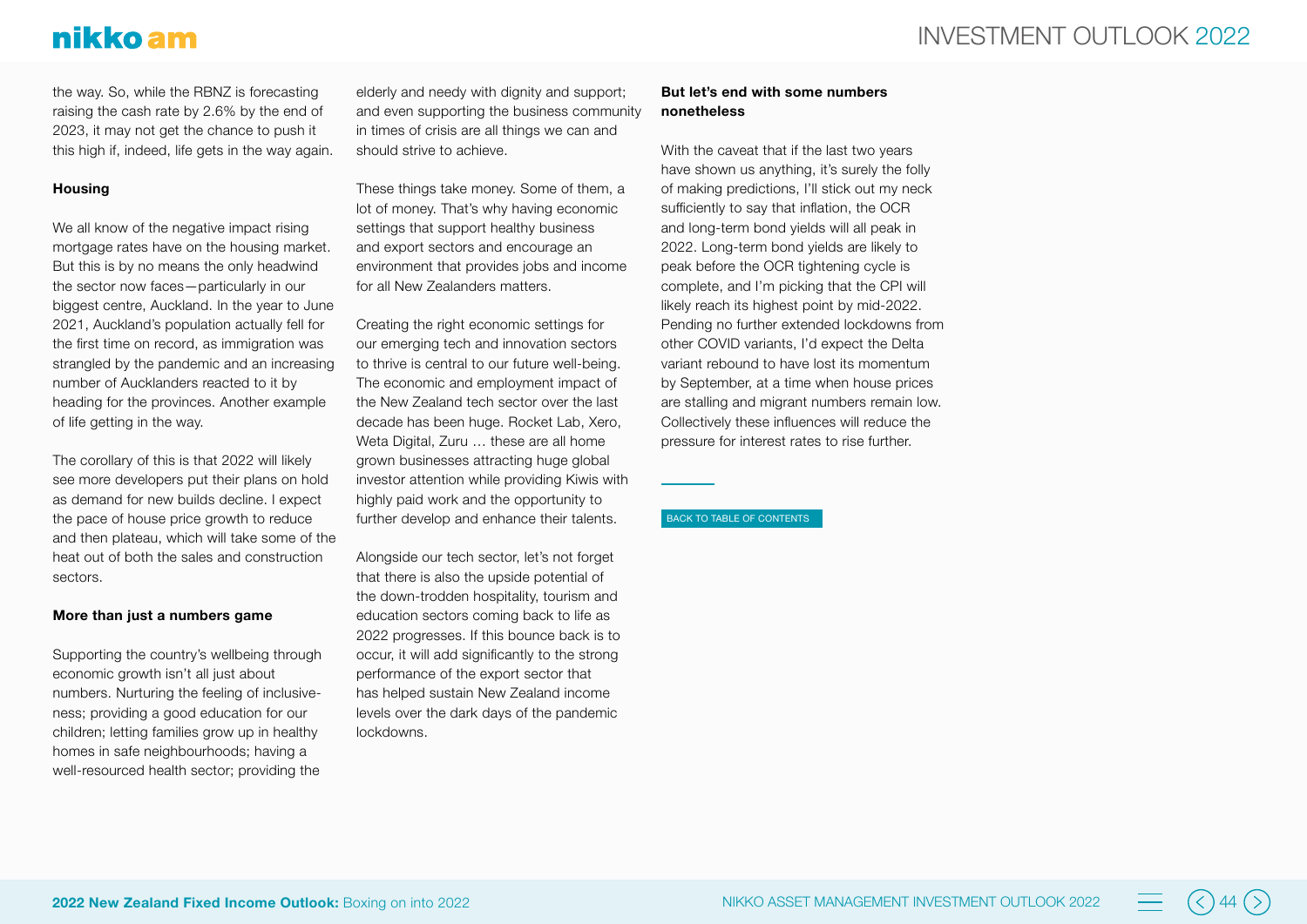the way. So, while the RBNZ is forecasting raising the cash rate by 2.6% by the end of 2023, it may not get the chance to push it this high if, indeed, life gets in the way again.

**Housing**

We all know of the negative impact rising mortgage rates have on the housing market. But this is by no means the only headwind the sector now faces—particularly in our biggest centre, Auckland. In the year to June 2021, Auckland's population actually fell for the first time on record, as immigration was strangled by the pandemic and an increasing number of Aucklanders reacted to it by heading for the provinces. Another example of life getting in the way.

The corollary of this is that 2022 will likely see more developers put their plans on hold as demand for new builds decline. I expect the pace of house price growth to reduce and then plateau, which will take some of the heat out of both the sales and construction sectors.

**More than just a numbers game**

Supporting the country's wellbeing through economic growth isn't all just about numbers. Nurturing the feeling of inclusiveness; providing a good education for our children; letting families grow up in healthy homes in safe neighbourhoods; having a well-resourced health sector; providing the elderly and needy with dignity and support; and even supporting the business community in times of crisis are all things we can and should strive to achieve.

These things take money. Some of them, a lot of money. That's why having economic settings that support healthy business and export sectors and encourage an environment that provides jobs and income for all New Zealanders matters.

Creating the right economic settings for our emerging tech and innovation sectors to thrive is central to our future well-being. The economic and employment impact of the New Zealand tech sector over the last decade has been huge. Rocket Lab, Xero, Weta Digital, Zuru … these are all home grown businesses attracting huge global investor attention while providing Kiwis with highly paid work and the opportunity to further develop and enhance their talents.

Alongside our tech sector, let's not forget that there is also the upside potential of the down-trodden hospitality, tourism and education sectors coming back to life as 2022 progresses. If this bounce back is to occur, it will add significantly to the strong performance of the export sector that has helped sustain New Zealand income levels over the dark days of the pandemic lockdowns.

**But let's end with some numbers nonetheless**

With the caveat that if the last two years have shown us anything, it's surely the folly of making predictions, I'll stick out my neck sufficiently to say that inflation, the OCR and long-term bond yields will all peak in 2022. Long-term bond yields are likely to peak before the OCR tightening cycle is complete, and I'm picking that the CPI will likely reach its highest point by mid-2022. Pending no further extended lockdowns from other COVID variants, I'd expect the Delta variant rebound to have lost its momentum by September, at a time when house prices are stalling and migrant numbers remain low. Collectively these influences will reduce the pressure for interest rates to rise further.

BACK TO TABLE OF CONTENTS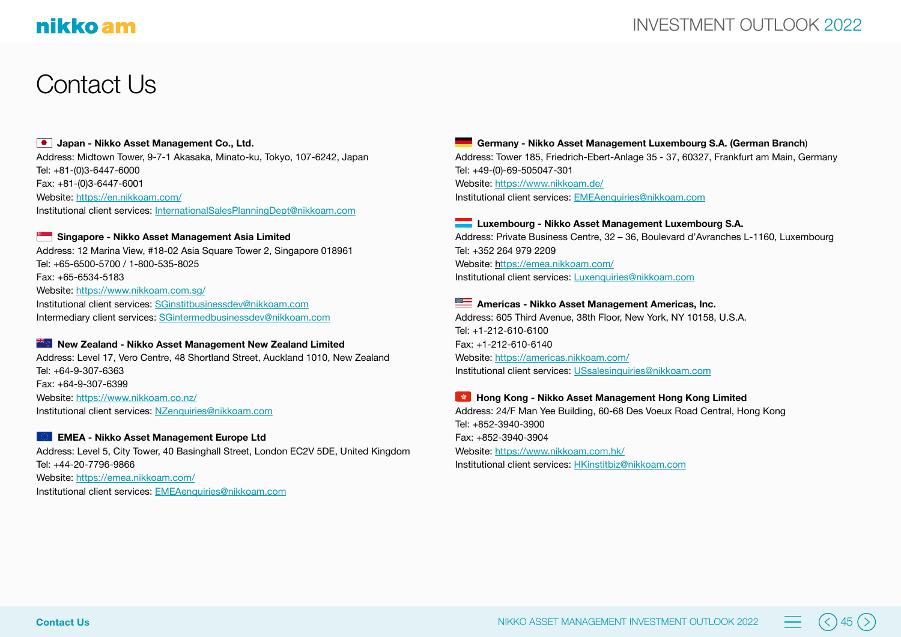# Contact Us

**Japan - Nikko Asset Management Co., Ltd.**
Address: Midtown Tower, 9-7-1 Akasaka, Minato-ku, Tokyo, 107-6242, Japan
Tel: +81-(0)3-6447-6000
Fax: +81-(0)3-6447-6001
Website: https://en.nikkoam.com/
Institutional client services: InternationalSalesPlanningDept@nikkoam.com

**Singapore - Nikko Asset Management Asia Limited**
Address: 12 Marina View, #18-02 Asia Square Tower 2, Singapore 018961
Tel: +65-6500-5700 / 1-800-535-8025
Fax: +65-6534-5183
Website: https://www.nikkoam.com.sg/
Institutional client services: SGinstitbusinessdev@nikkoam.com
Intermediary client services: SGintermedbusinessdev@nikkoam.com

**New Zealand - Nikko Asset Management New Zealand Limited**
Address: Level 17, Vero Centre, 48 Shortland Street, Auckland 1010, New Zealand
Tel: +64-9-307-6363
Fax: +64-9-307-6399
Website: https://www.nikkoam.co.nz/
Institutional client services: NZenquiries@nikkoam.com

**EMEA - Nikko Asset Management Europe Ltd**
Address: Level 5, City Tower, 40 Basinghall Street, London EC2V 5DE, United Kingdom
Tel: +44-20-7796-9866
Website: https://emea.nikkoam.com/
Institutional client services: EMEAenquiries@nikkoam.com

**Germany - Nikko Asset Management Luxembourg S.A. (German Branch)**
Address: Tower 185, Friedrich-Ebert-Anlage 35 - 37, 60327, Frankfurt am Main, Germany
Tel: +49-(0)-69-505047-301
Website: https://www.nikkoam.de/
Institutional client services: EMEAenquiries@nikkoam.com

**Luxembourg - Nikko Asset Management Luxembourg S.A.**
Address: Private Business Centre, 32 – 36, Boulevard d'Avranches L-1160, Luxembourg
Tel: +352 264 979 2209
Website: https://emea.nikkoam.com/
Institutional client services: Luxenquiries@nikkoam.com

**Americas - Nikko Asset Management Americas, Inc.**
Address: 605 Third Avenue, 38th Floor, New York, NY 10158, U.S.A.
Tel: +1-212-610-6100
Fax: +1-212-610-6140
Website: https://americas.nikkoam.com/
Institutional client services: USsalesinquiries@nikkoam.com

**Hong Kong - Nikko Asset Management Hong Kong Limited**
Address: 24/F Man Yee Building, 60-68 Des Voeux Road Central, Hong Kong
Tel: +852-3940-3900
Fax: +852-3940-3904
Website: https://www.nikkoam.com.hk/
Institutional client services: HKinstitbiz@nikkoam.com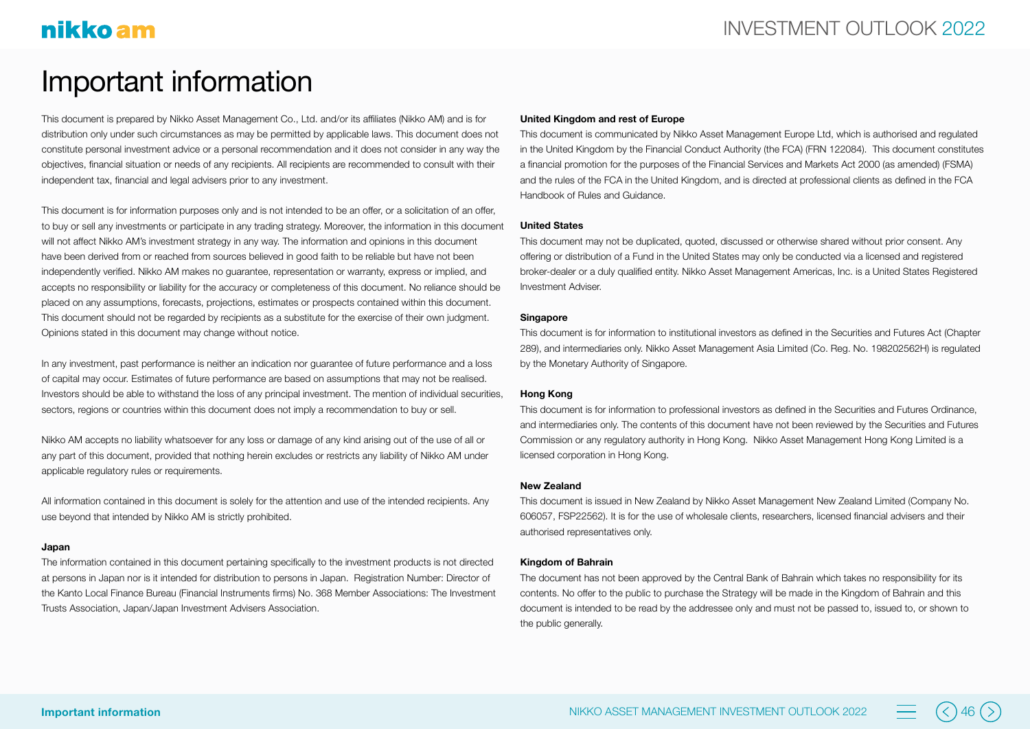# Important information

This document is prepared by Nikko Asset Management Co., Ltd. and/or its affiliates (Nikko AM) and is for distribution only under such circumstances as may be permitted by applicable laws. This document does not constitute personal investment advice or a personal recommendation and it does not consider in any way the objectives, financial situation or needs of any recipients. All recipients are recommended to consult with their independent tax, financial and legal advisers prior to any investment.

This document is for information purposes only and is not intended to be an offer, or a solicitation of an offer, to buy or sell any investments or participate in any trading strategy. Moreover, the information in this document will not affect Nikko AM's investment strategy in any way. The information and opinions in this document have been derived from or reached from sources believed in good faith to be reliable but have not been independently verified. Nikko AM makes no guarantee, representation or warranty, express or implied, and accepts no responsibility or liability for the accuracy or completeness of this document. No reliance should be placed on any assumptions, forecasts, projections, estimates or prospects contained within this document. This document should not be regarded by recipients as a substitute for the exercise of their own judgment. Opinions stated in this document may change without notice.

In any investment, past performance is neither an indication nor guarantee of future performance and a loss of capital may occur. Estimates of future performance are based on assumptions that may not be realised. Investors should be able to withstand the loss of any principal investment. The mention of individual securities, sectors, regions or countries within this document does not imply a recommendation to buy or sell.

Nikko AM accepts no liability whatsoever for any loss or damage of any kind arising out of the use of all or any part of this document, provided that nothing herein excludes or restricts any liability of Nikko AM under applicable regulatory rules or requirements.

All information contained in this document is solely for the attention and use of the intended recipients. Any use beyond that intended by Nikko AM is strictly prohibited.

**Japan**

The information contained in this document pertaining specifically to the investment products is not directed at persons in Japan nor is it intended for distribution to persons in Japan. Registration Number: Director of the Kanto Local Finance Bureau (Financial Instruments firms) No. 368 Member Associations: The Investment Trusts Association, Japan/Japan Investment Advisers Association.

**United Kingdom and rest of Europe**

This document is communicated by Nikko Asset Management Europe Ltd, which is authorised and regulated in the United Kingdom by the Financial Conduct Authority (the FCA) (FRN 122084). This document constitutes a financial promotion for the purposes of the Financial Services and Markets Act 2000 (as amended) (FSMA) and the rules of the FCA in the United Kingdom, and is directed at professional clients as defined in the FCA Handbook of Rules and Guidance.

**United States**

This document may not be duplicated, quoted, discussed or otherwise shared without prior consent. Any offering or distribution of a Fund in the United States may only be conducted via a licensed and registered broker-dealer or a duly qualified entity. Nikko Asset Management Americas, Inc. is a United States Registered Investment Adviser.

**Singapore**

This document is for information to institutional investors as defined in the Securities and Futures Act (Chapter 289), and intermediaries only. Nikko Asset Management Asia Limited (Co. Reg. No. 198202562H) is regulated by the Monetary Authority of Singapore.

**Hong Kong**

This document is for information to professional investors as defined in the Securities and Futures Ordinance, and intermediaries only. The contents of this document have not been reviewed by the Securities and Futures Commission or any regulatory authority in Hong Kong. Nikko Asset Management Hong Kong Limited is a licensed corporation in Hong Kong.

**New Zealand**

This document is issued in New Zealand by Nikko Asset Management New Zealand Limited (Company No. 606057, FSP22562). It is for the use of wholesale clients, researchers, licensed financial advisers and their authorised representatives only.

**Kingdom of Bahrain**

The document has not been approved by the Central Bank of Bahrain which takes no responsibility for its contents. No offer to the public to purchase the Strategy will be made in the Kingdom of Bahrain and this document is intended to be read by the addressee only and must not be passed to, issued to, or shown to the public generally.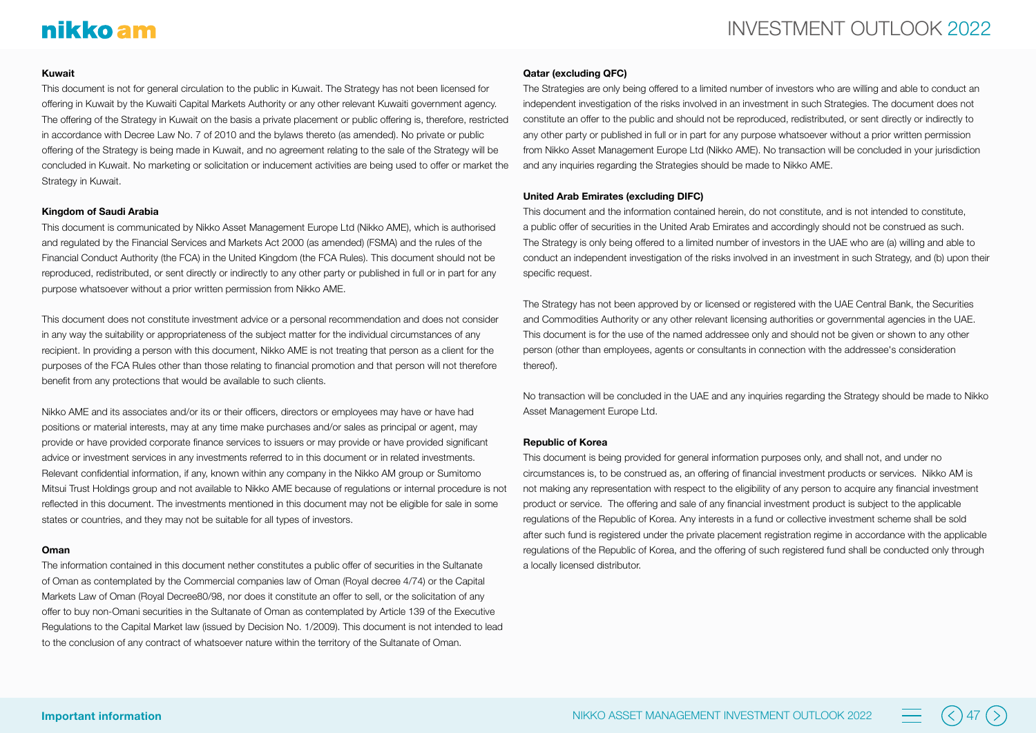**Kuwait**

This document is not for general circulation to the public in Kuwait. The Strategy has not been licensed for offering in Kuwait by the Kuwaiti Capital Markets Authority or any other relevant Kuwaiti government agency. The offering of the Strategy in Kuwait on the basis a private placement or public offering is, therefore, restricted in accordance with Decree Law No. 7 of 2010 and the bylaws thereto (as amended). No private or public offering of the Strategy is being made in Kuwait, and no agreement relating to the sale of the Strategy will be concluded in Kuwait. No marketing or solicitation or inducement activities are being used to offer or market the Strategy in Kuwait.

**Kingdom of Saudi Arabia**

This document is communicated by Nikko Asset Management Europe Ltd (Nikko AME), which is authorised and regulated by the Financial Services and Markets Act 2000 (as amended) (FSMA) and the rules of the Financial Conduct Authority (the FCA) in the United Kingdom (the FCA Rules). This document should not be reproduced, redistributed, or sent directly or indirectly to any other party or published in full or in part for any purpose whatsoever without a prior written permission from Nikko AME.

This document does not constitute investment advice or a personal recommendation and does not consider in any way the suitability or appropriateness of the subject matter for the individual circumstances of any recipient. In providing a person with this document, Nikko AME is not treating that person as a client for the purposes of the FCA Rules other than those relating to financial promotion and that person will not therefore benefit from any protections that would be available to such clients.

Nikko AME and its associates and/or its or their officers, directors or employees may have or have had positions or material interests, may at any time make purchases and/or sales as principal or agent, may provide or have provided corporate finance services to issuers or may provide or have provided significant advice or investment services in any investments referred to in this document or in related investments. Relevant confidential information, if any, known within any company in the Nikko AM group or Sumitomo Mitsui Trust Holdings group and not available to Nikko AME because of regulations or internal procedure is not reflected in this document. The investments mentioned in this document may not be eligible for sale in some states or countries, and they may not be suitable for all types of investors.

**Oman**

The information contained in this document nether constitutes a public offer of securities in the Sultanate of Oman as contemplated by the Commercial companies law of Oman (Royal decree 4/74) or the Capital Markets Law of Oman (Royal Decree80/98, nor does it constitute an offer to sell, or the solicitation of any offer to buy non-Omani securities in the Sultanate of Oman as contemplated by Article 139 of the Executive Regulations to the Capital Market law (issued by Decision No. 1/2009). This document is not intended to lead to the conclusion of any contract of whatsoever nature within the territory of the Sultanate of Oman.

**Qatar (excluding QFC)**

The Strategies are only being offered to a limited number of investors who are willing and able to conduct an independent investigation of the risks involved in an investment in such Strategies. The document does not constitute an offer to the public and should not be reproduced, redistributed, or sent directly or indirectly to any other party or published in full or in part for any purpose whatsoever without a prior written permission from Nikko Asset Management Europe Ltd (Nikko AME). No transaction will be concluded in your jurisdiction and any inquiries regarding the Strategies should be made to Nikko AME.

**United Arab Emirates (excluding DIFC)**

This document and the information contained herein, do not constitute, and is not intended to constitute, a public offer of securities in the United Arab Emirates and accordingly should not be construed as such. The Strategy is only being offered to a limited number of investors in the UAE who are (a) willing and able to conduct an independent investigation of the risks involved in an investment in such Strategy, and (b) upon their specific request.

The Strategy has not been approved by or licensed or registered with the UAE Central Bank, the Securities and Commodities Authority or any other relevant licensing authorities or governmental agencies in the UAE. This document is for the use of the named addressee only and should not be given or shown to any other person (other than employees, agents or consultants in connection with the addressee's consideration thereof).

No transaction will be concluded in the UAE and any inquiries regarding the Strategy should be made to Nikko Asset Management Europe Ltd.

**Republic of Korea**

This document is being provided for general information purposes only, and shall not, and under no circumstances is, to be construed as, an offering of financial investment products or services. Nikko AM is not making any representation with respect to the eligibility of any person to acquire any financial investment product or service. The offering and sale of any financial investment product is subject to the applicable regulations of the Republic of Korea. Any interests in a fund or collective investment scheme shall be sold after such fund is registered under the private placement registration regime in accordance with the applicable regulations of the Republic of Korea, and the offering of such registered fund shall be conducted only through a locally licensed distributor.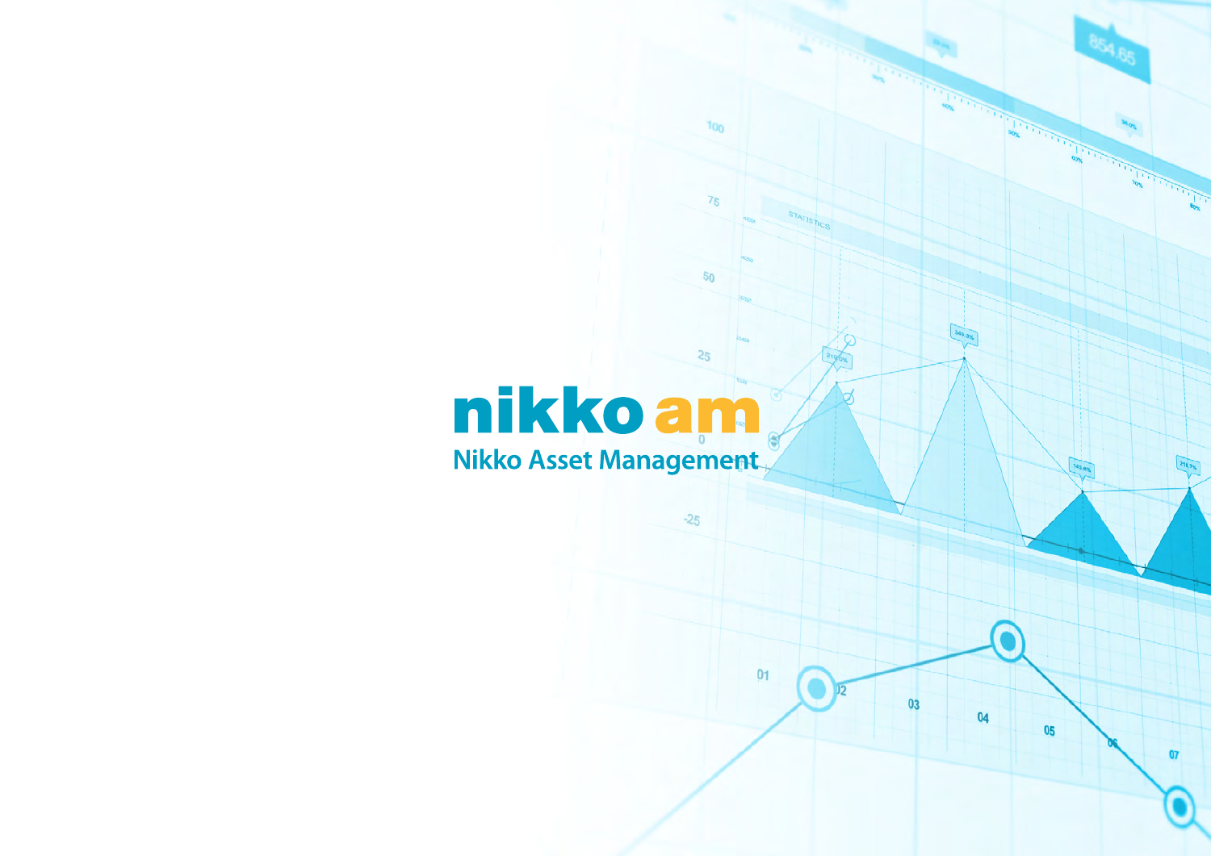nikko am

Nikko Asset Management